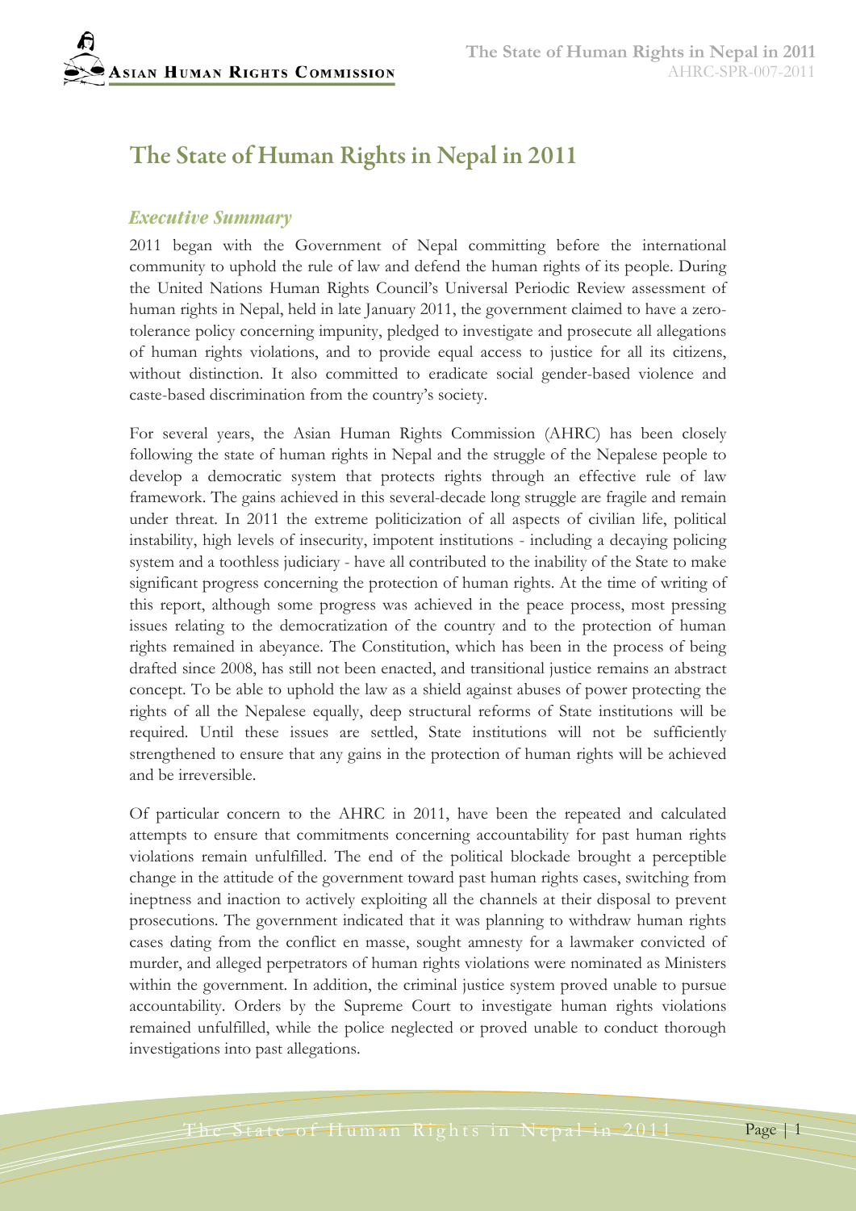# The State of Human Rights in Nepal in 2011

## *Executive Summary*

2011 began with the Government of Nepal committing before the international community to uphold the rule of law and defend the human rights of its people. During the United Nations Human Rights Council's Universal Periodic Review assessment of human rights in Nepal, held in late January 2011, the government claimed to have a zero-tolerance policy concerning impunity, pledged to investigate and prosecute all allegations of human rights violations, and to provide equal access to justice for all its citizens, without distinction. It also committed to eradicate social gender-based violence and caste-based discrimination from the country's society.

For several years, the Asian Human Rights Commission (AHRC) has been closely following the state of human rights in Nepal and the struggle of the Nepalese people to develop a democratic system that protects rights through an effective rule of law framework. The gains achieved in this several-decade long struggle are fragile and remain under threat. In 2011 the extreme politicization of all aspects of civilian life, political instability, high levels of insecurity, impotent institutions - including a decaying policing system and a toothless judiciary - have all contributed to the inability of the State to make significant progress concerning the protection of human rights. At the time of writing of this report, although some progress was achieved in the peace process, most pressing issues relating to the democratization of the country and to the protection of human rights remained in abeyance. The Constitution, which has been in the process of being drafted since 2008, has still not been enacted, and transitional justice remains an abstract concept. To be able to uphold the law as a shield against abuses of power protecting the rights of all the Nepalese equally, deep structural reforms of State institutions will be required. Until these issues are settled, State institutions will not be sufficiently strengthened to ensure that any gains in the protection of human rights will be achieved and be irreversible.

Of particular concern to the AHRC in 2011, have been the repeated and calculated attempts to ensure that commitments concerning accountability for past human rights violations remain unfulfilled. The end of the political blockade brought a perceptible change in the attitude of the government toward past human rights cases, switching from ineptness and inaction to actively exploiting all the channels at their disposal to prevent prosecutions. The government indicated that it was planning to withdraw human rights cases dating from the conflict en masse, sought amnesty for a lawmaker convicted of murder, and alleged perpetrators of human rights violations were nominated as Ministers within the government. In addition, the criminal justice system proved unable to pursue accountability. Orders by the Supreme Court to investigate human rights violations remained unfulfilled, while the police neglected or proved unable to conduct thorough investigations into past allegations.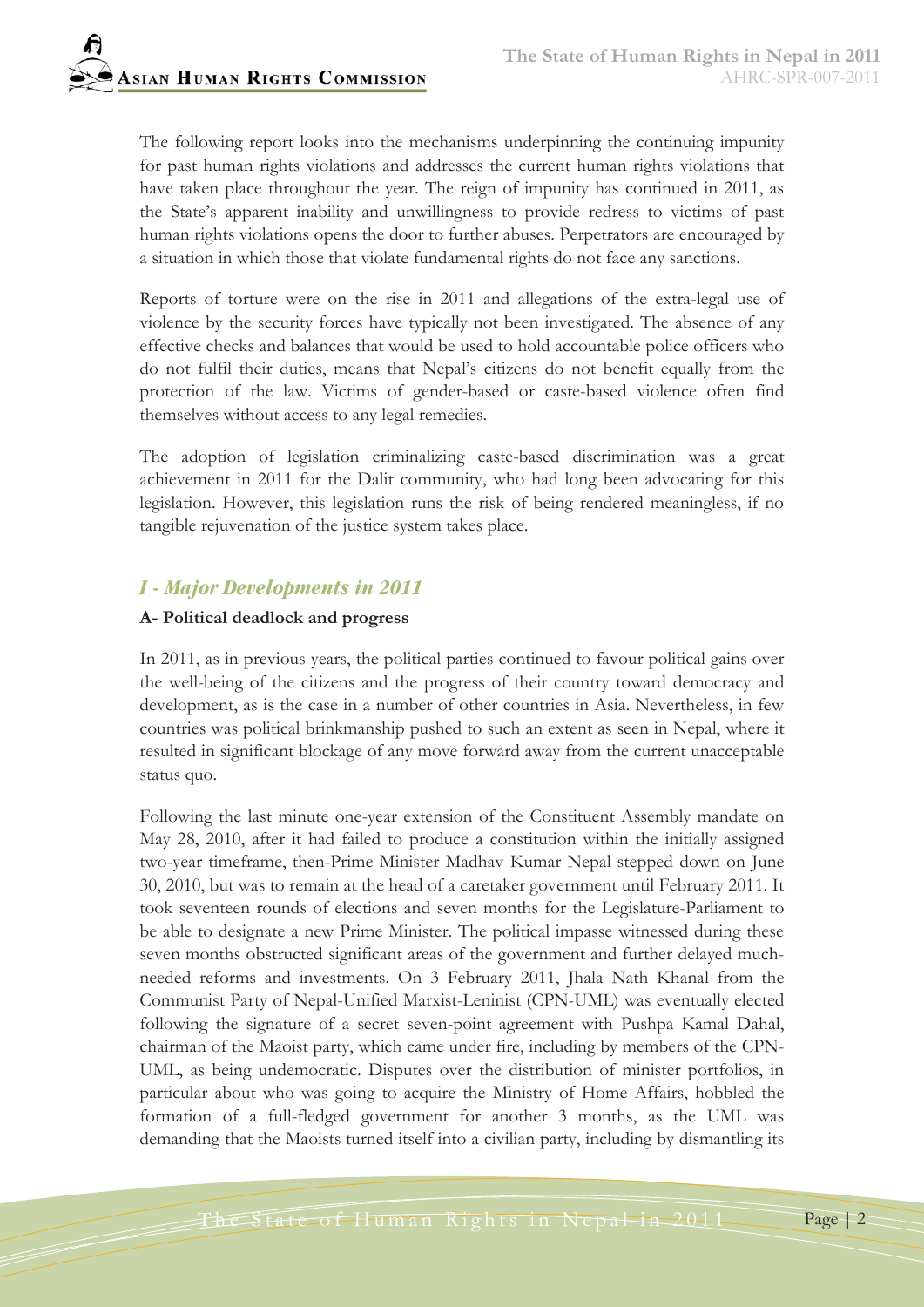The following report looks into the mechanisms underpinning the continuing impunity for past human rights violations and addresses the current human rights violations that have taken place throughout the year. The reign of impunity has continued in 2011, as the State's apparent inability and unwillingness to provide redress to victims of past human rights violations opens the door to further abuses. Perpetrators are encouraged by a situation in which those that violate fundamental rights do not face any sanctions.

Reports of torture were on the rise in 2011 and allegations of the extra-legal use of violence by the security forces have typically not been investigated. The absence of any effective checks and balances that would be used to hold accountable police officers who do not fulfil their duties, means that Nepal's citizens do not benefit equally from the protection of the law. Victims of gender-based or caste-based violence often find themselves without access to any legal remedies.

The adoption of legislation criminalizing caste-based discrimination was a great achievement in 2011 for the Dalit community, who had long been advocating for this legislation. However, this legislation runs the risk of being rendered meaningless, if no tangible rejuvenation of the justice system takes place.

## *I - Major Developments in 2011*

### A- Political deadlock and progress

In 2011, as in previous years, the political parties continued to favour political gains over the well-being of the citizens and the progress of their country toward democracy and development, as is the case in a number of other countries in Asia. Nevertheless, in few countries was political brinkmanship pushed to such an extent as seen in Nepal, where it resulted in significant blockage of any move forward away from the current unacceptable status quo.

Following the last minute one-year extension of the Constituent Assembly mandate on May 28, 2010, after it had failed to produce a constitution within the initially assigned two-year timeframe, then-Prime Minister Madhav Kumar Nepal stepped down on June 30, 2010, but was to remain at the head of a caretaker government until February 2011. It took seventeen rounds of elections and seven months for the Legislature-Parliament to be able to designate a new Prime Minister. The political impasse witnessed during these seven months obstructed significant areas of the government and further delayed much-needed reforms and investments. On 3 February 2011, Jhala Nath Khanal from the Communist Party of Nepal-Unified Marxist-Leninist (CPN-UML) was eventually elected following the signature of a secret seven-point agreement with Pushpa Kamal Dahal, chairman of the Maoist party, which came under fire, including by members of the CPN-UML, as being undemocratic. Disputes over the distribution of minister portfolios, in particular about who was going to acquire the Ministry of Home Affairs, hobbled the formation of a full-fledged government for another 3 months, as the UML was demanding that the Maoists turned itself into a civilian party, including by dismantling its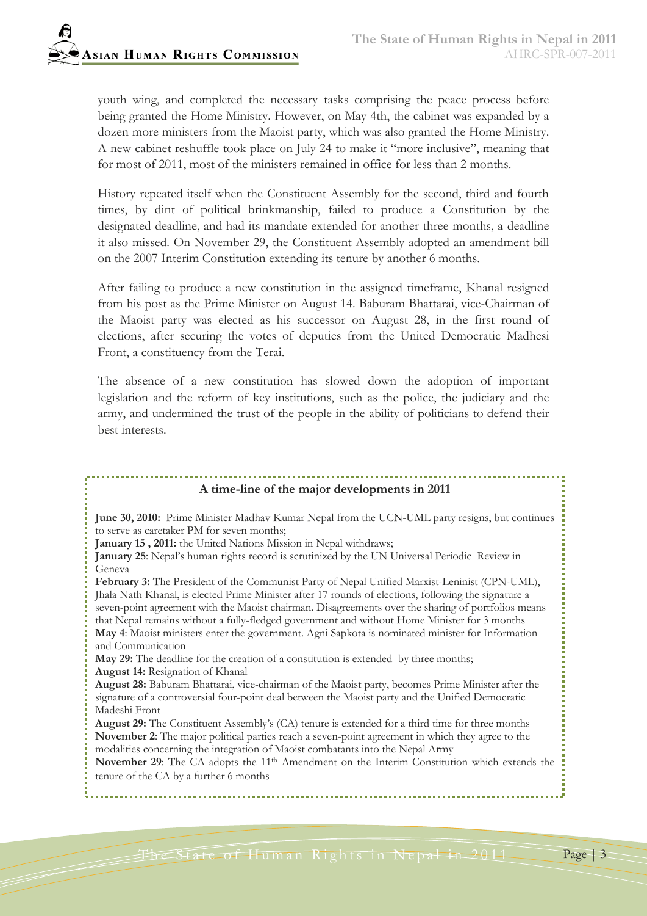youth wing, and completed the necessary tasks comprising the peace process before being granted the Home Ministry. However, on May 4th, the cabinet was expanded by a dozen more ministers from the Maoist party, which was also granted the Home Ministry. A new cabinet reshuffle took place on July 24 to make it "more inclusive", meaning that for most of 2011, most of the ministers remained in office for less than 2 months.

History repeated itself when the Constituent Assembly for the second, third and fourth times, by dint of political brinkmanship, failed to produce a Constitution by the designated deadline, and had its mandate extended for another three months, a deadline it also missed. On November 29, the Constituent Assembly adopted an amendment bill on the 2007 Interim Constitution extending its tenure by another 6 months.

After failing to produce a new constitution in the assigned timeframe, Khanal resigned from his post as the Prime Minister on August 14. Baburam Bhattarai, vice-Chairman of the Maoist party was elected as his successor on August 28, in the first round of elections, after securing the votes of deputies from the United Democratic Madhesi Front, a constituency from the Terai.

The absence of a new constitution has slowed down the adoption of important legislation and the reform of key institutions, such as the police, the judiciary and the army, and undermined the trust of the people in the ability of politicians to defend their best interests.

**A time-line of the major developments in 2011**

**June 30, 2010:** Prime Minister Madhav Kumar Nepal from the UCN-UML party resigns, but continues to serve as caretaker PM for seven months;
**January 15 , 2011:** the United Nations Mission in Nepal withdraws;
**January 25**: Nepal's human rights record is scrutinized by the UN Universal Periodic Review in Geneva
**February 3:** The President of the Communist Party of Nepal Unified Marxist-Leninist (CPN-UML), Jhala Nath Khanal, is elected Prime Minister after 17 rounds of elections, following the signature a seven-point agreement with the Maoist chairman. Disagreements over the sharing of portfolios means that Nepal remains without a fully-fledged government and without Home Minister for 3 months
**May 4**: Maoist ministers enter the government. Agni Sapkota is nominated minister for Information and Communication
**May 29:** The deadline for the creation of a constitution is extended by three months;
**August 14:** Resignation of Khanal
**August 28:** Baburam Bhattarai, vice-chairman of the Maoist party, becomes Prime Minister after the signature of a controversial four-point deal between the Maoist party and the Unified Democratic Madeshi Front
**August 29:** The Constituent Assembly's (CA) tenure is extended for a third time for three months
**November 2**: The major political parties reach a seven-point agreement in which they agree to the modalities concerning the integration of Maoist combatants into the Nepal Army
**November 29**: The CA adopts the 11th Amendment on the Interim Constitution which extends the tenure of the CA by a further 6 months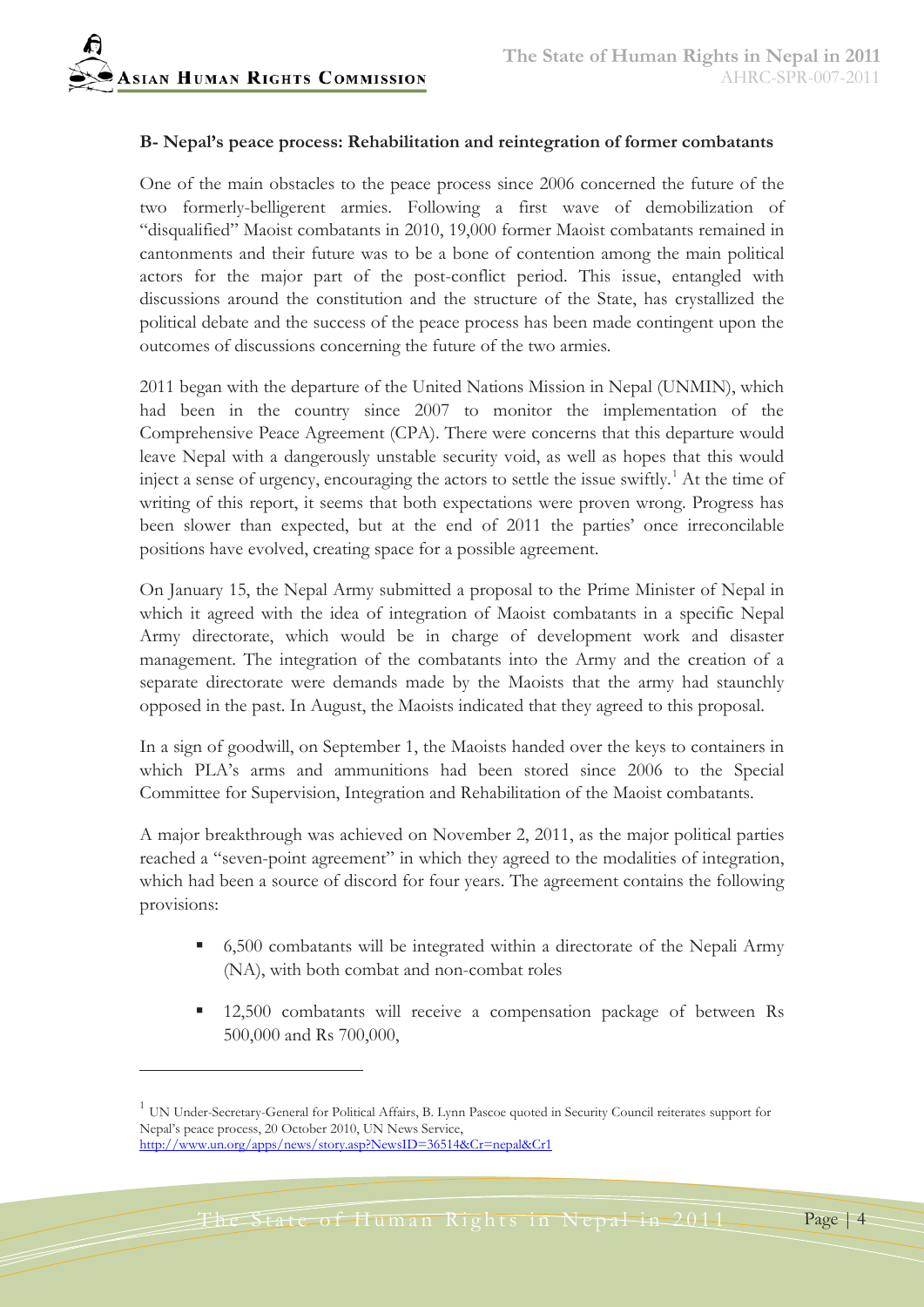**B- Nepal's peace process: Rehabilitation and reintegration of former combatants**

One of the main obstacles to the peace process since 2006 concerned the future of the two formerly-belligerent armies. Following a first wave of demobilization of "disqualified" Maoist combatants in 2010, 19,000 former Maoist combatants remained in cantonments and their future was to be a bone of contention among the main political actors for the major part of the post-conflict period. This issue, entangled with discussions around the constitution and the structure of the State, has crystallized the political debate and the success of the peace process has been made contingent upon the outcomes of discussions concerning the future of the two armies.

2011 began with the departure of the United Nations Mission in Nepal (UNMIN), which had been in the country since 2007 to monitor the implementation of the Comprehensive Peace Agreement (CPA). There were concerns that this departure would leave Nepal with a dangerously unstable security void, as well as hopes that this would inject a sense of urgency, encouraging the actors to settle the issue swiftly.[1] At the time of writing of this report, it seems that both expectations were proven wrong. Progress has been slower than expected, but at the end of 2011 the parties' once irreconcilable positions have evolved, creating space for a possible agreement.

On January 15, the Nepal Army submitted a proposal to the Prime Minister of Nepal in which it agreed with the idea of integration of Maoist combatants in a specific Nepal Army directorate, which would be in charge of development work and disaster management. The integration of the combatants into the Army and the creation of a separate directorate were demands made by the Maoists that the army had staunchly opposed in the past. In August, the Maoists indicated that they agreed to this proposal.

In a sign of goodwill, on September 1, the Maoists handed over the keys to containers in which PLA's arms and ammunitions had been stored since 2006 to the Special Committee for Supervision, Integration and Rehabilitation of the Maoist combatants.

A major breakthrough was achieved on November 2, 2011, as the major political parties reached a "seven-point agreement" in which they agreed to the modalities of integration, which had been a source of discord for four years. The agreement contains the following provisions:

- 6,500 combatants will be integrated within a directorate of the Nepali Army (NA), with both combat and non-combat roles
- 12,500 combatants will receive a compensation package of between Rs 500,000 and Rs 700,000,

---

[1] UN Under-Secretary-General for Political Affairs, B. Lynn Pascoe quoted in Security Council reiterates support for Nepal's peace process, 20 October 2010, UN News Service, http://www.un.org/apps/news/story.asp?NewsID=36514&Cr=nepal&Cr1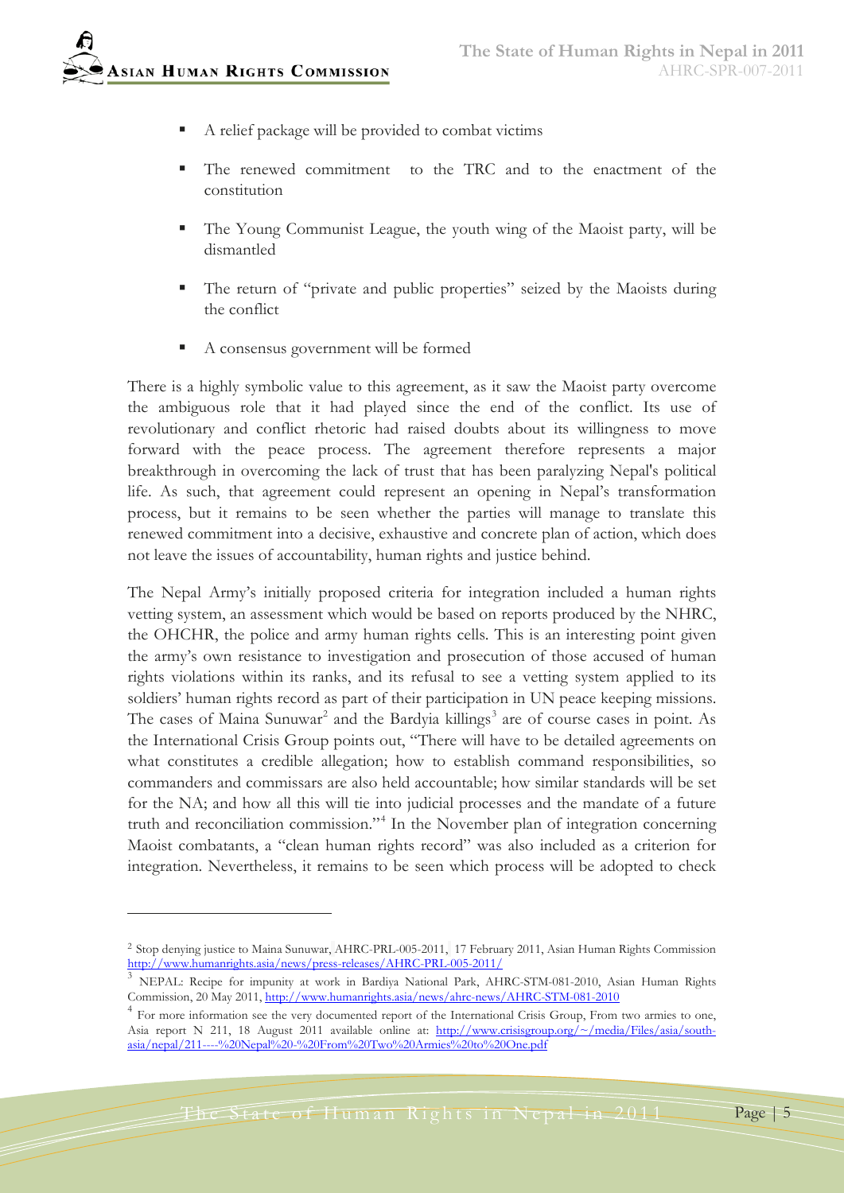- A relief package will be provided to combat victims
- The renewed commitment to the TRC and to the enactment of the constitution
- The Young Communist League, the youth wing of the Maoist party, will be dismantled
- The return of "private and public properties" seized by the Maoists during the conflict
- A consensus government will be formed

There is a highly symbolic value to this agreement, as it saw the Maoist party overcome the ambiguous role that it had played since the end of the conflict. Its use of revolutionary and conflict rhetoric had raised doubts about its willingness to move forward with the peace process. The agreement therefore represents a major breakthrough in overcoming the lack of trust that has been paralyzing Nepal's political life. As such, that agreement could represent an opening in Nepal's transformation process, but it remains to be seen whether the parties will manage to translate this renewed commitment into a decisive, exhaustive and concrete plan of action, which does not leave the issues of accountability, human rights and justice behind.

The Nepal Army's initially proposed criteria for integration included a human rights vetting system, an assessment which would be based on reports produced by the NHRC, the OHCHR, the police and army human rights cells. This is an interesting point given the army's own resistance to investigation and prosecution of those accused of human rights violations within its ranks, and its refusal to see a vetting system applied to its soldiers' human rights record as part of their participation in UN peace keeping missions. The cases of Maina Sunuwar[2] and the Bardyia killings[3] are of course cases in point. As the International Crisis Group points out, "There will have to be detailed agreements on what constitutes a credible allegation; how to establish command responsibilities, so commanders and commissars are also held accountable; how similar standards will be set for the NA; and how all this will tie into judicial processes and the mandate of a future truth and reconciliation commission."[4] In the November plan of integration concerning Maoist combatants, a "clean human rights record" was also included as a criterion for integration. Nevertheless, it remains to be seen which process will be adopted to check

---

[2] Stop denying justice to Maina Sunuwar, AHRC-PRL-005-2011, 17 February 2011, Asian Human Rights Commission http://www.humanrights.asia/news/press-releases/AHRC-PRL-005-2011/

[3] NEPAL: Recipe for impunity at work in Bardiya National Park, AHRC-STM-081-2010, Asian Human Rights Commission, 20 May 2011, http://www.humanrights.asia/news/ahrc-news/AHRC-STM-081-2010

[4] For more information see the very documented report of the International Crisis Group, From two armies to one, Asia report N 211, 18 August 2011 available online at: http://www.crisisgroup.org/~/media/Files/asia/south-asia/nepal/211----%20Nepal%20-%20From%20Two%20Armies%20to%20One.pdf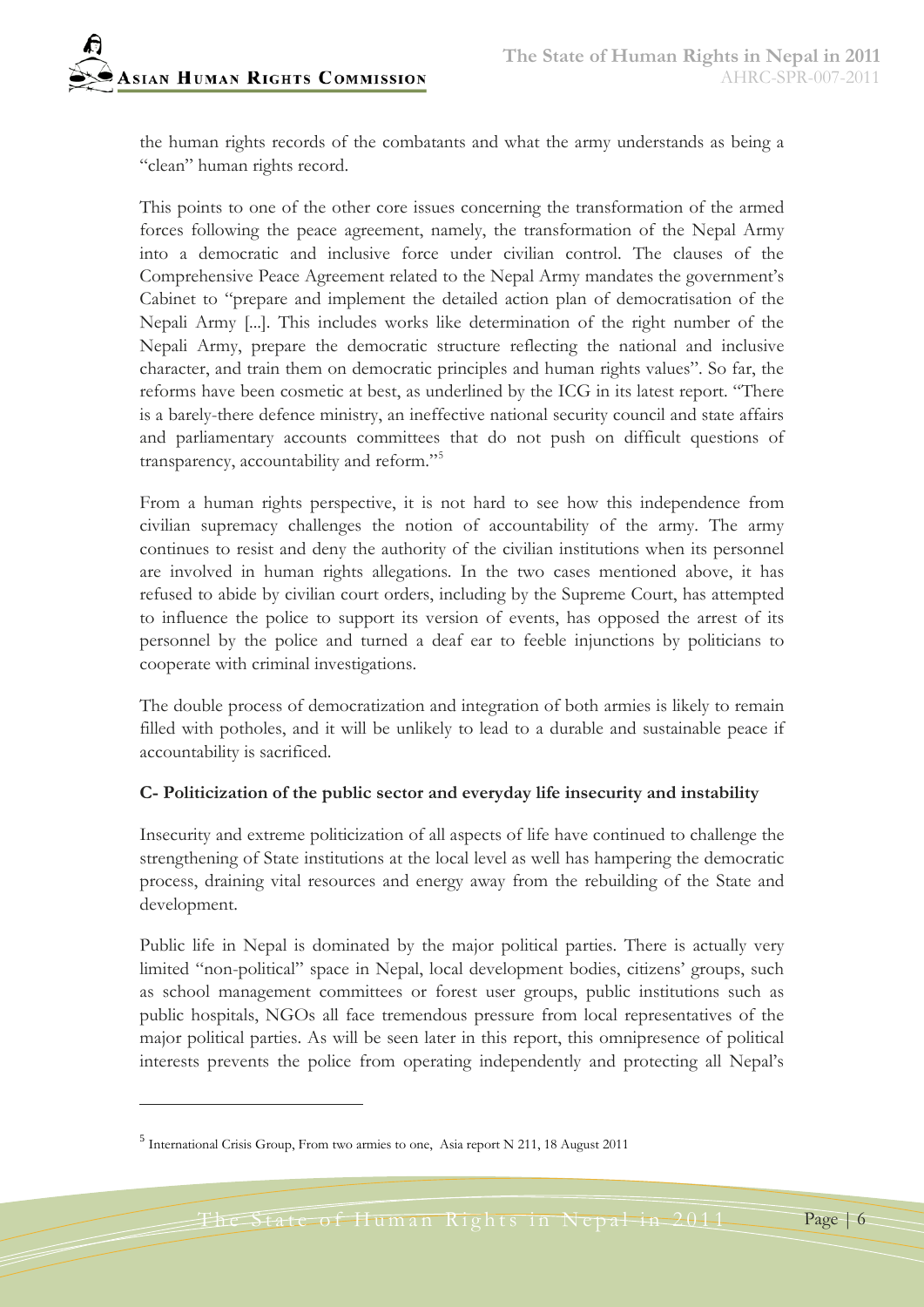the human rights records of the combatants and what the army understands as being a "clean" human rights record.

This points to one of the other core issues concerning the transformation of the armed forces following the peace agreement, namely, the transformation of the Nepal Army into a democratic and inclusive force under civilian control. The clauses of the Comprehensive Peace Agreement related to the Nepal Army mandates the government's Cabinet to "prepare and implement the detailed action plan of democratisation of the Nepali Army [...]. This includes works like determination of the right number of the Nepali Army, prepare the democratic structure reflecting the national and inclusive character, and train them on democratic principles and human rights values". So far, the reforms have been cosmetic at best, as underlined by the ICG in its latest report. "There is a barely-there defence ministry, an ineffective national security council and state affairs and parliamentary accounts committees that do not push on difficult questions of transparency, accountability and reform."[5]

From a human rights perspective, it is not hard to see how this independence from civilian supremacy challenges the notion of accountability of the army. The army continues to resist and deny the authority of the civilian institutions when its personnel are involved in human rights allegations. In the two cases mentioned above, it has refused to abide by civilian court orders, including by the Supreme Court, has attempted to influence the police to support its version of events, has opposed the arrest of its personnel by the police and turned a deaf ear to feeble injunctions by politicians to cooperate with criminal investigations.

The double process of democratization and integration of both armies is likely to remain filled with potholes, and it will be unlikely to lead to a durable and sustainable peace if accountability is sacrificed.

**C- Politicization of the public sector and everyday life insecurity and instability**

Insecurity and extreme politicization of all aspects of life have continued to challenge the strengthening of State institutions at the local level as well has hampering the democratic process, draining vital resources and energy away from the rebuilding of the State and development.

Public life in Nepal is dominated by the major political parties. There is actually very limited "non-political" space in Nepal, local development bodies, citizens' groups, such as school management committees or forest user groups, public institutions such as public hospitals, NGOs all face tremendous pressure from local representatives of the major political parties. As will be seen later in this report, this omnipresence of political interests prevents the police from operating independently and protecting all Nepal's

[5] International Crisis Group, From two armies to one, Asia report N 211, 18 August 2011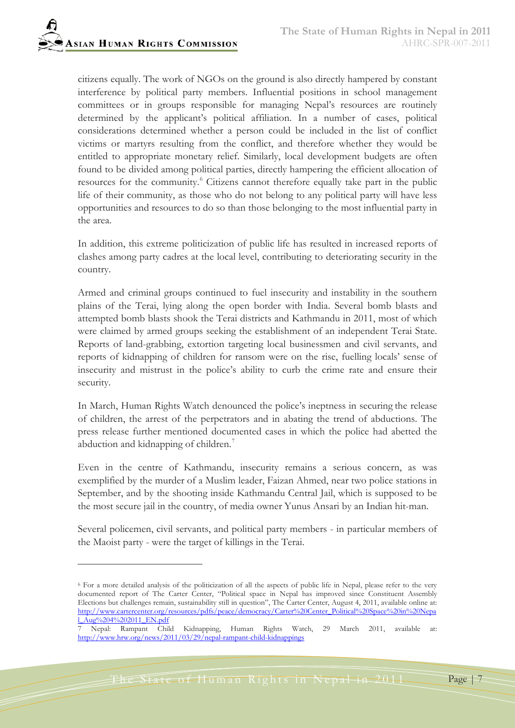citizens equally. The work of NGOs on the ground is also directly hampered by constant interference by political party members. Influential positions in school management committees or in groups responsible for managing Nepal's resources are routinely determined by the applicant's political affiliation. In a number of cases, political considerations determined whether a person could be included in the list of conflict victims or martyrs resulting from the conflict, and therefore whether they would be entitled to appropriate monetary relief. Similarly, local development budgets are often found to be divided among political parties, directly hampering the efficient allocation of resources for the community.[6] Citizens cannot therefore equally take part in the public life of their community, as those who do not belong to any political party will have less opportunities and resources to do so than those belonging to the most influential party in the area.

In addition, this extreme politicization of public life has resulted in increased reports of clashes among party cadres at the local level, contributing to deteriorating security in the country.

Armed and criminal groups continued to fuel insecurity and instability in the southern plains of the Terai, lying along the open border with India. Several bomb blasts and attempted bomb blasts shook the Terai districts and Kathmandu in 2011, most of which were claimed by armed groups seeking the establishment of an independent Terai State. Reports of land-grabbing, extortion targeting local businessmen and civil servants, and reports of kidnapping of children for ransom were on the rise, fuelling locals' sense of insecurity and mistrust in the police's ability to curb the crime rate and ensure their security.

In March, Human Rights Watch denounced the police's ineptness in securing the release of children, the arrest of the perpetrators and in abating the trend of abductions. The press release further mentioned documented cases in which the police had abetted the abduction and kidnapping of children.[7]

Even in the centre of Kathmandu, insecurity remains a serious concern, as was exemplified by the murder of a Muslim leader, Faizan Ahmed, near two police stations in September, and by the shooting inside Kathmandu Central Jail, which is supposed to be the most secure jail in the country, of media owner Yunus Ansari by an Indian hit-man.

Several policemen, civil servants, and political party members - in particular members of the Maoist party - were the target of killings in the Terai.

---

[6] For a more detailed analysis of the politicization of all the aspects of public life in Nepal, please refer to the very documented report of The Carter Center, "Political space in Nepal has improved since Constituent Assembly Elections but challenges remain, sustainability still in question", The Carter Center, August 4, 2011, available online at: http://www.cartercenter.org/resources/pdfs/peace/democracy/Carter%20Center_Political%20Space%20in%20Nepal_Aug%204%202011_EN.pdf

[7] Nepal: Rampant Child Kidnapping, Human Rights Watch, 29 March 2011, available at: http://www.hrw.org/news/2011/03/29/nepal-rampant-child-kidnappings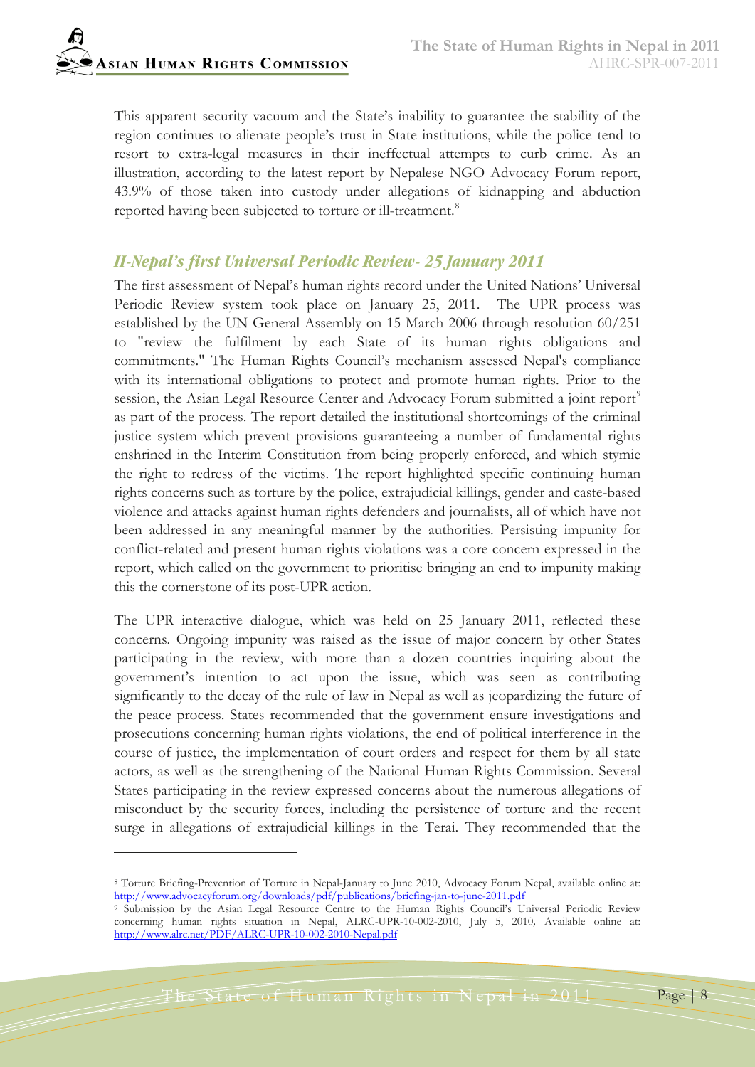This apparent security vacuum and the State's inability to guarantee the stability of the region continues to alienate people's trust in State institutions, while the police tend to resort to extra-legal measures in their ineffectual attempts to curb crime. As an illustration, according to the latest report by Nepalese NGO Advocacy Forum report, 43.9% of those taken into custody under allegations of kidnapping and abduction reported having been subjected to torture or ill-treatment.[8]

## *II-Nepal's first Universal Periodic Review- 25 January 2011*

The first assessment of Nepal's human rights record under the United Nations' Universal Periodic Review system took place on January 25, 2011. The UPR process was established by the UN General Assembly on 15 March 2006 through resolution 60/251 to "review the fulfilment by each State of its human rights obligations and commitments." The Human Rights Council's mechanism assessed Nepal's compliance with its international obligations to protect and promote human rights. Prior to the session, the Asian Legal Resource Center and Advocacy Forum submitted a joint report[9] as part of the process. The report detailed the institutional shortcomings of the criminal justice system which prevent provisions guaranteeing a number of fundamental rights enshrined in the Interim Constitution from being properly enforced, and which stymie the right to redress of the victims. The report highlighted specific continuing human rights concerns such as torture by the police, extrajudicial killings, gender and caste-based violence and attacks against human rights defenders and journalists, all of which have not been addressed in any meaningful manner by the authorities. Persisting impunity for conflict-related and present human rights violations was a core concern expressed in the report, which called on the government to prioritise bringing an end to impunity making this the cornerstone of its post-UPR action.

The UPR interactive dialogue, which was held on 25 January 2011, reflected these concerns. Ongoing impunity was raised as the issue of major concern by other States participating in the review, with more than a dozen countries inquiring about the government's intention to act upon the issue, which was seen as contributing significantly to the decay of the rule of law in Nepal as well as jeopardizing the future of the peace process. States recommended that the government ensure investigations and prosecutions concerning human rights violations, the end of political interference in the course of justice, the implementation of court orders and respect for them by all state actors, as well as the strengthening of the National Human Rights Commission. Several States participating in the review expressed concerns about the numerous allegations of misconduct by the security forces, including the persistence of torture and the recent surge in allegations of extrajudicial killings in the Terai. They recommended that the

---

[8] Torture Briefing-Prevention of Torture in Nepal-January to June 2010, Advocacy Forum Nepal, available online at: http://www.advocacyforum.org/downloads/pdf/publications/briefing-jan-to-june-2011.pdf

[9] Submission by the Asian Legal Resource Centre to the Human Rights Council's Universal Periodic Review concerning human rights situation in Nepal, ALRC-UPR-10-002-2010, July 5, 2010, Available online at: http://www.alrc.net/PDF/ALRC-UPR-10-002-2010-Nepal.pdf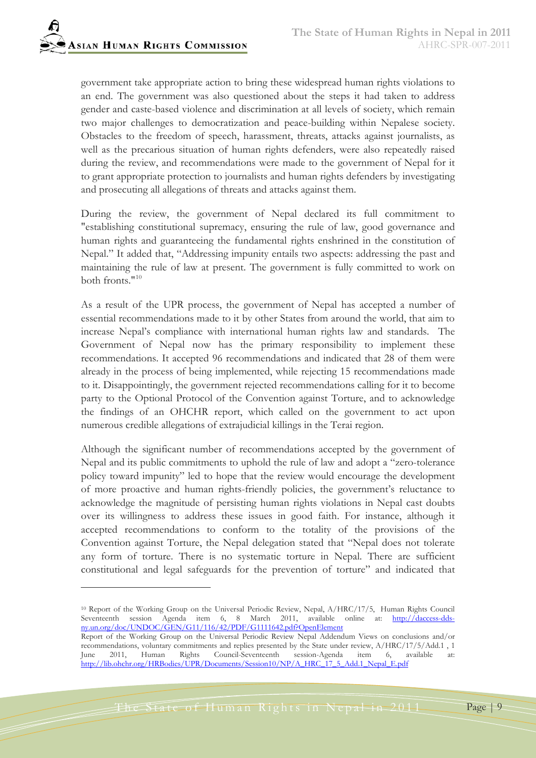government take appropriate action to bring these widespread human rights violations to an end. The government was also questioned about the steps it had taken to address gender and caste-based violence and discrimination at all levels of society, which remain two major challenges to democratization and peace-building within Nepalese society. Obstacles to the freedom of speech, harassment, threats, attacks against journalists, as well as the precarious situation of human rights defenders, were also repeatedly raised during the review, and recommendations were made to the government of Nepal for it to grant appropriate protection to journalists and human rights defenders by investigating and prosecuting all allegations of threats and attacks against them.

During the review, the government of Nepal declared its full commitment to "establishing constitutional supremacy, ensuring the rule of law, good governance and human rights and guaranteeing the fundamental rights enshrined in the constitution of Nepal." It added that, "Addressing impunity entails two aspects: addressing the past and maintaining the rule of law at present. The government is fully committed to work on both fronts."[10]

As a result of the UPR process, the government of Nepal has accepted a number of essential recommendations made to it by other States from around the world, that aim to increase Nepal's compliance with international human rights law and standards. The Government of Nepal now has the primary responsibility to implement these recommendations. It accepted 96 recommendations and indicated that 28 of them were already in the process of being implemented, while rejecting 15 recommendations made to it. Disappointingly, the government rejected recommendations calling for it to become party to the Optional Protocol of the Convention against Torture, and to acknowledge the findings of an OHCHR report, which called on the government to act upon numerous credible allegations of extrajudicial killings in the Terai region.

Although the significant number of recommendations accepted by the government of Nepal and its public commitments to uphold the rule of law and adopt a "zero-tolerance policy toward impunity" led to hope that the review would encourage the development of more proactive and human rights-friendly policies, the government's reluctance to acknowledge the magnitude of persisting human rights violations in Nepal cast doubts over its willingness to address these issues in good faith. For instance, although it accepted recommendations to conform to the totality of the provisions of the Convention against Torture, the Nepal delegation stated that "Nepal does not tolerate any form of torture. There is no systematic torture in Nepal. There are sufficient constitutional and legal safeguards for the prevention of torture" and indicated that

---

[10] Report of the Working Group on the Universal Periodic Review, Nepal, A/HRC/17/5, Human Rights Council Seventeenth session Agenda item 6, 8 March 2011, available online at: http://daccess-dds-ny.un.org/doc/UNDOC/GEN/G11/116/42/PDF/G1111642.pdf?OpenElement

Report of the Working Group on the Universal Periodic Review Nepal Addendum Views on conclusions and/or recommendations, voluntary commitments and replies presented by the State under review, A/HRC/17/5/Add.1 , 1 June 2011, Human Rights Council-Seventeenth session-Agenda item 6, available at: http://lib.ohchr.org/HRBodies/UPR/Documents/Session10/NP/A_HRC_17_5_Add.1_Nepal_E.pdf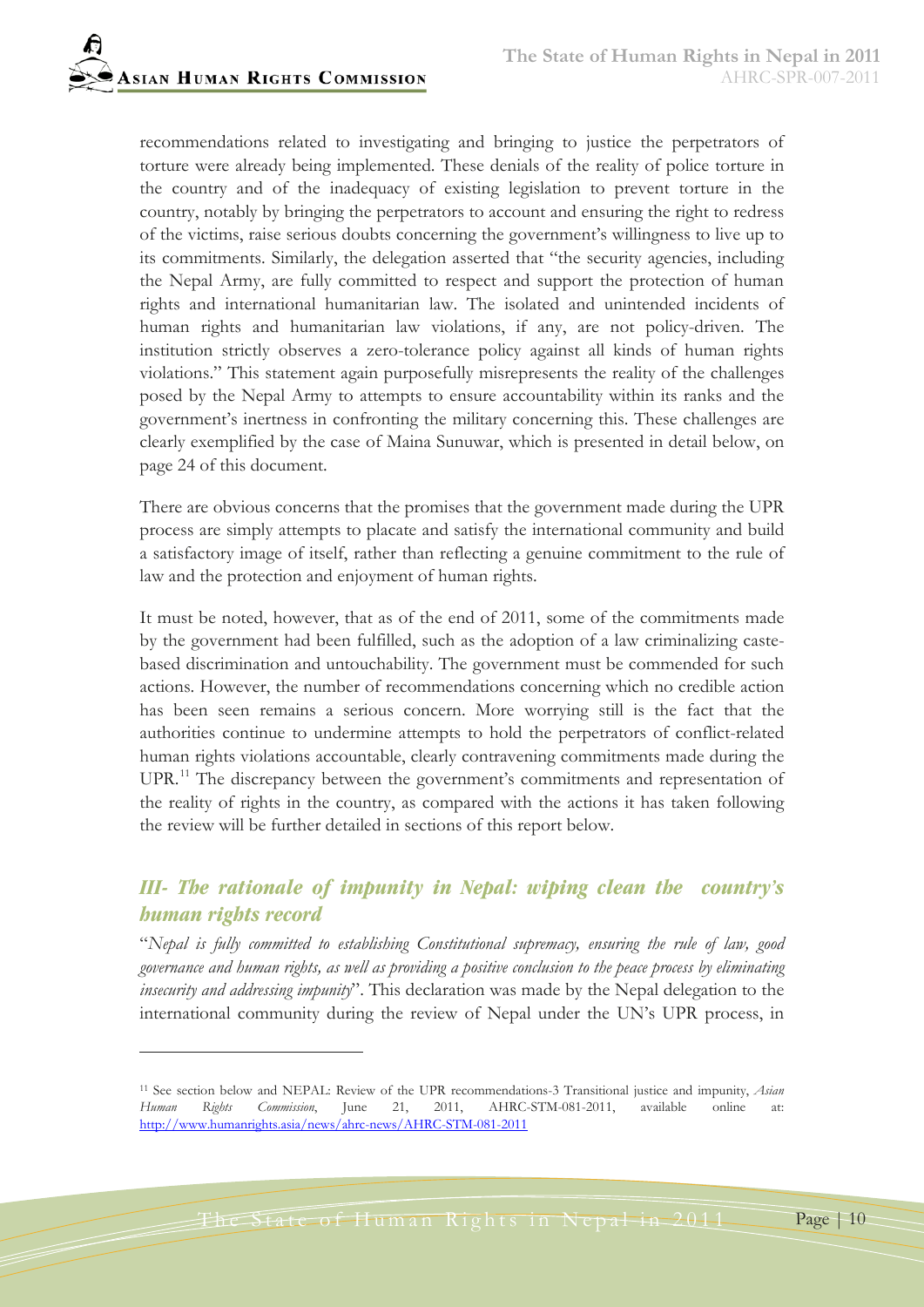recommendations related to investigating and bringing to justice the perpetrators of torture were already being implemented. These denials of the reality of police torture in the country and of the inadequacy of existing legislation to prevent torture in the country, notably by bringing the perpetrators to account and ensuring the right to redress of the victims, raise serious doubts concerning the government's willingness to live up to its commitments. Similarly, the delegation asserted that "the security agencies, including the Nepal Army, are fully committed to respect and support the protection of human rights and international humanitarian law. The isolated and unintended incidents of human rights and humanitarian law violations, if any, are not policy-driven. The institution strictly observes a zero-tolerance policy against all kinds of human rights violations." This statement again purposefully misrepresents the reality of the challenges posed by the Nepal Army to attempts to ensure accountability within its ranks and the government's inertness in confronting the military concerning this. These challenges are clearly exemplified by the case of Maina Sunuwar, which is presented in detail below, on page 24 of this document.

There are obvious concerns that the promises that the government made during the UPR process are simply attempts to placate and satisfy the international community and build a satisfactory image of itself, rather than reflecting a genuine commitment to the rule of law and the protection and enjoyment of human rights.

It must be noted, however, that as of the end of 2011, some of the commitments made by the government had been fulfilled, such as the adoption of a law criminalizing caste-based discrimination and untouchability. The government must be commended for such actions. However, the number of recommendations concerning which no credible action has been seen remains a serious concern. More worrying still is the fact that the authorities continue to undermine attempts to hold the perpetrators of conflict-related human rights violations accountable, clearly contravening commitments made during the UPR.[11] The discrepancy between the government's commitments and representation of the reality of rights in the country, as compared with the actions it has taken following the review will be further detailed in sections of this report below.

## *III- The rationale of impunity in Nepal: wiping clean the country's human rights record*

"*Nepal is fully committed to establishing Constitutional supremacy, ensuring the rule of law, good governance and human rights, as well as providing a positive conclusion to the peace process by eliminating insecurity and addressing impunity*". This declaration was made by the Nepal delegation to the international community during the review of Nepal under the UN's UPR process, in

---

[11] See section below and NEPAL: Review of the UPR recommendations-3 Transitional justice and impunity, *Asian Human Rights Commission*, June 21, 2011, AHRC-STM-081-2011, available online at: http://www.humanrights.asia/news/ahrc-news/AHRC-STM-081-2011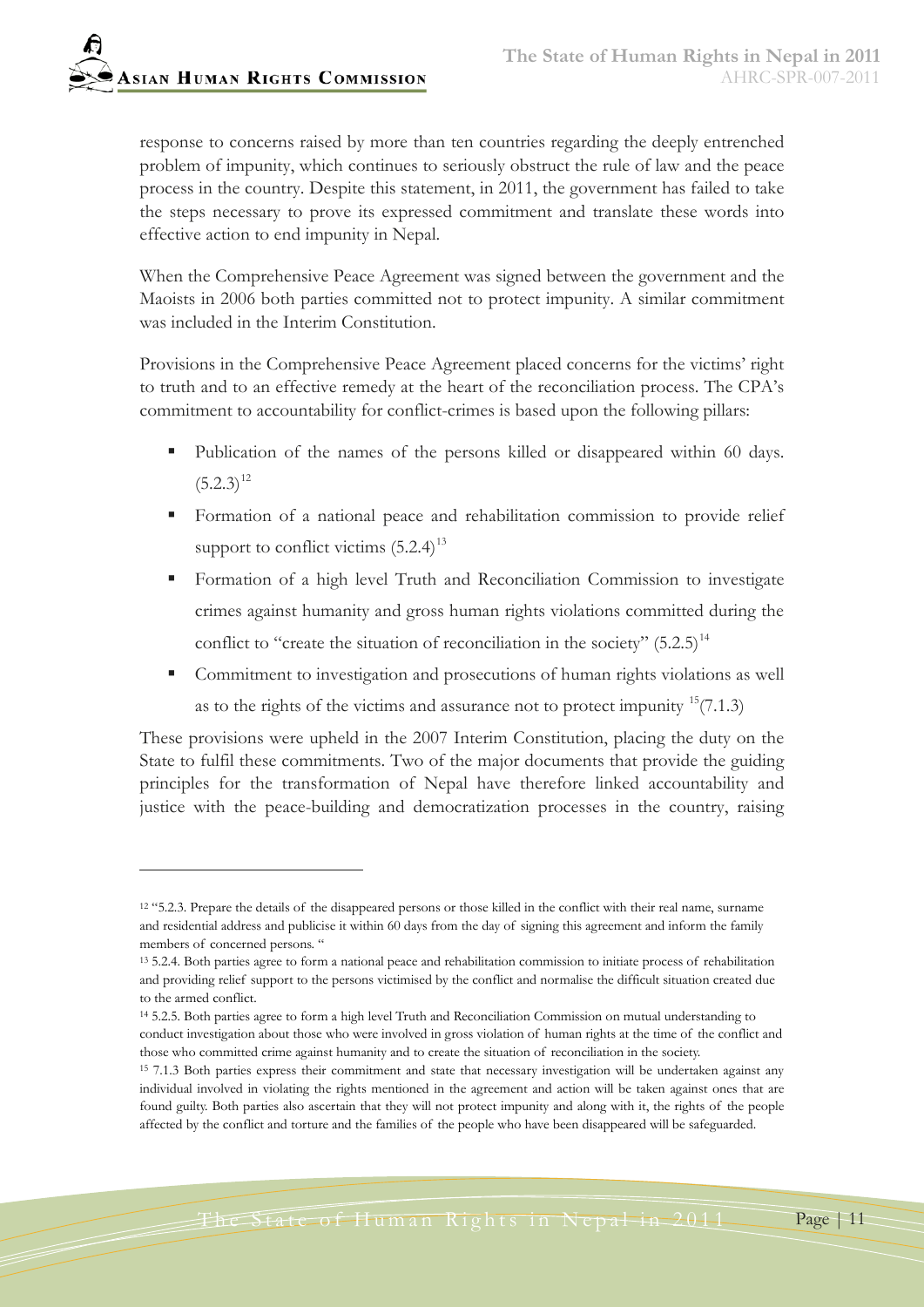response to concerns raised by more than ten countries regarding the deeply entrenched problem of impunity, which continues to seriously obstruct the rule of law and the peace process in the country. Despite this statement, in 2011, the government has failed to take the steps necessary to prove its expressed commitment and translate these words into effective action to end impunity in Nepal.

When the Comprehensive Peace Agreement was signed between the government and the Maoists in 2006 both parties committed not to protect impunity. A similar commitment was included in the Interim Constitution.

Provisions in the Comprehensive Peace Agreement placed concerns for the victims' right to truth and to an effective remedy at the heart of the reconciliation process. The CPA's commitment to accountability for conflict-crimes is based upon the following pillars:

- Publication of the names of the persons killed or disappeared within 60 days. (5.2.3)[12]
- Formation of a national peace and rehabilitation commission to provide relief support to conflict victims (5.2.4)[13]
- Formation of a high level Truth and Reconciliation Commission to investigate crimes against humanity and gross human rights violations committed during the conflict to "create the situation of reconciliation in the society" (5.2.5)[14]
- Commitment to investigation and prosecutions of human rights violations as well as to the rights of the victims and assurance not to protect impunity [15](7.1.3)

These provisions were upheld in the 2007 Interim Constitution, placing the duty on the State to fulfil these commitments. Two of the major documents that provide the guiding principles for the transformation of Nepal have therefore linked accountability and justice with the peace-building and democratization processes in the country, raising

---

[12] "5.2.3. Prepare the details of the disappeared persons or those killed in the conflict with their real name, surname and residential address and publicise it within 60 days from the day of signing this agreement and inform the family members of concerned persons. "

[13] 5.2.4. Both parties agree to form a national peace and rehabilitation commission to initiate process of rehabilitation and providing relief support to the persons victimised by the conflict and normalise the difficult situation created due to the armed conflict.

[14] 5.2.5. Both parties agree to form a high level Truth and Reconciliation Commission on mutual understanding to conduct investigation about those who were involved in gross violation of human rights at the time of the conflict and those who committed crime against humanity and to create the situation of reconciliation in the society.

[15] 7.1.3 Both parties express their commitment and state that necessary investigation will be undertaken against any individual involved in violating the rights mentioned in the agreement and action will be taken against ones that are found guilty. Both parties also ascertain that they will not protect impunity and along with it, the rights of the people affected by the conflict and torture and the families of the people who have been disappeared will be safeguarded.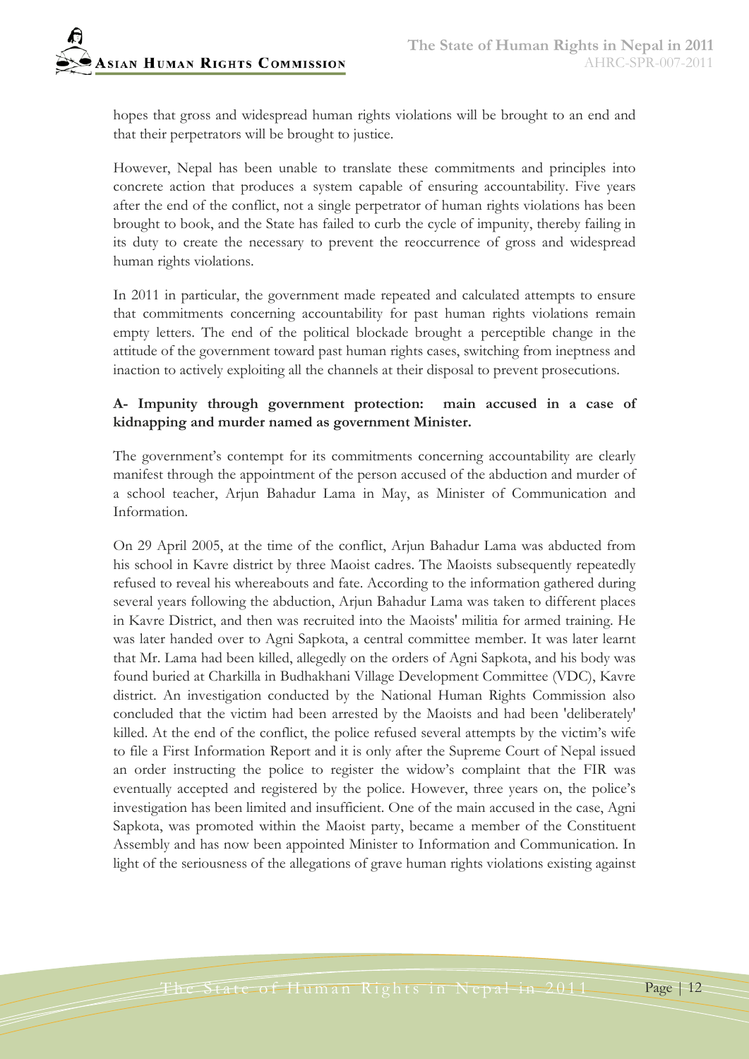hopes that gross and widespread human rights violations will be brought to an end and that their perpetrators will be brought to justice.

However, Nepal has been unable to translate these commitments and principles into concrete action that produces a system capable of ensuring accountability. Five years after the end of the conflict, not a single perpetrator of human rights violations has been brought to book, and the State has failed to curb the cycle of impunity, thereby failing in its duty to create the necessary to prevent the reoccurrence of gross and widespread human rights violations.

In 2011 in particular, the government made repeated and calculated attempts to ensure that commitments concerning accountability for past human rights violations remain empty letters. The end of the political blockade brought a perceptible change in the attitude of the government toward past human rights cases, switching from ineptness and inaction to actively exploiting all the channels at their disposal to prevent prosecutions.

**A- Impunity through government protection: main accused in a case of kidnapping and murder named as government Minister.**

The government's contempt for its commitments concerning accountability are clearly manifest through the appointment of the person accused of the abduction and murder of a school teacher, Arjun Bahadur Lama in May, as Minister of Communication and Information.

On 29 April 2005, at the time of the conflict, Arjun Bahadur Lama was abducted from his school in Kavre district by three Maoist cadres. The Maoists subsequently repeatedly refused to reveal his whereabouts and fate. According to the information gathered during several years following the abduction, Arjun Bahadur Lama was taken to different places in Kavre District, and then was recruited into the Maoists' militia for armed training. He was later handed over to Agni Sapkota, a central committee member. It was later learnt that Mr. Lama had been killed, allegedly on the orders of Agni Sapkota, and his body was found buried at Charkilla in Budhakhani Village Development Committee (VDC), Kavre district. An investigation conducted by the National Human Rights Commission also concluded that the victim had been arrested by the Maoists and had been 'deliberately' killed. At the end of the conflict, the police refused several attempts by the victim's wife to file a First Information Report and it is only after the Supreme Court of Nepal issued an order instructing the police to register the widow's complaint that the FIR was eventually accepted and registered by the police. However, three years on, the police's investigation has been limited and insufficient. One of the main accused in the case, Agni Sapkota, was promoted within the Maoist party, became a member of the Constituent Assembly and has now been appointed Minister to Information and Communication. In light of the seriousness of the allegations of grave human rights violations existing against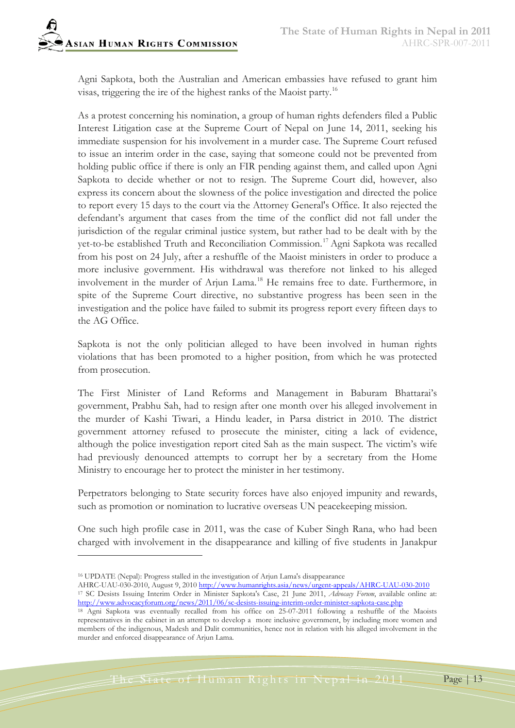Agni Sapkota, both the Australian and American embassies have refused to grant him visas, triggering the ire of the highest ranks of the Maoist party.[16]

As a protest concerning his nomination, a group of human rights defenders filed a Public Interest Litigation case at the Supreme Court of Nepal on June 14, 2011, seeking his immediate suspension for his involvement in a murder case. The Supreme Court refused to issue an interim order in the case, saying that someone could not be prevented from holding public office if there is only an FIR pending against them, and called upon Agni Sapkota to decide whether or not to resign. The Supreme Court did, however, also express its concern about the slowness of the police investigation and directed the police to report every 15 days to the court via the Attorney General's Office. It also rejected the defendant's argument that cases from the time of the conflict did not fall under the jurisdiction of the regular criminal justice system, but rather had to be dealt with by the yet-to-be established Truth and Reconciliation Commission.[17] Agni Sapkota was recalled from his post on 24 July, after a reshuffle of the Maoist ministers in order to produce a more inclusive government. His withdrawal was therefore not linked to his alleged involvement in the murder of Arjun Lama.[18] He remains free to date. Furthermore, in spite of the Supreme Court directive, no substantive progress has been seen in the investigation and the police have failed to submit its progress report every fifteen days to the AG Office.

Sapkota is not the only politician alleged to have been involved in human rights violations that has been promoted to a higher position, from which he was protected from prosecution.

The First Minister of Land Reforms and Management in Baburam Bhattarai's government, Prabhu Sah, had to resign after one month over his alleged involvement in the murder of Kashi Tiwari, a Hindu leader, in Parsa district in 2010. The district government attorney refused to prosecute the minister, citing a lack of evidence, although the police investigation report cited Sah as the main suspect. The victim's wife had previously denounced attempts to corrupt her by a secretary from the Home Ministry to encourage her to protect the minister in her testimony.

Perpetrators belonging to State security forces have also enjoyed impunity and rewards, such as promotion or nomination to lucrative overseas UN peacekeeping mission.

One such high profile case in 2011, was the case of Kuber Singh Rana, who had been charged with involvement in the disappearance and killing of five students in Janakpur

---

[16] UPDATE (Nepal): Progress stalled in the investigation of Arjun Lama's disappearance AHRC-UAU-030-2010, August 9, 2010 http://www.humanrights.asia/news/urgent-appeals/AHRC-UAU-030-2010

[17] SC Desists Issuing Interim Order in Minister Sapkota's Case, 21 June 2011, *Advocacy Forum*, available online at: http://www.advocacyforum.org/news/2011/06/sc-desists-issuing-interim-order-minister-sapkota-case.php

[18] Agni Sapkota was eventually recalled from his office on 25-07-2011 following a reshuffle of the Maoists representatives in the cabinet in an attempt to develop a more inclusive government, by including more women and members of the indigenous, Madesh and Dalit communities, hence not in relation with his alleged involvement in the murder and enforced disappearance of Arjun Lama.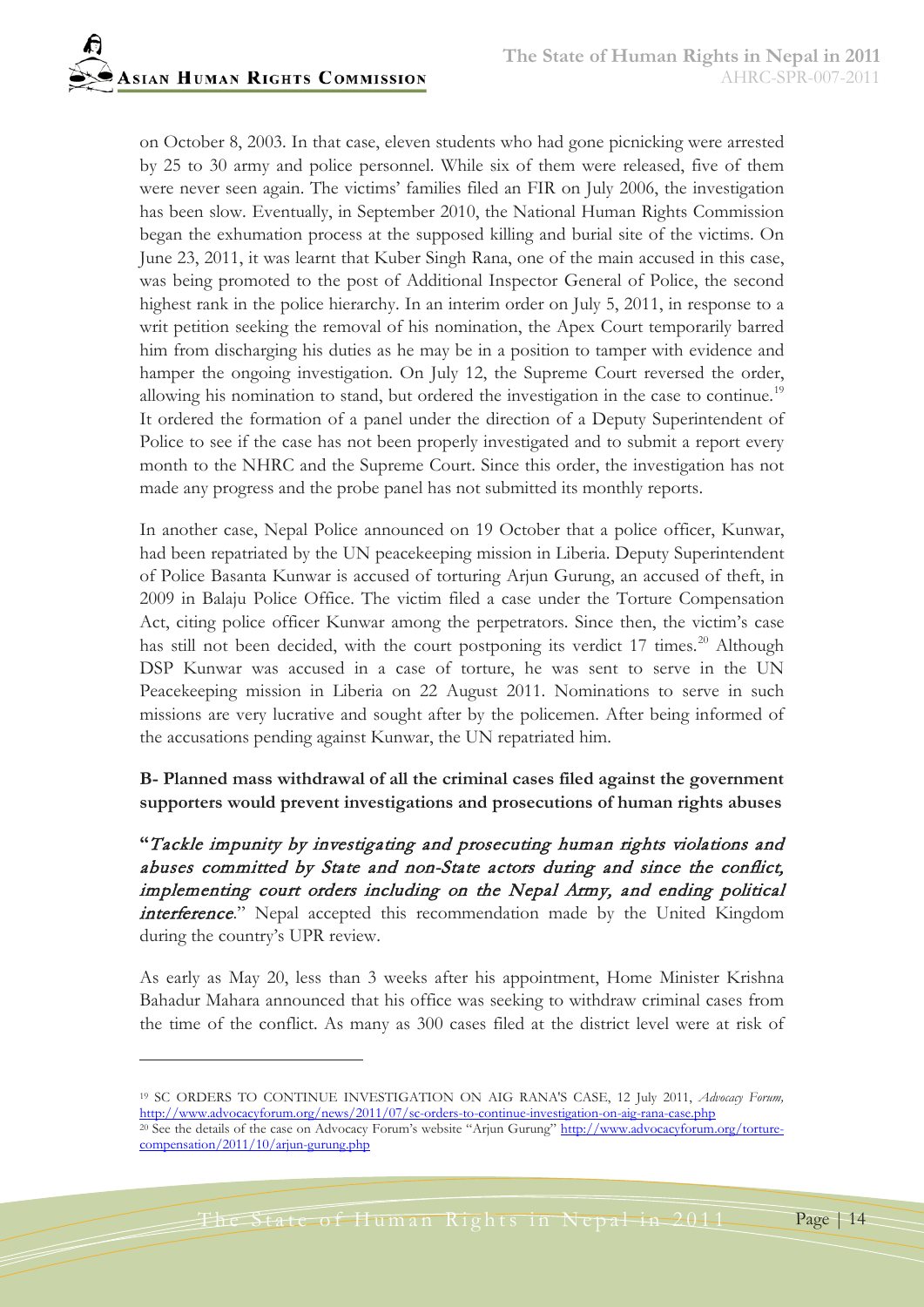on October 8, 2003. In that case, eleven students who had gone picnicking were arrested by 25 to 30 army and police personnel. While six of them were released, five of them were never seen again. The victims' families filed an FIR on July 2006, the investigation has been slow. Eventually, in September 2010, the National Human Rights Commission began the exhumation process at the supposed killing and burial site of the victims. On June 23, 2011, it was learnt that Kuber Singh Rana, one of the main accused in this case, was being promoted to the post of Additional Inspector General of Police, the second highest rank in the police hierarchy. In an interim order on July 5, 2011, in response to a writ petition seeking the removal of his nomination, the Apex Court temporarily barred him from discharging his duties as he may be in a position to tamper with evidence and hamper the ongoing investigation. On July 12, the Supreme Court reversed the order, allowing his nomination to stand, but ordered the investigation in the case to continue.[19] It ordered the formation of a panel under the direction of a Deputy Superintendent of Police to see if the case has not been properly investigated and to submit a report every month to the NHRC and the Supreme Court. Since this order, the investigation has not made any progress and the probe panel has not submitted its monthly reports.

In another case, Nepal Police announced on 19 October that a police officer, Kunwar, had been repatriated by the UN peacekeeping mission in Liberia. Deputy Superintendent of Police Basanta Kunwar is accused of torturing Arjun Gurung, an accused of theft, in 2009 in Balaju Police Office. The victim filed a case under the Torture Compensation Act, citing police officer Kunwar among the perpetrators. Since then, the victim's case has still not been decided, with the court postponing its verdict 17 times.[20] Although DSP Kunwar was accused in a case of torture, he was sent to serve in the UN Peacekeeping mission in Liberia on 22 August 2011. Nominations to serve in such missions are very lucrative and sought after by the policemen. After being informed of the accusations pending against Kunwar, the UN repatriated him.

**B- Planned mass withdrawal of all the criminal cases filed against the government supporters would prevent investigations and prosecutions of human rights abuses**

"*Tackle impunity by investigating and prosecuting human rights violations and abuses committed by State and non-State actors during and since the conflict, implementing court orders including on the Nepal Army, and ending political interference*." Nepal accepted this recommendation made by the United Kingdom during the country's UPR review.

As early as May 20, less than 3 weeks after his appointment, Home Minister Krishna Bahadur Mahara announced that his office was seeking to withdraw criminal cases from the time of the conflict. As many as 300 cases filed at the district level were at risk of

---

[19] SC ORDERS TO CONTINUE INVESTIGATION ON AIG RANA'S CASE, 12 July 2011, *Advocacy Forum,* http://www.advocacyforum.org/news/2011/07/sc-orders-to-continue-investigation-on-aig-rana-case.php

[20] See the details of the case on Advocacy Forum's website "Arjun Gurung" http://www.advocacyforum.org/torture-compensation/2011/10/arjun-gurung.php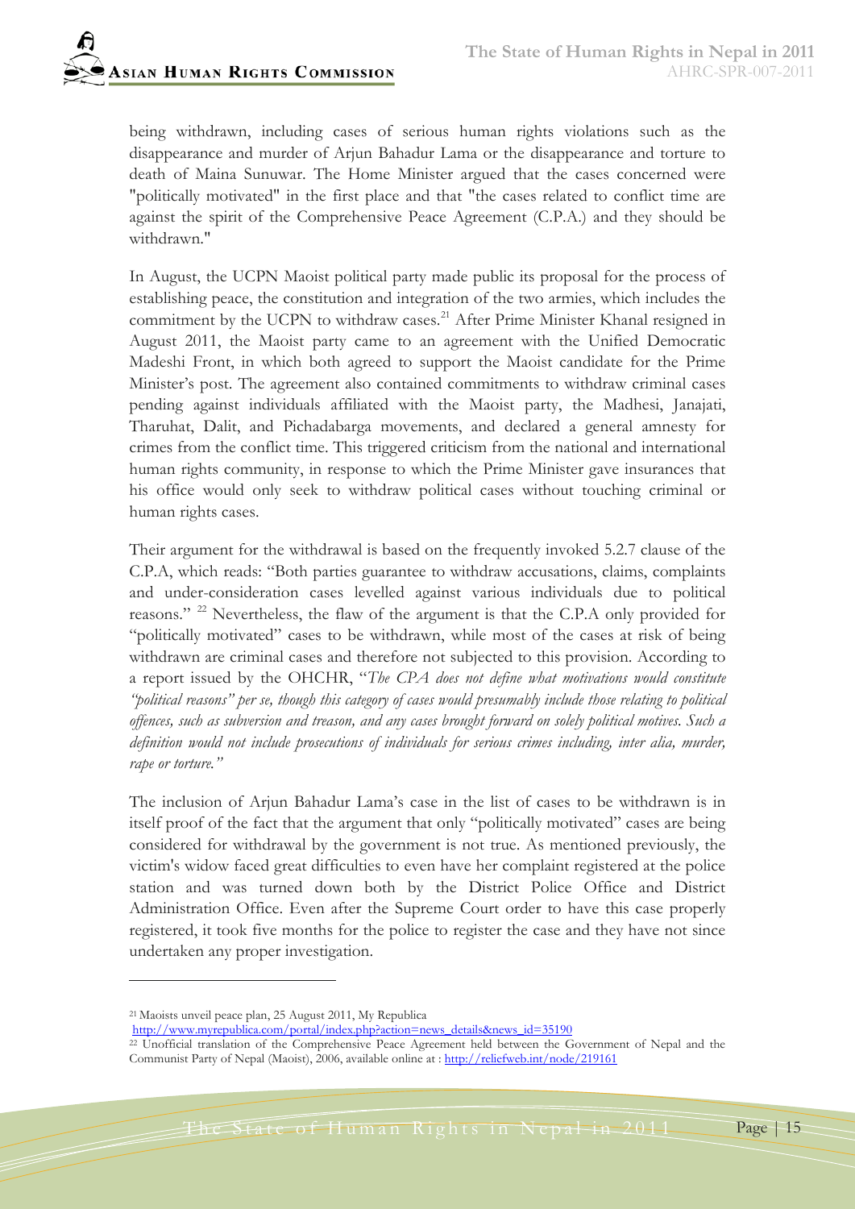being withdrawn, including cases of serious human rights violations such as the disappearance and murder of Arjun Bahadur Lama or the disappearance and torture to death of Maina Sunuwar. The Home Minister argued that the cases concerned were "politically motivated" in the first place and that "the cases related to conflict time are against the spirit of the Comprehensive Peace Agreement (C.P.A.) and they should be withdrawn."

In August, the UCPN Maoist political party made public its proposal for the process of establishing peace, the constitution and integration of the two armies, which includes the commitment by the UCPN to withdraw cases.[21] After Prime Minister Khanal resigned in August 2011, the Maoist party came to an agreement with the Unified Democratic Madeshi Front, in which both agreed to support the Maoist candidate for the Prime Minister's post. The agreement also contained commitments to withdraw criminal cases pending against individuals affiliated with the Maoist party, the Madhesi, Janajati, Tharuhat, Dalit, and Pichadabarga movements, and declared a general amnesty for crimes from the conflict time. This triggered criticism from the national and international human rights community, in response to which the Prime Minister gave insurances that his office would only seek to withdraw political cases without touching criminal or human rights cases.

Their argument for the withdrawal is based on the frequently invoked 5.2.7 clause of the C.P.A, which reads: "Both parties guarantee to withdraw accusations, claims, complaints and under-consideration cases levelled against various individuals due to political reasons." [22] Nevertheless, the flaw of the argument is that the C.P.A only provided for "politically motivated" cases to be withdrawn, while most of the cases at risk of being withdrawn are criminal cases and therefore not subjected to this provision. According to a report issued by the OHCHR, "*The CPA does not define what motivations would constitute "political reasons" per se, though this category of cases would presumably include those relating to political offences, such as subversion and treason, and any cases brought forward on solely political motives. Such a definition would not include prosecutions of individuals for serious crimes including, inter alia, murder, rape or torture.*"

The inclusion of Arjun Bahadur Lama's case in the list of cases to be withdrawn is in itself proof of the fact that the argument that only "politically motivated" cases are being considered for withdrawal by the government is not true. As mentioned previously, the victim's widow faced great difficulties to even have her complaint registered at the police station and was turned down both by the District Police Office and District Administration Office. Even after the Supreme Court order to have this case properly registered, it took five months for the police to register the case and they have not since undertaken any proper investigation.

---

[21] Maoists unveil peace plan, 25 August 2011, My Republica http://www.myrepublica.com/portal/index.php?action=news_details&news_id=35190

[22] Unofficial translation of the Comprehensive Peace Agreement held between the Government of Nepal and the Communist Party of Nepal (Maoist), 2006, available online at : http://reliefweb.int/node/219161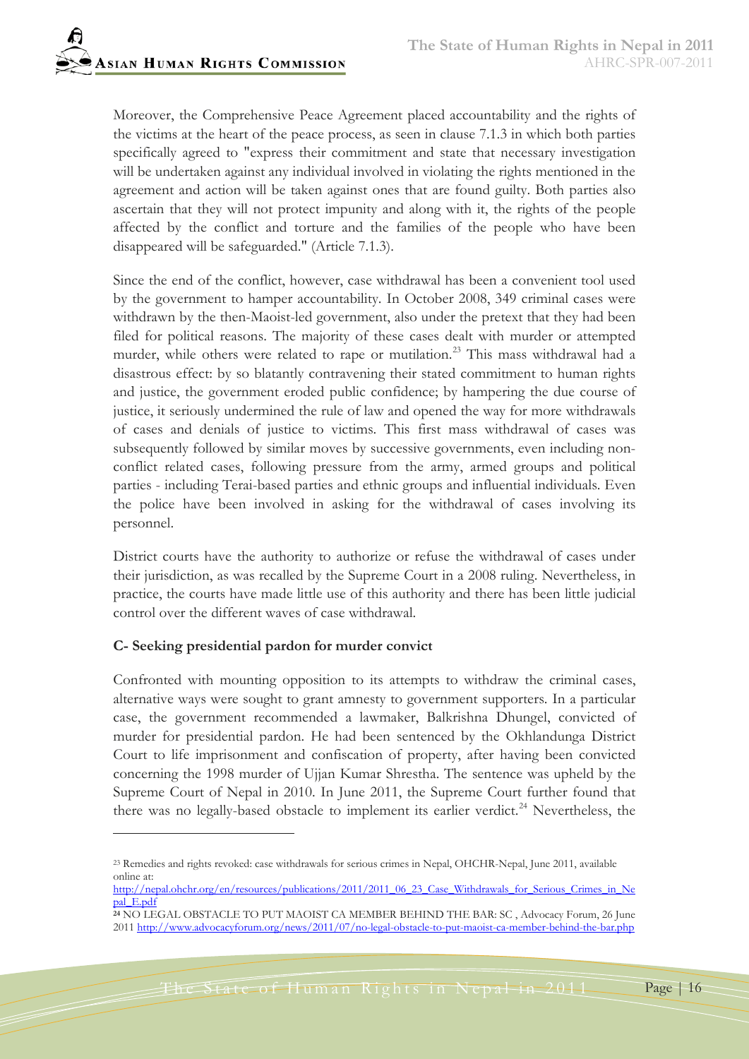Moreover, the Comprehensive Peace Agreement placed accountability and the rights of the victims at the heart of the peace process, as seen in clause 7.1.3 in which both parties specifically agreed to "express their commitment and state that necessary investigation will be undertaken against any individual involved in violating the rights mentioned in the agreement and action will be taken against ones that are found guilty. Both parties also ascertain that they will not protect impunity and along with it, the rights of the people affected by the conflict and torture and the families of the people who have been disappeared will be safeguarded." (Article 7.1.3).

Since the end of the conflict, however, case withdrawal has been a convenient tool used by the government to hamper accountability. In October 2008, 349 criminal cases were withdrawn by the then-Maoist-led government, also under the pretext that they had been filed for political reasons. The majority of these cases dealt with murder or attempted murder, while others were related to rape or mutilation.[23] This mass withdrawal had a disastrous effect: by so blatantly contravening their stated commitment to human rights and justice, the government eroded public confidence; by hampering the due course of justice, it seriously undermined the rule of law and opened the way for more withdrawals of cases and denials of justice to victims. This first mass withdrawal of cases was subsequently followed by similar moves by successive governments, even including non-conflict related cases, following pressure from the army, armed groups and political parties - including Terai-based parties and ethnic groups and influential individuals. Even the police have been involved in asking for the withdrawal of cases involving its personnel.

District courts have the authority to authorize or refuse the withdrawal of cases under their jurisdiction, as was recalled by the Supreme Court in a 2008 ruling. Nevertheless, in practice, the courts have made little use of this authority and there has been little judicial control over the different waves of case withdrawal.

**C- Seeking presidential pardon for murder convict**

Confronted with mounting opposition to its attempts to withdraw the criminal cases, alternative ways were sought to grant amnesty to government supporters. In a particular case, the government recommended a lawmaker, Balkrishna Dhungel, convicted of murder for presidential pardon. He had been sentenced by the Okhlandunga District Court to life imprisonment and confiscation of property, after having been convicted concerning the 1998 murder of Ujjan Kumar Shrestha. The sentence was upheld by the Supreme Court of Nepal in 2010. In June 2011, the Supreme Court further found that there was no legally-based obstacle to implement its earlier verdict.[24] Nevertheless, the

---

[23] Remedies and rights revoked: case withdrawals for serious crimes in Nepal, OHCHR-Nepal, June 2011, available online at: http://nepal.ohchr.org/en/resources/publications/2011/2011_06_23_Case_Withdrawals_for_Serious_Crimes_in_Nepal_E.pdf

[24] NO LEGAL OBSTACLE TO PUT MAOIST CA MEMBER BEHIND THE BAR: SC , Advocacy Forum, 26 June 2011 http://www.advocacyforum.org/news/2011/07/no-legal-obstacle-to-put-maoist-ca-member-behind-the-bar.php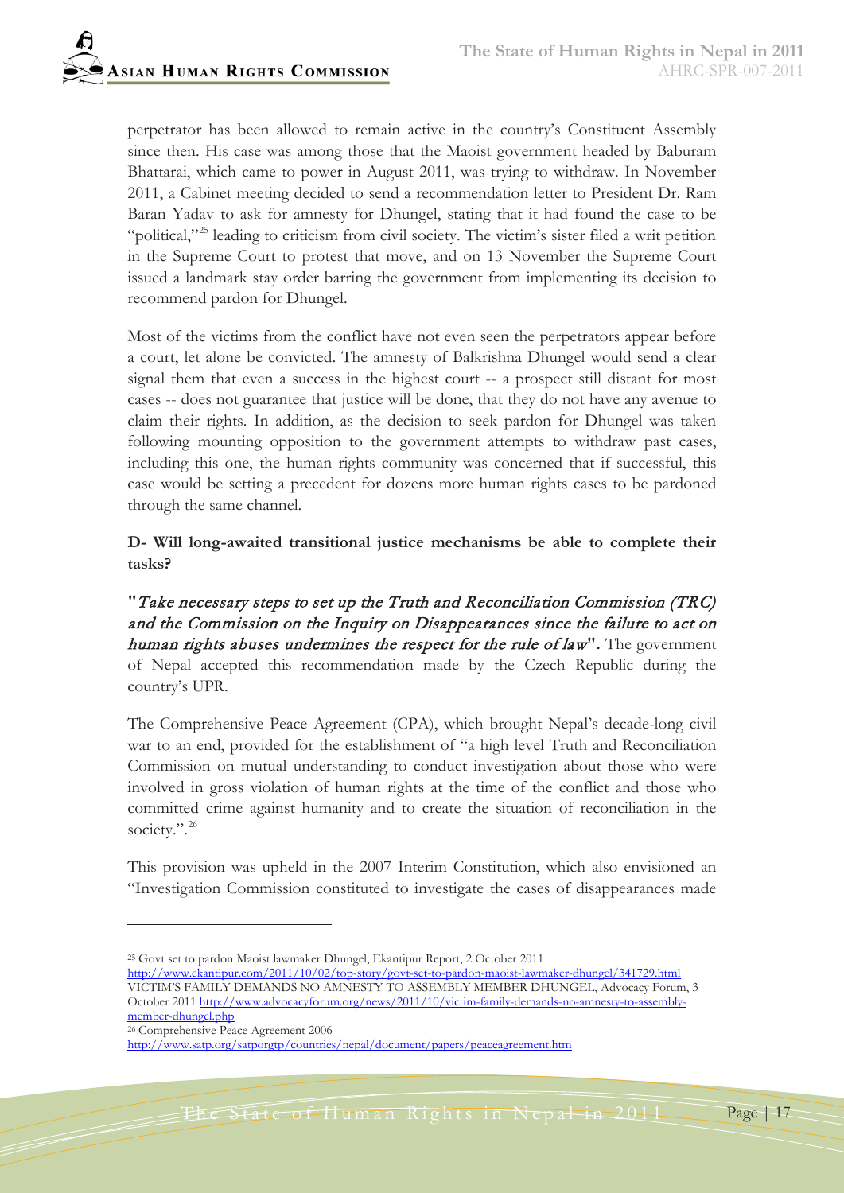perpetrator has been allowed to remain active in the country's Constituent Assembly since then. His case was among those that the Maoist government headed by Baburam Bhattarai, which came to power in August 2011, was trying to withdraw. In November 2011, a Cabinet meeting decided to send a recommendation letter to President Dr. Ram Baran Yadav to ask for amnesty for Dhungel, stating that it had found the case to be "political,"[25] leading to criticism from civil society. The victim's sister filed a writ petition in the Supreme Court to protest that move, and on 13 November the Supreme Court issued a landmark stay order barring the government from implementing its decision to recommend pardon for Dhungel.

Most of the victims from the conflict have not even seen the perpetrators appear before a court, let alone be convicted. The amnesty of Balkrishna Dhungel would send a clear signal them that even a success in the highest court -- a prospect still distant for most cases -- does not guarantee that justice will be done, that they do not have any avenue to claim their rights. In addition, as the decision to seek pardon for Dhungel was taken following mounting opposition to the government attempts to withdraw past cases, including this one, the human rights community was concerned that if successful, this case would be setting a precedent for dozens more human rights cases to be pardoned through the same channel.

**D- Will long-awaited transitional justice mechanisms be able to complete their tasks?**

**"*Take necessary steps to set up the Truth and Reconciliation Commission (TRC) and the Commission on the Inquiry on Disappearances since the failure to act on human rights abuses undermines the respect for the rule of law*".** The government of Nepal accepted this recommendation made by the Czech Republic during the country's UPR.

The Comprehensive Peace Agreement (CPA), which brought Nepal's decade-long civil war to an end, provided for the establishment of "a high level Truth and Reconciliation Commission on mutual understanding to conduct investigation about those who were involved in gross violation of human rights at the time of the conflict and those who committed crime against humanity and to create the situation of reconciliation in the society.".[26]

This provision was upheld in the 2007 Interim Constitution, which also envisioned an "Investigation Commission constituted to investigate the cases of disappearances made

---

[25] Govt set to pardon Maoist lawmaker Dhungel, Ekantipur Report, 2 October 2011 http://www.ekantipur.com/2011/10/02/top-story/govt-set-to-pardon-maoist-lawmaker-dhungel/341729.html
VICTIM'S FAMILY DEMANDS NO AMNESTY TO ASSEMBLY MEMBER DHUNGEL, Advocacy Forum, 3 October 2011 http://www.advocacyforum.org/news/2011/10/victim-family-demands-no-amnesty-to-assembly-member-dhungel.php

[26] Comprehensive Peace Agreement 2006
http://www.satp.org/satporgtp/countries/nepal/document/papers/peaceagreement.htm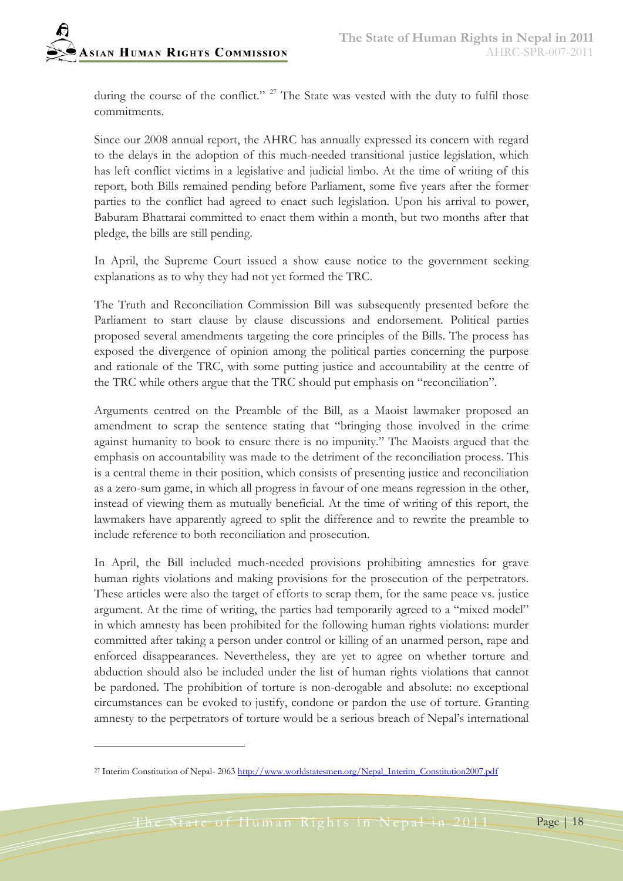during the course of the conflict." [27] The State was vested with the duty to fulfil those commitments.

Since our 2008 annual report, the AHRC has annually expressed its concern with regard to the delays in the adoption of this much-needed transitional justice legislation, which has left conflict victims in a legislative and judicial limbo. At the time of writing of this report, both Bills remained pending before Parliament, some five years after the former parties to the conflict had agreed to enact such legislation. Upon his arrival to power, Baburam Bhattarai committed to enact them within a month, but two months after that pledge, the bills are still pending.

In April, the Supreme Court issued a show cause notice to the government seeking explanations as to why they had not yet formed the TRC.

The Truth and Reconciliation Commission Bill was subsequently presented before the Parliament to start clause by clause discussions and endorsement. Political parties proposed several amendments targeting the core principles of the Bills. The process has exposed the divergence of opinion among the political parties concerning the purpose and rationale of the TRC, with some putting justice and accountability at the centre of the TRC while others argue that the TRC should put emphasis on "reconciliation".

Arguments centred on the Preamble of the Bill, as a Maoist lawmaker proposed an amendment to scrap the sentence stating that "bringing those involved in the crime against humanity to book to ensure there is no impunity." The Maoists argued that the emphasis on accountability was made to the detriment of the reconciliation process. This is a central theme in their position, which consists of presenting justice and reconciliation as a zero-sum game, in which all progress in favour of one means regression in the other, instead of viewing them as mutually beneficial. At the time of writing of this report, the lawmakers have apparently agreed to split the difference and to rewrite the preamble to include reference to both reconciliation and prosecution.

In April, the Bill included much-needed provisions prohibiting amnesties for grave human rights violations and making provisions for the prosecution of the perpetrators. These articles were also the target of efforts to scrap them, for the same peace vs. justice argument. At the time of writing, the parties had temporarily agreed to a "mixed model" in which amnesty has been prohibited for the following human rights violations: murder committed after taking a person under control or killing of an unarmed person, rape and enforced disappearances. Nevertheless, they are yet to agree on whether torture and abduction should also be included under the list of human rights violations that cannot be pardoned. The prohibition of torture is non-derogable and absolute: no exceptional circumstances can be evoked to justify, condone or pardon the use of torture. Granting amnesty to the perpetrators of torture would be a serious breach of Nepal's international

---

[27] Interim Constitution of Nepal- 2063 http://www.worldstatesmen.org/Nepal_Interim_Constitution2007.pdf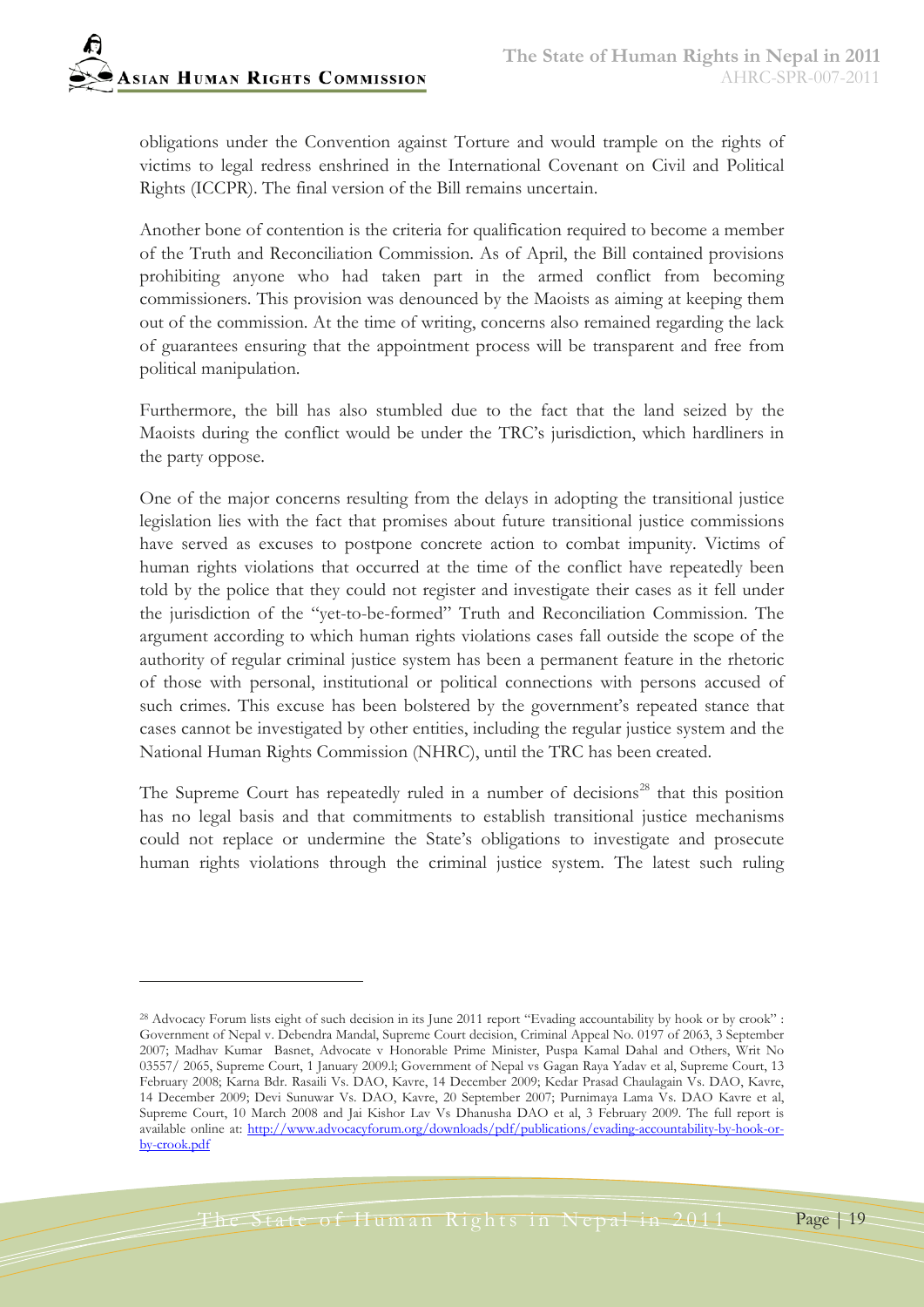obligations under the Convention against Torture and would trample on the rights of victims to legal redress enshrined in the International Covenant on Civil and Political Rights (ICCPR). The final version of the Bill remains uncertain.

Another bone of contention is the criteria for qualification required to become a member of the Truth and Reconciliation Commission. As of April, the Bill contained provisions prohibiting anyone who had taken part in the armed conflict from becoming commissioners. This provision was denounced by the Maoists as aiming at keeping them out of the commission. At the time of writing, concerns also remained regarding the lack of guarantees ensuring that the appointment process will be transparent and free from political manipulation.

Furthermore, the bill has also stumbled due to the fact that the land seized by the Maoists during the conflict would be under the TRC's jurisdiction, which hardliners in the party oppose.

One of the major concerns resulting from the delays in adopting the transitional justice legislation lies with the fact that promises about future transitional justice commissions have served as excuses to postpone concrete action to combat impunity. Victims of human rights violations that occurred at the time of the conflict have repeatedly been told by the police that they could not register and investigate their cases as it fell under the jurisdiction of the "yet-to-be-formed" Truth and Reconciliation Commission. The argument according to which human rights violations cases fall outside the scope of the authority of regular criminal justice system has been a permanent feature in the rhetoric of those with personal, institutional or political connections with persons accused of such crimes. This excuse has been bolstered by the government's repeated stance that cases cannot be investigated by other entities, including the regular justice system and the National Human Rights Commission (NHRC), until the TRC has been created.

The Supreme Court has repeatedly ruled in a number of decisions[28] that this position has no legal basis and that commitments to establish transitional justice mechanisms could not replace or undermine the State's obligations to investigate and prosecute human rights violations through the criminal justice system. The latest such ruling

---

[28] Advocacy Forum lists eight of such decision in its June 2011 report "Evading accountability by hook or by crook" : Government of Nepal v. Debendra Mandal, Supreme Court decision, Criminal Appeal No. 0197 of 2063, 3 September 2007; Madhav Kumar Basnet, Advocate v Honorable Prime Minister, Puspa Kamal Dahal and Others, Writ No 03557/ 2065, Supreme Court, 1 January 2009.l; Government of Nepal vs Gagan Raya Yadav et al, Supreme Court, 13 February 2008; Karna Bdr. Rasaili Vs. DAO, Kavre, 14 December 2009; Kedar Prasad Chaulagain Vs. DAO, Kavre, 14 December 2009; Devi Sunuwar Vs. DAO, Kavre, 20 September 2007; Purnimaya Lama Vs. DAO Kavre et al, Supreme Court, 10 March 2008 and Jai Kishor Lav Vs Dhanusha DAO et al, 3 February 2009. The full report is available online at: http://www.advocacyforum.org/downloads/pdf/publications/evading-accountability-by-hook-or-by-crook.pdf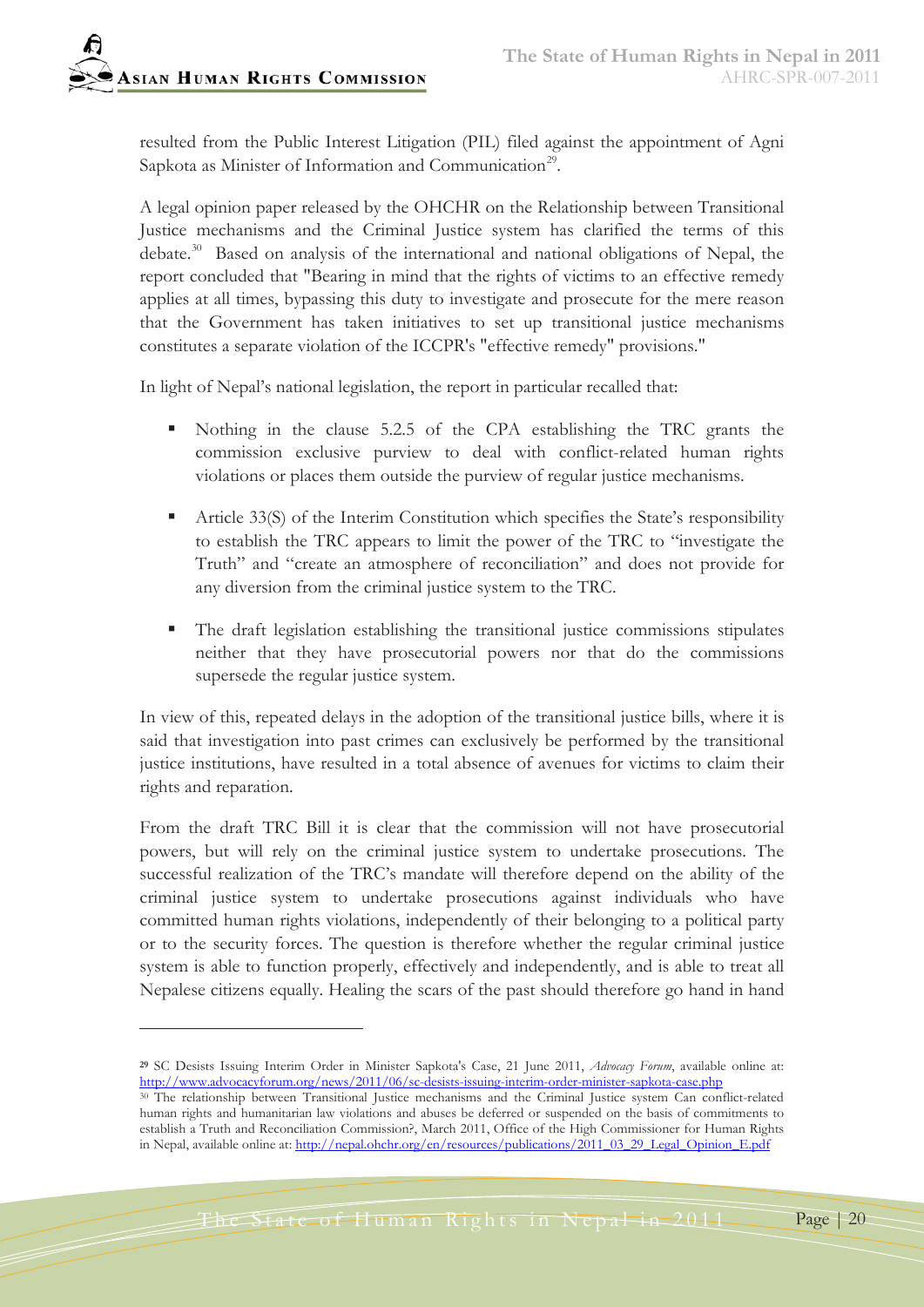resulted from the Public Interest Litigation (PIL) filed against the appointment of Agni Sapkota as Minister of Information and Communication[29].

A legal opinion paper released by the OHCHR on the Relationship between Transitional Justice mechanisms and the Criminal Justice system has clarified the terms of this debate.[30] Based on analysis of the international and national obligations of Nepal, the report concluded that "Bearing in mind that the rights of victims to an effective remedy applies at all times, bypassing this duty to investigate and prosecute for the mere reason that the Government has taken initiatives to set up transitional justice mechanisms constitutes a separate violation of the ICCPR's "effective remedy" provisions."

In light of Nepal's national legislation, the report in particular recalled that:

- Nothing in the clause 5.2.5 of the CPA establishing the TRC grants the commission exclusive purview to deal with conflict-related human rights violations or places them outside the purview of regular justice mechanisms.
- Article 33(S) of the Interim Constitution which specifies the State's responsibility to establish the TRC appears to limit the power of the TRC to "investigate the Truth" and "create an atmosphere of reconciliation" and does not provide for any diversion from the criminal justice system to the TRC.
- The draft legislation establishing the transitional justice commissions stipulates neither that they have prosecutorial powers nor that do the commissions supersede the regular justice system.

In view of this, repeated delays in the adoption of the transitional justice bills, where it is said that investigation into past crimes can exclusively be performed by the transitional justice institutions, have resulted in a total absence of avenues for victims to claim their rights and reparation.

From the draft TRC Bill it is clear that the commission will not have prosecutorial powers, but will rely on the criminal justice system to undertake prosecutions. The successful realization of the TRC's mandate will therefore depend on the ability of the criminal justice system to undertake prosecutions against individuals who have committed human rights violations, independently of their belonging to a political party or to the security forces. The question is therefore whether the regular criminal justice system is able to function properly, effectively and independently, and is able to treat all Nepalese citizens equally. Healing the scars of the past should therefore go hand in hand

---

[29] SC Desists Issuing Interim Order in Minister Sapkota's Case, 21 June 2011, *Advocacy Forum*, available online at: http://www.advocacyforum.org/news/2011/06/sc-desists-issuing-interim-order-minister-sapkota-case.php

[30] The relationship between Transitional Justice mechanisms and the Criminal Justice system Can conflict-related human rights and humanitarian law violations and abuses be deferred or suspended on the basis of commitments to establish a Truth and Reconciliation Commission?, March 2011, Office of the High Commissioner for Human Rights in Nepal, available online at: http://nepal.ohchr.org/en/resources/publications/2011_03_29_Legal_Opinion_E.pdf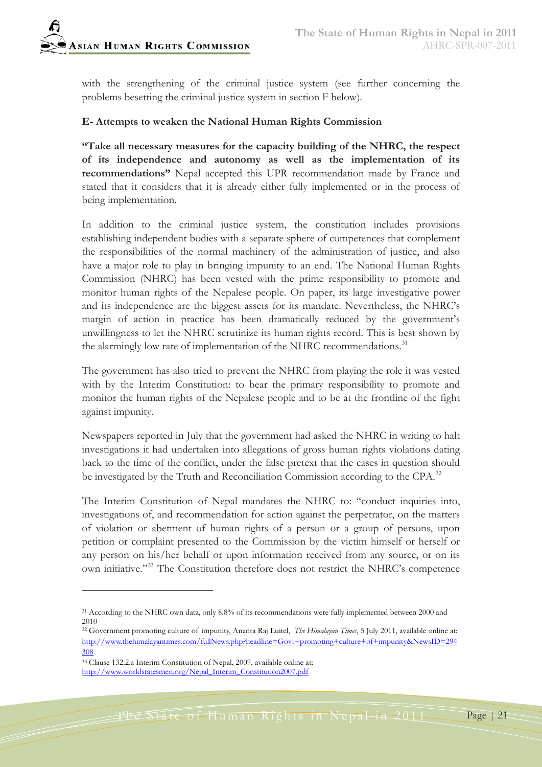with the strengthening of the criminal justice system (see further concerning the problems besetting the criminal justice system in section F below).

### E- Attempts to weaken the National Human Rights Commission

**"Take all necessary measures for the capacity building of the NHRC, the respect of its independence and autonomy as well as the implementation of its recommendations"** Nepal accepted this UPR recommendation made by France and stated that it considers that it is already either fully implemented or in the process of being implementation.

In addition to the criminal justice system, the constitution includes provisions establishing independent bodies with a separate sphere of competences that complement the responsibilities of the normal machinery of the administration of justice, and also have a major role to play in bringing impunity to an end. The National Human Rights Commission (NHRC) has been vested with the prime responsibility to promote and monitor human rights of the Nepalese people. On paper, its large investigative power and its independence are the biggest assets for its mandate. Nevertheless, the NHRC's margin of action in practice has been dramatically reduced by the government's unwillingness to let the NHRC scrutinize its human rights record. This is best shown by the alarmingly low rate of implementation of the NHRC recommendations.[31]

The government has also tried to prevent the NHRC from playing the role it was vested with by the Interim Constitution: to bear the primary responsibility to promote and monitor the human rights of the Nepalese people and to be at the frontline of the fight against impunity.

Newspapers reported in July that the government had asked the NHRC in writing to halt investigations it had undertaken into allegations of gross human rights violations dating back to the time of the conflict, under the false pretext that the cases in question should be investigated by the Truth and Reconciliation Commission according to the CPA.[32]

The Interim Constitution of Nepal mandates the NHRC to: "conduct inquiries into, investigations of, and recommendation for action against the perpetrator, on the matters of violation or abetment of human rights of a person or a group of persons, upon petition or complaint presented to the Commission by the victim himself or herself or any person on his/her behalf or upon information received from any source, or on its own initiative."[33] The Constitution therefore does not restrict the NHRC's competence

---

[31] According to the NHRC own data, only 8.8% of its recommendations were fully implemented between 2000 and 2010

[32] Government promoting culture of impunity, Ananta Raj Luitel, *The Himalayan Times*, 5 July 2011, available online at: http://www.thehimalayantimes.com/fullNews.php?headline=Govt+promoting+culture+of+impunity&NewsID=294308

[33] Clause 132.2.a Interim Constitution of Nepal, 2007, available online at: http://www.worldstatesmen.org/Nepal_Interim_Constitution2007.pdf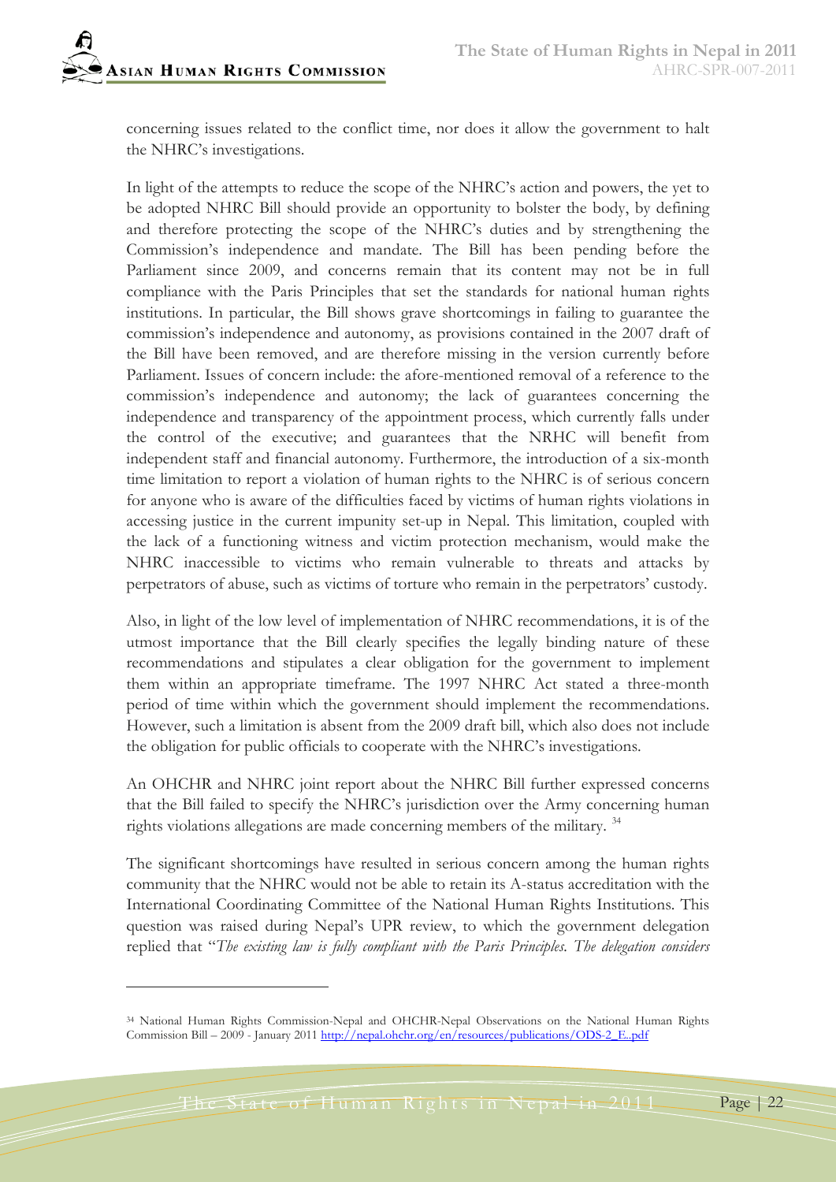concerning issues related to the conflict time, nor does it allow the government to halt the NHRC's investigations.

In light of the attempts to reduce the scope of the NHRC's action and powers, the yet to be adopted NHRC Bill should provide an opportunity to bolster the body, by defining and therefore protecting the scope of the NHRC's duties and by strengthening the Commission's independence and mandate. The Bill has been pending before the Parliament since 2009, and concerns remain that its content may not be in full compliance with the Paris Principles that set the standards for national human rights institutions. In particular, the Bill shows grave shortcomings in failing to guarantee the commission's independence and autonomy, as provisions contained in the 2007 draft of the Bill have been removed, and are therefore missing in the version currently before Parliament. Issues of concern include: the afore-mentioned removal of a reference to the commission's independence and autonomy; the lack of guarantees concerning the independence and transparency of the appointment process, which currently falls under the control of the executive; and guarantees that the NRHC will benefit from independent staff and financial autonomy. Furthermore, the introduction of a six-month time limitation to report a violation of human rights to the NHRC is of serious concern for anyone who is aware of the difficulties faced by victims of human rights violations in accessing justice in the current impunity set-up in Nepal. This limitation, coupled with the lack of a functioning witness and victim protection mechanism, would make the NHRC inaccessible to victims who remain vulnerable to threats and attacks by perpetrators of abuse, such as victims of torture who remain in the perpetrators' custody.

Also, in light of the low level of implementation of NHRC recommendations, it is of the utmost importance that the Bill clearly specifies the legally binding nature of these recommendations and stipulates a clear obligation for the government to implement them within an appropriate timeframe. The 1997 NHRC Act stated a three-month period of time within which the government should implement the recommendations. However, such a limitation is absent from the 2009 draft bill, which also does not include the obligation for public officials to cooperate with the NHRC's investigations.

An OHCHR and NHRC joint report about the NHRC Bill further expressed concerns that the Bill failed to specify the NHRC's jurisdiction over the Army concerning human rights violations allegations are made concerning members of the military. [34]

The significant shortcomings have resulted in serious concern among the human rights community that the NHRC would not be able to retain its A-status accreditation with the International Coordinating Committee of the National Human Rights Institutions. This question was raised during Nepal's UPR review, to which the government delegation replied that "*The existing law is fully compliant with the Paris Principles. The delegation considers*

---

[34] National Human Rights Commission-Nepal and OHCHR-Nepal Observations on the National Human Rights Commission Bill – 2009 - January 2011 http://nepal.ohchr.org/en/resources/publications/ODS-2_E..pdf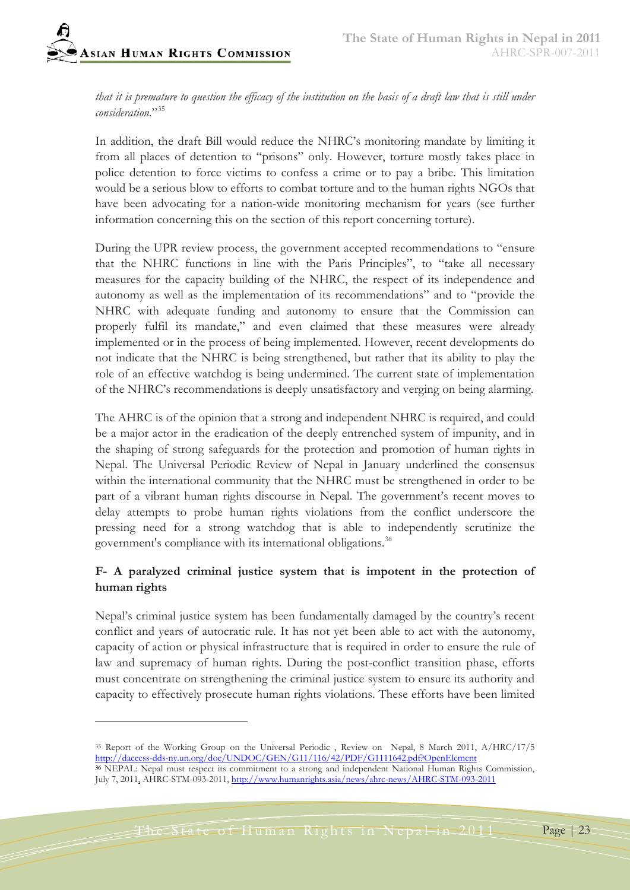*that it is premature to question the efficacy of the institution on the basis of a draft law that is still under consideration.*"[35]

In addition, the draft Bill would reduce the NHRC's monitoring mandate by limiting it from all places of detention to "prisons" only. However, torture mostly takes place in police detention to force victims to confess a crime or to pay a bribe. This limitation would be a serious blow to efforts to combat torture and to the human rights NGOs that have been advocating for a nation-wide monitoring mechanism for years (see further information concerning this on the section of this report concerning torture).

During the UPR review process, the government accepted recommendations to "ensure that the NHRC functions in line with the Paris Principles", to "take all necessary measures for the capacity building of the NHRC, the respect of its independence and autonomy as well as the implementation of its recommendations" and to "provide the NHRC with adequate funding and autonomy to ensure that the Commission can properly fulfil its mandate," and even claimed that these measures were already implemented or in the process of being implemented. However, recent developments do not indicate that the NHRC is being strengthened, but rather that its ability to play the role of an effective watchdog is being undermined. The current state of implementation of the NHRC's recommendations is deeply unsatisfactory and verging on being alarming.

The AHRC is of the opinion that a strong and independent NHRC is required, and could be a major actor in the eradication of the deeply entrenched system of impunity, and in the shaping of strong safeguards for the protection and promotion of human rights in Nepal. The Universal Periodic Review of Nepal in January underlined the consensus within the international community that the NHRC must be strengthened in order to be part of a vibrant human rights discourse in Nepal. The government's recent moves to delay attempts to probe human rights violations from the conflict underscore the pressing need for a strong watchdog that is able to independently scrutinize the government's compliance with its international obligations.[36]

### F- A paralyzed criminal justice system that is impotent in the protection of human rights

Nepal's criminal justice system has been fundamentally damaged by the country's recent conflict and years of autocratic rule. It has not yet been able to act with the autonomy, capacity of action or physical infrastructure that is required in order to ensure the rule of law and supremacy of human rights. During the post-conflict transition phase, efforts must concentrate on strengthening the criminal justice system to ensure its authority and capacity to effectively prosecute human rights violations. These efforts have been limited

---

[35] Report of the Working Group on the Universal Periodic , Review on Nepal, 8 March 2011, A/HRC/17/5 http://daccess-dds-ny.un.org/doc/UNDOC/GEN/G11/116/42/PDF/G1111642.pdf?OpenElement

[36] NEPAL: Nepal must respect its commitment to a strong and independent National Human Rights Commission, July 7, 2011, AHRC-STM-093-2011, http://www.humanrights.asia/news/ahrc-news/AHRC-STM-093-2011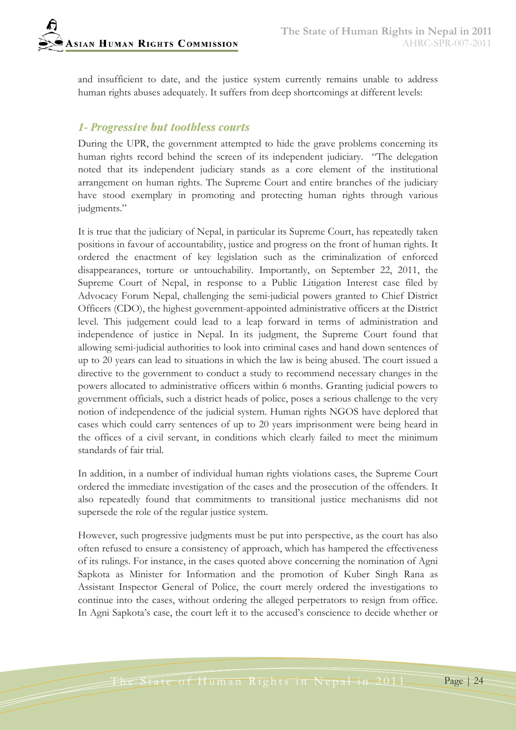and insufficient to date, and the justice system currently remains unable to address human rights abuses adequately. It suffers from deep shortcomings at different levels:

### *1- Progressive but toothless courts*

During the UPR, the government attempted to hide the grave problems concerning its human rights record behind the screen of its independent judiciary. "The delegation noted that its independent judiciary stands as a core element of the institutional arrangement on human rights. The Supreme Court and entire branches of the judiciary have stood exemplary in promoting and protecting human rights through various judgments."

It is true that the judiciary of Nepal, in particular its Supreme Court, has repeatedly taken positions in favour of accountability, justice and progress on the front of human rights. It ordered the enactment of key legislation such as the criminalization of enforced disappearances, torture or untouchability. Importantly, on September 22, 2011, the Supreme Court of Nepal, in response to a Public Litigation Interest case filed by Advocacy Forum Nepal, challenging the semi-judicial powers granted to Chief District Officers (CDO), the highest government-appointed administrative officers at the District level. This judgement could lead to a leap forward in terms of administration and independence of justice in Nepal. In its judgment, the Supreme Court found that allowing semi-judicial authorities to look into criminal cases and hand down sentences of up to 20 years can lead to situations in which the law is being abused. The court issued a directive to the government to conduct a study to recommend necessary changes in the powers allocated to administrative officers within 6 months. Granting judicial powers to government officials, such a district heads of police, poses a serious challenge to the very notion of independence of the judicial system. Human rights NGOS have deplored that cases which could carry sentences of up to 20 years imprisonment were being heard in the offices of a civil servant, in conditions which clearly failed to meet the minimum standards of fair trial.

In addition, in a number of individual human rights violations cases, the Supreme Court ordered the immediate investigation of the cases and the prosecution of the offenders. It also repeatedly found that commitments to transitional justice mechanisms did not supersede the role of the regular justice system.

However, such progressive judgments must be put into perspective, as the court has also often refused to ensure a consistency of approach, which has hampered the effectiveness of its rulings. For instance, in the cases quoted above concerning the nomination of Agni Sapkota as Minister for Information and the promotion of Kuber Singh Rana as Assistant Inspector General of Police, the court merely ordered the investigations to continue into the cases, without ordering the alleged perpetrators to resign from office. In Agni Sapkota's case, the court left it to the accused's conscience to decide whether or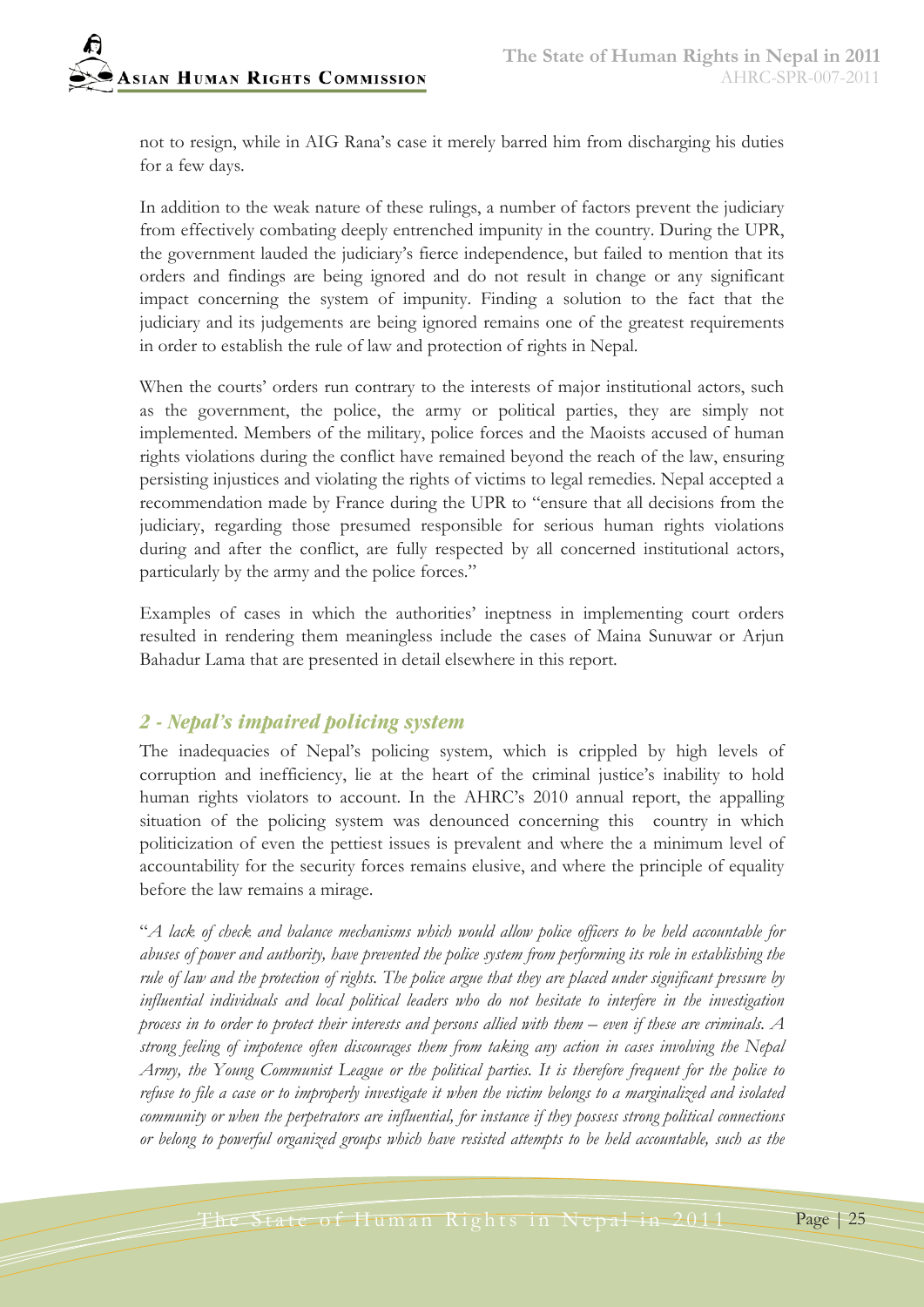not to resign, while in AIG Rana's case it merely barred him from discharging his duties for a few days.

In addition to the weak nature of these rulings, a number of factors prevent the judiciary from effectively combating deeply entrenched impunity in the country. During the UPR, the government lauded the judiciary's fierce independence, but failed to mention that its orders and findings are being ignored and do not result in change or any significant impact concerning the system of impunity. Finding a solution to the fact that the judiciary and its judgements are being ignored remains one of the greatest requirements in order to establish the rule of law and protection of rights in Nepal.

When the courts' orders run contrary to the interests of major institutional actors, such as the government, the police, the army or political parties, they are simply not implemented. Members of the military, police forces and the Maoists accused of human rights violations during the conflict have remained beyond the reach of the law, ensuring persisting injustices and violating the rights of victims to legal remedies. Nepal accepted a recommendation made by France during the UPR to "ensure that all decisions from the judiciary, regarding those presumed responsible for serious human rights violations during and after the conflict, are fully respected by all concerned institutional actors, particularly by the army and the police forces."

Examples of cases in which the authorities' ineptness in implementing court orders resulted in rendering them meaningless include the cases of Maina Sunuwar or Arjun Bahadur Lama that are presented in detail elsewhere in this report.

## *2 - Nepal's impaired policing system*

The inadequacies of Nepal's policing system, which is crippled by high levels of corruption and inefficiency, lie at the heart of the criminal justice's inability to hold human rights violators to account. In the AHRC's 2010 annual report, the appalling situation of the policing system was denounced concerning this country in which politicization of even the pettiest issues is prevalent and where the a minimum level of accountability for the security forces remains elusive, and where the principle of equality before the law remains a mirage.

"*A lack of check and balance mechanisms which would allow police officers to be held accountable for abuses of power and authority, have prevented the police system from performing its role in establishing the rule of law and the protection of rights. The police argue that they are placed under significant pressure by influential individuals and local political leaders who do not hesitate to interfere in the investigation process in to order to protect their interests and persons allied with them – even if these are criminals. A strong feeling of impotence often discourages them from taking any action in cases involving the Nepal Army, the Young Communist League or the political parties. It is therefore frequent for the police to refuse to file a case or to improperly investigate it when the victim belongs to a marginalized and isolated community or when the perpetrators are influential, for instance if they possess strong political connections or belong to powerful organized groups which have resisted attempts to be held accountable, such as the*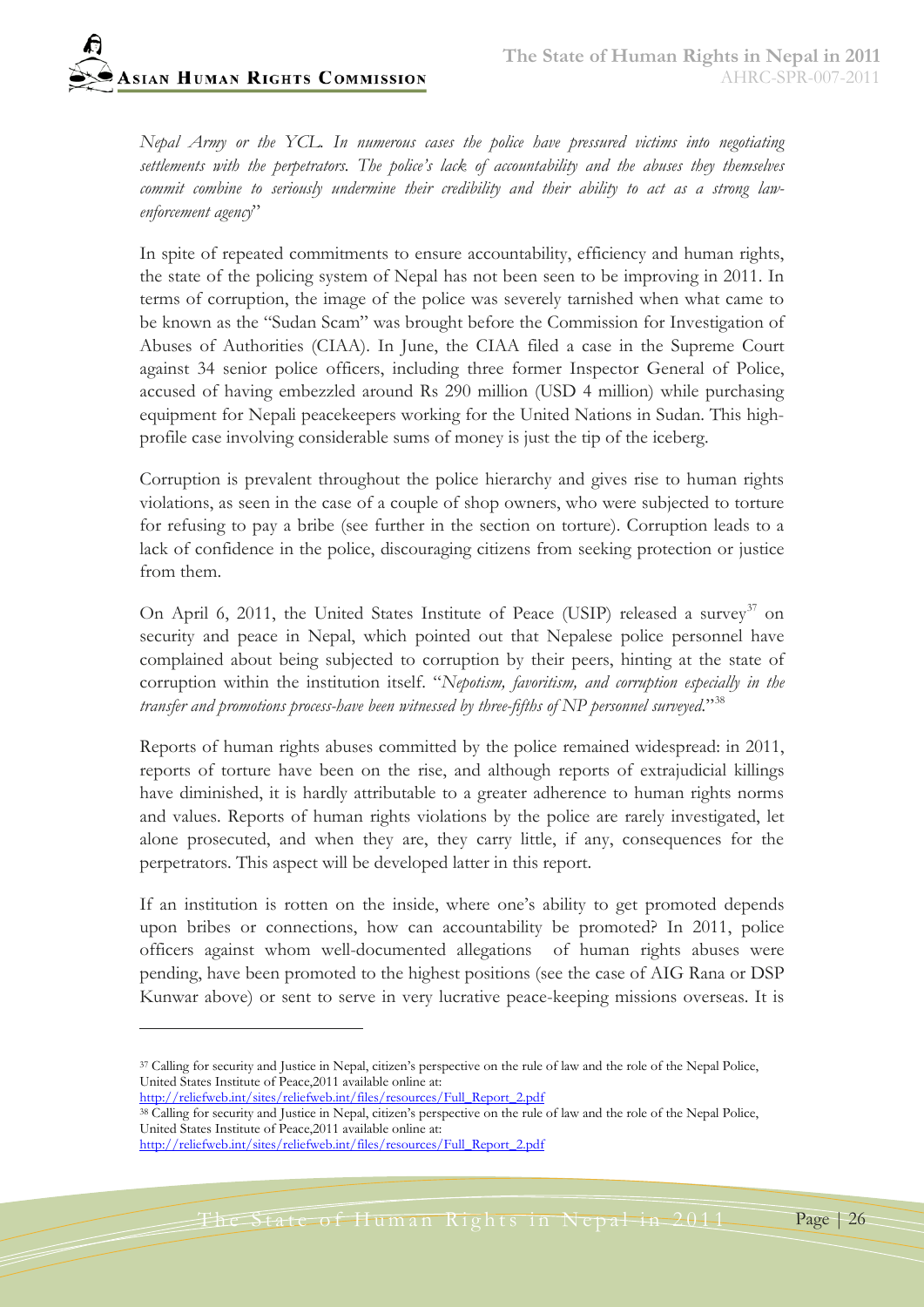*Nepal Army or the YCL. In numerous cases the police have pressured victims into negotiating settlements with the perpetrators. The police's lack of accountability and the abuses they themselves commit combine to seriously undermine their credibility and their ability to act as a strong law-enforcement agency*"

In spite of repeated commitments to ensure accountability, efficiency and human rights, the state of the policing system of Nepal has not been seen to be improving in 2011. In terms of corruption, the image of the police was severely tarnished when what came to be known as the "Sudan Scam" was brought before the Commission for Investigation of Abuses of Authorities (CIAA). In June, the CIAA filed a case in the Supreme Court against 34 senior police officers, including three former Inspector General of Police, accused of having embezzled around Rs 290 million (USD 4 million) while purchasing equipment for Nepali peacekeepers working for the United Nations in Sudan. This high-profile case involving considerable sums of money is just the tip of the iceberg.

Corruption is prevalent throughout the police hierarchy and gives rise to human rights violations, as seen in the case of a couple of shop owners, who were subjected to torture for refusing to pay a bribe (see further in the section on torture). Corruption leads to a lack of confidence in the police, discouraging citizens from seeking protection or justice from them.

On April 6, 2011, the United States Institute of Peace (USIP) released a survey[37] on security and peace in Nepal, which pointed out that Nepalese police personnel have complained about being subjected to corruption by their peers, hinting at the state of corruption within the institution itself. "*Nepotism, favoritism, and corruption especially in the transfer and promotions process-have been witnessed by three-fifths of NP personnel surveyed.*"[38]

Reports of human rights abuses committed by the police remained widespread: in 2011, reports of torture have been on the rise, and although reports of extrajudicial killings have diminished, it is hardly attributable to a greater adherence to human rights norms and values. Reports of human rights violations by the police are rarely investigated, let alone prosecuted, and when they are, they carry little, if any, consequences for the perpetrators. This aspect will be developed latter in this report.

If an institution is rotten on the inside, where one's ability to get promoted depends upon bribes or connections, how can accountability be promoted? In 2011, police officers against whom well-documented allegations of human rights abuses were pending, have been promoted to the highest positions (see the case of AIG Rana or DSP Kunwar above) or sent to serve in very lucrative peace-keeping missions overseas. It is

---

[37] Calling for security and Justice in Nepal, citizen's perspective on the rule of law and the role of the Nepal Police, United States Institute of Peace,2011 available online at: http://reliefweb.int/sites/reliefweb.int/files/resources/Full_Report_2.pdf

[38] Calling for security and Justice in Nepal, citizen's perspective on the rule of law and the role of the Nepal Police, United States Institute of Peace,2011 available online at: http://reliefweb.int/sites/reliefweb.int/files/resources/Full_Report_2.pdf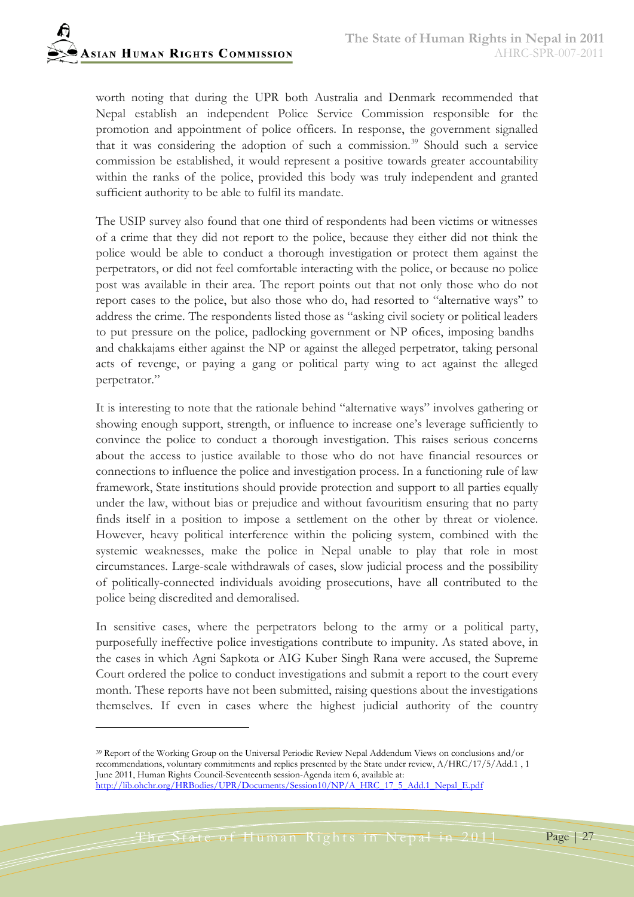worth noting that during the UPR both Australia and Denmark recommended that Nepal establish an independent Police Service Commission responsible for the promotion and appointment of police officers. In response, the government signalled that it was considering the adoption of such a commission.[39] Should such a service commission be established, it would represent a positive towards greater accountability within the ranks of the police, provided this body was truly independent and granted sufficient authority to be able to fulfil its mandate.

The USIP survey also found that one third of respondents had been victims or witnesses of a crime that they did not report to the police, because they either did not think the police would be able to conduct a thorough investigation or protect them against the perpetrators, or did not feel comfortable interacting with the police, or because no police post was available in their area. The report points out that not only those who do not report cases to the police, but also those who do, had resorted to "alternative ways" to address the crime. The respondents listed those as "asking civil society or political leaders to put pressure on the police, padlocking government or NP ofices, imposing bandhs and chakkajams either against the NP or against the alleged perpetrator, taking personal acts of revenge, or paying a gang or political party wing to act against the alleged perpetrator."

It is interesting to note that the rationale behind "alternative ways" involves gathering or showing enough support, strength, or influence to increase one's leverage sufficiently to convince the police to conduct a thorough investigation. This raises serious concerns about the access to justice available to those who do not have financial resources or connections to influence the police and investigation process. In a functioning rule of law framework, State institutions should provide protection and support to all parties equally under the law, without bias or prejudice and without favouritism ensuring that no party finds itself in a position to impose a settlement on the other by threat or violence. However, heavy political interference within the policing system, combined with the systemic weaknesses, make the police in Nepal unable to play that role in most circumstances. Large-scale withdrawals of cases, slow judicial process and the possibility of politically-connected individuals avoiding prosecutions, have all contributed to the police being discredited and demoralised.

In sensitive cases, where the perpetrators belong to the army or a political party, purposefully ineffective police investigations contribute to impunity. As stated above, in the cases in which Agni Sapkota or AIG Kuber Singh Rana were accused, the Supreme Court ordered the police to conduct investigations and submit a report to the court every month. These reports have not been submitted, raising questions about the investigations themselves. If even in cases where the highest judicial authority of the country

---

[39] Report of the Working Group on the Universal Periodic Review Nepal Addendum Views on conclusions and/or recommendations, voluntary commitments and replies presented by the State under review, A/HRC/17/5/Add.1 , 1 June 2011, Human Rights Council-Seventeenth session-Agenda item 6, available at: http://lib.ohchr.org/HRBodies/UPR/Documents/Session10/NP/A_HRC_17_5_Add.1_Nepal_E.pdf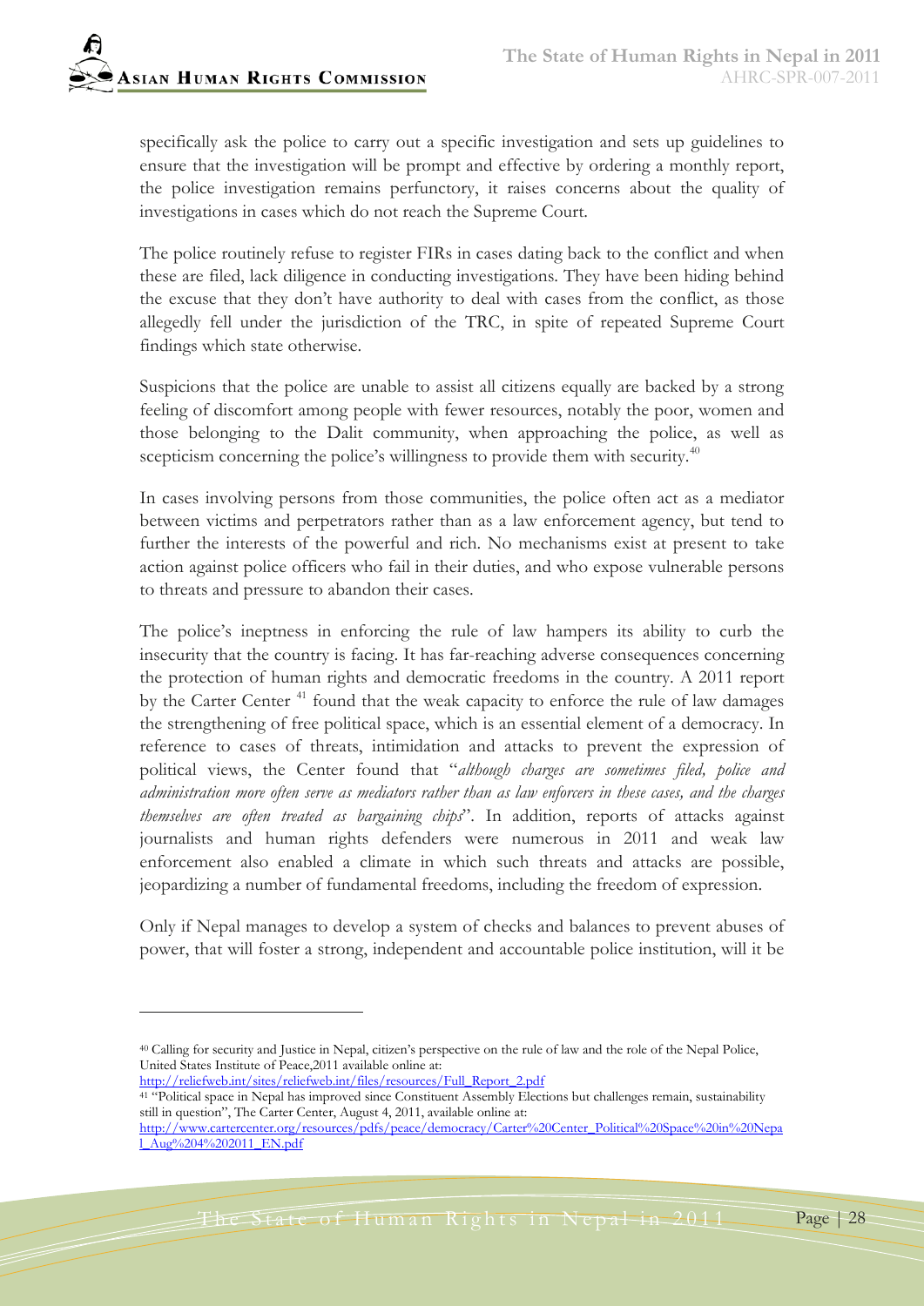specifically ask the police to carry out a specific investigation and sets up guidelines to ensure that the investigation will be prompt and effective by ordering a monthly report, the police investigation remains perfunctory, it raises concerns about the quality of investigations in cases which do not reach the Supreme Court.

The police routinely refuse to register FIRs in cases dating back to the conflict and when these are filed, lack diligence in conducting investigations. They have been hiding behind the excuse that they don't have authority to deal with cases from the conflict, as those allegedly fell under the jurisdiction of the TRC, in spite of repeated Supreme Court findings which state otherwise.

Suspicions that the police are unable to assist all citizens equally are backed by a strong feeling of discomfort among people with fewer resources, notably the poor, women and those belonging to the Dalit community, when approaching the police, as well as scepticism concerning the police's willingness to provide them with security.[40]

In cases involving persons from those communities, the police often act as a mediator between victims and perpetrators rather than as a law enforcement agency, but tend to further the interests of the powerful and rich. No mechanisms exist at present to take action against police officers who fail in their duties, and who expose vulnerable persons to threats and pressure to abandon their cases.

The police's ineptness in enforcing the rule of law hampers its ability to curb the insecurity that the country is facing. It has far-reaching adverse consequences concerning the protection of human rights and democratic freedoms in the country. A 2011 report by the Carter Center [41] found that the weak capacity to enforce the rule of law damages the strengthening of free political space, which is an essential element of a democracy. In reference to cases of threats, intimidation and attacks to prevent the expression of political views, the Center found that "*although charges are sometimes filed, police and administration more often serve as mediators rather than as law enforcers in these cases, and the charges themselves are often treated as bargaining chips*". In addition, reports of attacks against journalists and human rights defenders were numerous in 2011 and weak law enforcement also enabled a climate in which such threats and attacks are possible, jeopardizing a number of fundamental freedoms, including the freedom of expression.

Only if Nepal manages to develop a system of checks and balances to prevent abuses of power, that will foster a strong, independent and accountable police institution, will it be

---

[40] Calling for security and Justice in Nepal, citizen's perspective on the rule of law and the role of the Nepal Police, United States Institute of Peace,2011 available online at: http://reliefweb.int/sites/reliefweb.int/files/resources/Full_Report_2.pdf

[41] "Political space in Nepal has improved since Constituent Assembly Elections but challenges remain, sustainability still in question", The Carter Center, August 4, 2011, available online at: http://www.cartercenter.org/resources/pdfs/peace/democracy/Carter%20Center_Political%20Space%20in%20Nepal_Aug%204%202011_EN.pdf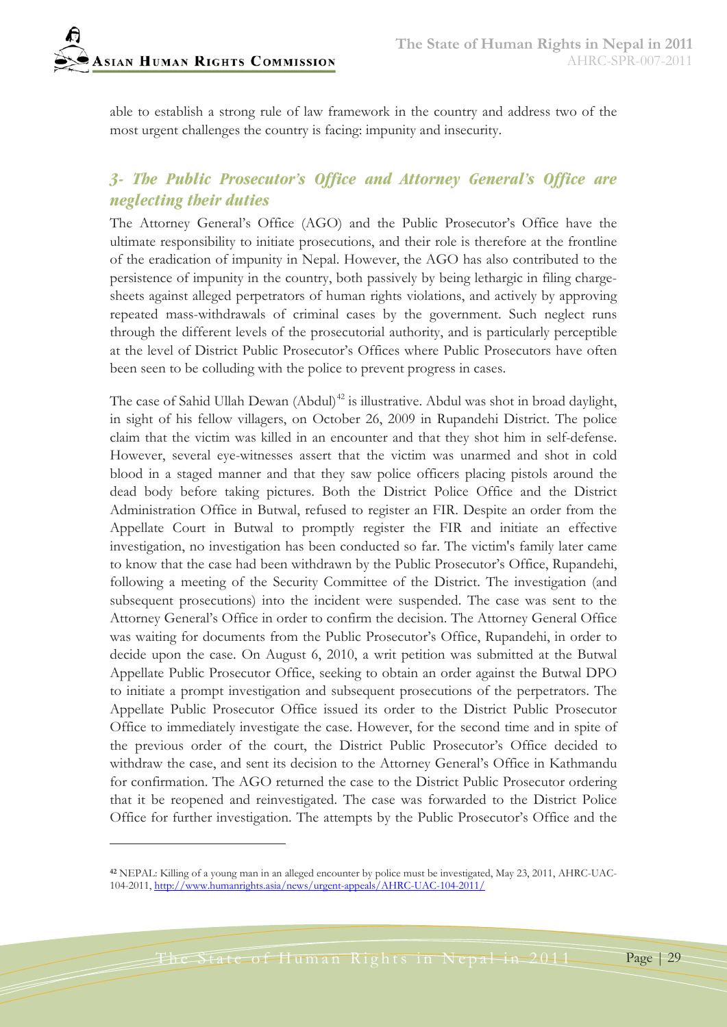able to establish a strong rule of law framework in the country and address two of the most urgent challenges the country is facing: impunity and insecurity.

### *3- The Public Prosecutor's Office and Attorney General's Office are neglecting their duties*

The Attorney General's Office (AGO) and the Public Prosecutor's Office have the ultimate responsibility to initiate prosecutions, and their role is therefore at the frontline of the eradication of impunity in Nepal. However, the AGO has also contributed to the persistence of impunity in the country, both passively by being lethargic in filing charge-sheets against alleged perpetrators of human rights violations, and actively by approving repeated mass-withdrawals of criminal cases by the government. Such neglect runs through the different levels of the prosecutorial authority, and is particularly perceptible at the level of District Public Prosecutor's Offices where Public Prosecutors have often been seen to be colluding with the police to prevent progress in cases.

The case of Sahid Ullah Dewan (Abdul)[42] is illustrative. Abdul was shot in broad daylight, in sight of his fellow villagers, on October 26, 2009 in Rupandehi District. The police claim that the victim was killed in an encounter and that they shot him in self-defense. However, several eye-witnesses assert that the victim was unarmed and shot in cold blood in a staged manner and that they saw police officers placing pistols around the dead body before taking pictures. Both the District Police Office and the District Administration Office in Butwal, refused to register an FIR. Despite an order from the Appellate Court in Butwal to promptly register the FIR and initiate an effective investigation, no investigation has been conducted so far. The victim's family later came to know that the case had been withdrawn by the Public Prosecutor's Office, Rupandehi, following a meeting of the Security Committee of the District. The investigation (and subsequent prosecutions) into the incident were suspended. The case was sent to the Attorney General's Office in order to confirm the decision. The Attorney General Office was waiting for documents from the Public Prosecutor's Office, Rupandehi, in order to decide upon the case. On August 6, 2010, a writ petition was submitted at the Butwal Appellate Public Prosecutor Office, seeking to obtain an order against the Butwal DPO to initiate a prompt investigation and subsequent prosecutions of the perpetrators. The Appellate Public Prosecutor Office issued its order to the District Public Prosecutor Office to immediately investigate the case. However, for the second time and in spite of the previous order of the court, the District Public Prosecutor's Office decided to withdraw the case, and sent its decision to the Attorney General's Office in Kathmandu for confirmation. The AGO returned the case to the District Public Prosecutor ordering that it be reopened and reinvestigated. The case was forwarded to the District Police Office for further investigation. The attempts by the Public Prosecutor's Office and the

---

[42] NEPAL: Killing of a young man in an alleged encounter by police must be investigated, May 23, 2011, AHRC-UAC-104-2011, http://www.humanrights.asia/news/urgent-appeals/AHRC-UAC-104-2011/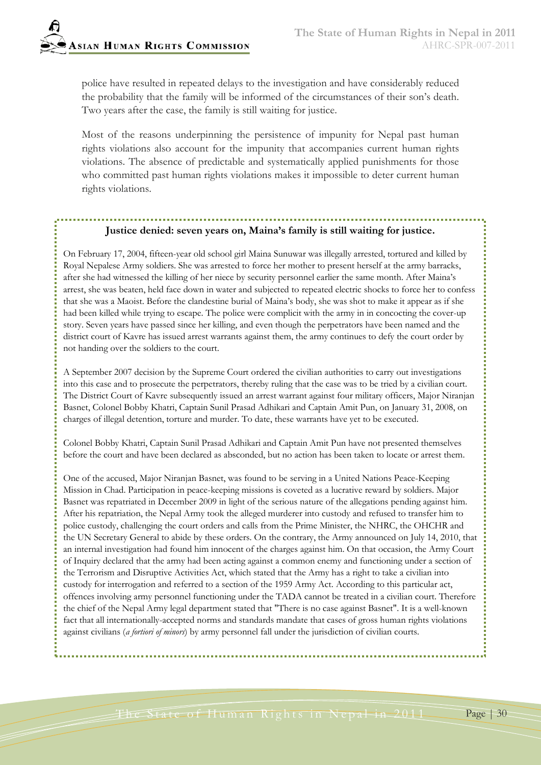police have resulted in repeated delays to the investigation and have considerably reduced the probability that the family will be informed of the circumstances of their son's death. Two years after the case, the family is still waiting for justice.

Most of the reasons underpinning the persistence of impunity for Nepal past human rights violations also account for the impunity that accompanies current human rights violations. The absence of predictable and systematically applied punishments for those who committed past human rights violations makes it impossible to deter current human rights violations.

**Justice denied: seven years on, Maina's family is still waiting for justice.**

On February 17, 2004, fifteen-year old school girl Maina Sunuwar was illegally arrested, tortured and killed by Royal Nepalese Army soldiers. She was arrested to force her mother to present herself at the army barracks, after she had witnessed the killing of her niece by security personnel earlier the same month. After Maina's arrest, she was beaten, held face down in water and subjected to repeated electric shocks to force her to confess that she was a Maoist. Before the clandestine burial of Maina's body, she was shot to make it appear as if she had been killed while trying to escape. The police were complicit with the army in in concocting the cover-up story. Seven years have passed since her killing, and even though the perpetrators have been named and the district court of Kavre has issued arrest warrants against them, the army continues to defy the court order by not handing over the soldiers to the court.

A September 2007 decision by the Supreme Court ordered the civilian authorities to carry out investigations into this case and to prosecute the perpetrators, thereby ruling that the case was to be tried by a civilian court. The District Court of Kavre subsequently issued an arrest warrant against four military officers, Major Niranjan Basnet, Colonel Bobby Khatri, Captain Sunil Prasad Adhikari and Captain Amit Pun, on January 31, 2008, on charges of illegal detention, torture and murder. To date, these warrants have yet to be executed.

Colonel Bobby Khatri, Captain Sunil Prasad Adhikari and Captain Amit Pun have not presented themselves before the court and have been declared as absconded, but no action has been taken to locate or arrest them.

One of the accused, Major Niranjan Basnet, was found to be serving in a United Nations Peace-Keeping Mission in Chad. Participation in peace-keeping missions is coveted as a lucrative reward by soldiers. Major Basnet was repatriated in December 2009 in light of the serious nature of the allegations pending against him. After his repatriation, the Nepal Army took the alleged murderer into custody and refused to transfer him to police custody, challenging the court orders and calls from the Prime Minister, the NHRC, the OHCHR and the UN Secretary General to abide by these orders. On the contrary, the Army announced on July 14, 2010, that an internal investigation had found him innocent of the charges against him. On that occasion, the Army Court of Inquiry declared that the army had been acting against a common enemy and functioning under a section of the Terrorism and Disruptive Activities Act, which stated that the Army has a right to take a civilian into custody for interrogation and referred to a section of the 1959 Army Act. According to this particular act, offences involving army personnel functioning under the TADA cannot be treated in a civilian court. Therefore the chief of the Nepal Army legal department stated that "There is no case against Basnet". It is a well-known fact that all internationally-accepted norms and standards mandate that cases of gross human rights violations against civilians (*a fortiori of minors*) by army personnel fall under the jurisdiction of civilian courts.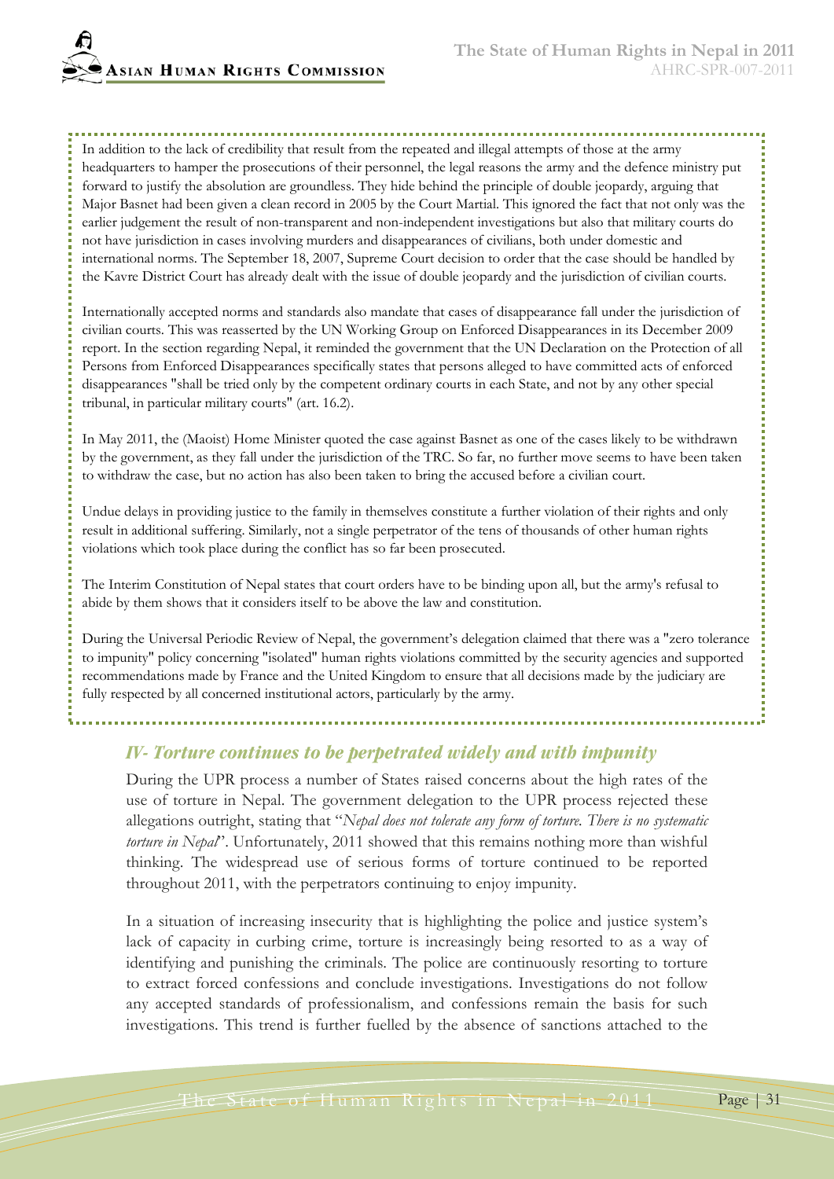In addition to the lack of credibility that result from the repeated and illegal attempts of those at the army headquarters to hamper the prosecutions of their personnel, the legal reasons the army and the defence ministry put forward to justify the absolution are groundless. They hide behind the principle of double jeopardy, arguing that Major Basnet had been given a clean record in 2005 by the Court Martial. This ignored the fact that not only was the earlier judgement the result of non-transparent and non-independent investigations but also that military courts do not have jurisdiction in cases involving murders and disappearances of civilians, both under domestic and international norms. The September 18, 2007, Supreme Court decision to order that the case should be handled by the Kavre District Court has already dealt with the issue of double jeopardy and the jurisdiction of civilian courts.

Internationally accepted norms and standards also mandate that cases of disappearance fall under the jurisdiction of civilian courts. This was reasserted by the UN Working Group on Enforced Disappearances in its December 2009 report. In the section regarding Nepal, it reminded the government that the UN Declaration on the Protection of all Persons from Enforced Disappearances specifically states that persons alleged to have committed acts of enforced disappearances "shall be tried only by the competent ordinary courts in each State, and not by any other special tribunal, in particular military courts" (art. 16.2).

In May 2011, the (Maoist) Home Minister quoted the case against Basnet as one of the cases likely to be withdrawn by the government, as they fall under the jurisdiction of the TRC. So far, no further move seems to have been taken to withdraw the case, but no action has also been taken to bring the accused before a civilian court.

Undue delays in providing justice to the family in themselves constitute a further violation of their rights and only result in additional suffering. Similarly, not a single perpetrator of the tens of thousands of other human rights violations which took place during the conflict has so far been prosecuted.

The Interim Constitution of Nepal states that court orders have to be binding upon all, but the army's refusal to abide by them shows that it considers itself to be above the law and constitution.

During the Universal Periodic Review of Nepal, the government's delegation claimed that there was a "zero tolerance to impunity" policy concerning "isolated" human rights violations committed by the security agencies and supported recommendations made by France and the United Kingdom to ensure that all decisions made by the judiciary are fully respected by all concerned institutional actors, particularly by the army.

## IV- Torture continues to be perpetrated widely and with impunity

During the UPR process a number of States raised concerns about the high rates of the use of torture in Nepal. The government delegation to the UPR process rejected these allegations outright, stating that "*Nepal does not tolerate any form of torture. There is no systematic torture in Nepal*". Unfortunately, 2011 showed that this remains nothing more than wishful thinking. The widespread use of serious forms of torture continued to be reported throughout 2011, with the perpetrators continuing to enjoy impunity.

In a situation of increasing insecurity that is highlighting the police and justice system's lack of capacity in curbing crime, torture is increasingly being resorted to as a way of identifying and punishing the criminals. The police are continuously resorting to torture to extract forced confessions and conclude investigations. Investigations do not follow any accepted standards of professionalism, and confessions remain the basis for such investigations. This trend is further fuelled by the absence of sanctions attached to the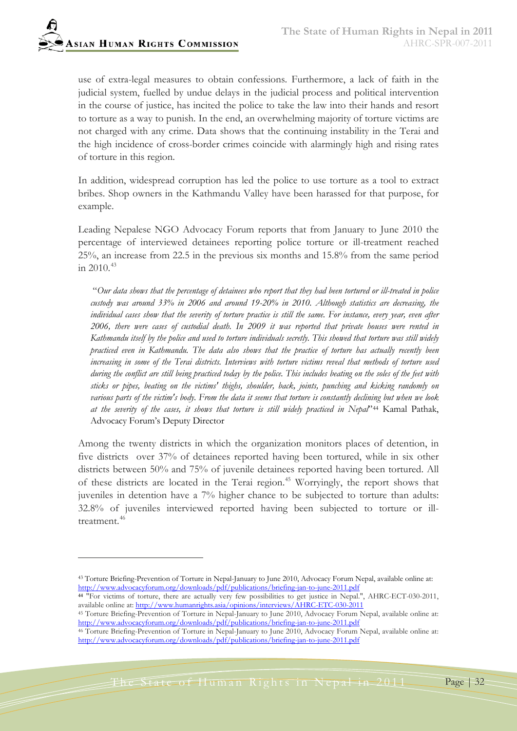use of extra-legal measures to obtain confessions. Furthermore, a lack of faith in the judicial system, fuelled by undue delays in the judicial process and political intervention in the course of justice, has incited the police to take the law into their hands and resort to torture as a way to punish. In the end, an overwhelming majority of torture victims are not charged with any crime. Data shows that the continuing instability in the Terai and the high incidence of cross-border crimes coincide with alarmingly high and rising rates of torture in this region.

In addition, widespread corruption has led the police to use torture as a tool to extract bribes. Shop owners in the Kathmandu Valley have been harassed for that purpose, for example.

Leading Nepalese NGO Advocacy Forum reports that from January to June 2010 the percentage of interviewed detainees reporting police torture or ill-treatment reached 25%, an increase from 22.5 in the previous six months and 15.8% from the same period in 2010.[43]

> "*Our data shows that the percentage of detainees who report that they had been tortured or ill-treated in police custody was around 33% in 2006 and around 19-20% in 2010. Although statistics are decreasing, the individual cases show that the severity of torture practice is still the same. For instance, every year, even after 2006, there were cases of custodial death. In 2009 it was reported that private houses were rented in Kathmandu itself by the police and used to torture individuals secretly. This showed that torture was still widely practiced even in Kathmandu. The data also shows that the practice of torture has actually recently been increasing in some of the Terai districts. Interviews with torture victims reveal that methods of torture used during the conflict are still being practiced today by the police. This includes beating on the soles of the feet with sticks or pipes, beating on the victims' thighs, shoulder, back, joints, punching and kicking randomly on various parts of the victim's body. From the data it seems that torture is constantly declining but when we look at the severity of the cases, it shows that torture is still widely practiced in Nepal*"[44] Kamal Pathak, Advocacy Forum's Deputy Director

Among the twenty districts in which the organization monitors places of detention, in five districts over 37% of detainees reported having been tortured, while in six other districts between 50% and 75% of juvenile detainees reported having been tortured. All of these districts are located in the Terai region.[45] Worryingly, the report shows that juveniles in detention have a 7% higher chance to be subjected to torture than adults: 32.8% of juveniles interviewed reported having been subjected to torture or ill-treatment.[46]

---

[43] Torture Briefing-Prevention of Torture in Nepal-January to June 2010, Advocacy Forum Nepal, available online at: http://www.advocacyforum.org/downloads/pdf/publications/briefing-jan-to-june-2011.pdf

[44] "For victims of torture, there are actually very few possibilities to get justice in Nepal.", AHRC-ECT-030-2011, available online at: http://www.humanrights.asia/opinions/interviews/AHRC-ETC-030-2011

[45] Torture Briefing-Prevention of Torture in Nepal-January to June 2010, Advocacy Forum Nepal, available online at: http://www.advocacyforum.org/downloads/pdf/publications/briefing-jan-to-june-2011.pdf

[46] Torture Briefing-Prevention of Torture in Nepal-January to June 2010, Advocacy Forum Nepal, available online at: http://www.advocacyforum.org/downloads/pdf/publications/briefing-jan-to-june-2011.pdf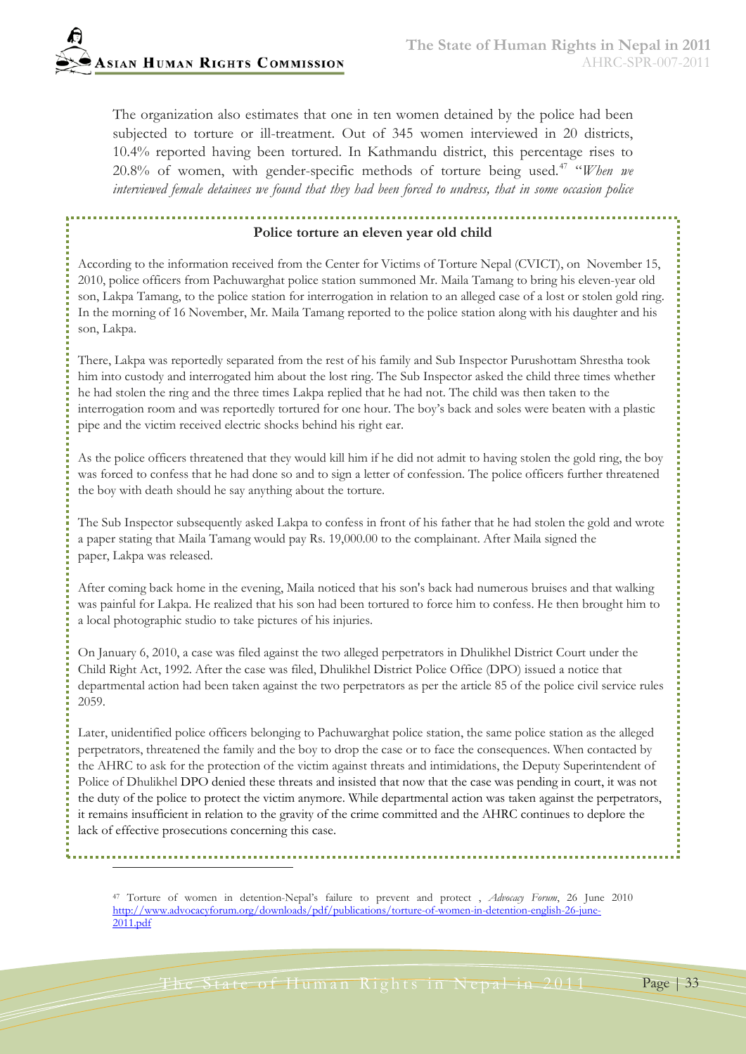The organization also estimates that one in ten women detained by the police had been subjected to torture or ill-treatment. Out of 345 women interviewed in 20 districts, 10.4% reported having been tortured. In Kathmandu district, this percentage rises to 20.8% of women, with gender-specific methods of torture being used.[47] "*When we interviewed female detainees we found that they had been forced to undress, that in some occasion police*

---

**Police torture an eleven year old child**

According to the information received from the Center for Victims of Torture Nepal (CVICT), on November 15, 2010, police officers from Pachuwarghat police station summoned Mr. Maila Tamang to bring his eleven-year old son, Lakpa Tamang, to the police station for interrogation in relation to an alleged case of a lost or stolen gold ring. In the morning of 16 November, Mr. Maila Tamang reported to the police station along with his daughter and his son, Lakpa.

There, Lakpa was reportedly separated from the rest of his family and Sub Inspector Purushottam Shrestha took him into custody and interrogated him about the lost ring. The Sub Inspector asked the child three times whether he had stolen the ring and the three times Lakpa replied that he had not. The child was then taken to the interrogation room and was reportedly tortured for one hour. The boy's back and soles were beaten with a plastic pipe and the victim received electric shocks behind his right ear.

As the police officers threatened that they would kill him if he did not admit to having stolen the gold ring, the boy was forced to confess that he had done so and to sign a letter of confession. The police officers further threatened the boy with death should he say anything about the torture.

The Sub Inspector subsequently asked Lakpa to confess in front of his father that he had stolen the gold and wrote a paper stating that Maila Tamang would pay Rs. 19,000.00 to the complainant. After Maila signed the paper, Lakpa was released.

After coming back home in the evening, Maila noticed that his son's back had numerous bruises and that walking was painful for Lakpa. He realized that his son had been tortured to force him to confess. He then brought him to a local photographic studio to take pictures of his injuries.

On January 6, 2010, a case was filed against the two alleged perpetrators in Dhulikhel District Court under the Child Right Act, 1992. After the case was filed, Dhulikhel District Police Office (DPO) issued a notice that departmental action had been taken against the two perpetrators as per the article 85 of the police civil service rules 2059.

Later, unidentified police officers belonging to Pachuwarghat police station, the same police station as the alleged perpetrators, threatened the family and the boy to drop the case or to face the consequences. When contacted by the AHRC to ask for the protection of the victim against threats and intimidations, the Deputy Superintendent of Police of Dhulikhel DPO denied these threats and insisted that now that the case was pending in court, it was not the duty of the police to protect the victim anymore. While departmental action was taken against the perpetrators, it remains insufficient in relation to the gravity of the crime committed and the AHRC continues to deplore the lack of effective prosecutions concerning this case.

---

[47] Torture of women in detention-Nepal's failure to prevent and protect , *Advocacy Forum*, 26 June 2010 http://www.advocacyforum.org/downloads/pdf/publications/torture-of-women-in-detention-english-26-june-2011.pdf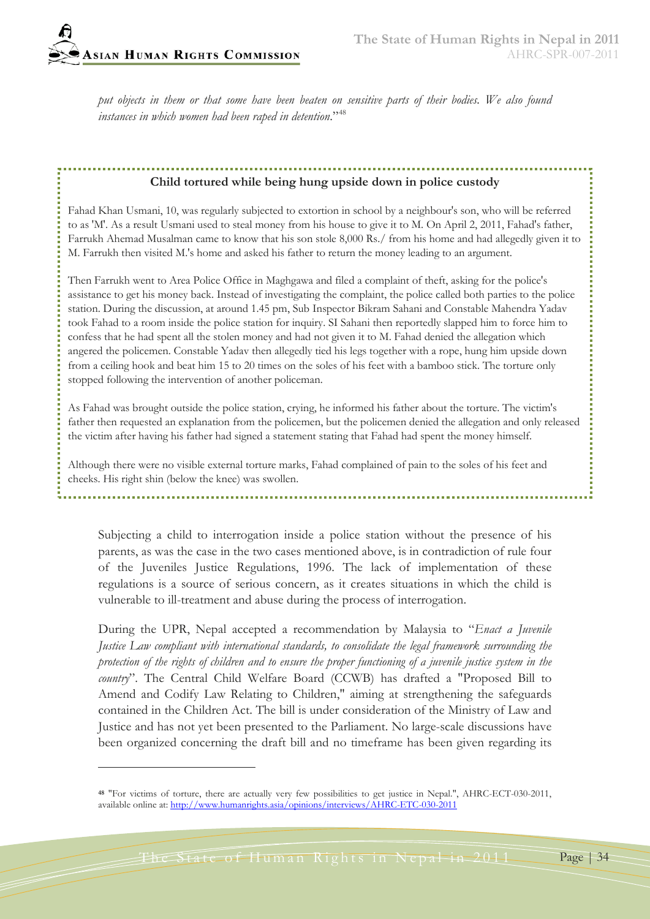*put objects in them or that some have been beaten on sensitive parts of their bodies. We also found instances in which women had been raped in detention*."[48]

**Child tortured while being hung upside down in police custody**

Fahad Khan Usmani, 10, was regularly subjected to extortion in school by a neighbour's son, who will be referred to as 'M'. As a result Usmani used to steal money from his house to give it to M. On April 2, 2011, Fahad's father, Farrukh Ahemad Musalman came to know that his son stole 8,000 Rs./ from his home and had allegedly given it to M. Farrukh then visited M.'s home and asked his father to return the money leading to an argument.

Then Farrukh went to Area Police Office in Maghgawa and filed a complaint of theft, asking for the police's assistance to get his money back. Instead of investigating the complaint, the police called both parties to the police station. During the discussion, at around 1.45 pm, Sub Inspector Bikram Sahani and Constable Mahendra Yadav took Fahad to a room inside the police station for inquiry. SI Sahani then reportedly slapped him to force him to confess that he had spent all the stolen money and had not given it to M. Fahad denied the allegation which angered the policemen. Constable Yadav then allegedly tied his legs together with a rope, hung him upside down from a ceiling hook and beat him 15 to 20 times on the soles of his feet with a bamboo stick. The torture only stopped following the intervention of another policeman.

As Fahad was brought outside the police station, crying, he informed his father about the torture. The victim's father then requested an explanation from the policemen, but the policemen denied the allegation and only released the victim after having his father had signed a statement stating that Fahad had spent the money himself.

Although there were no visible external torture marks, Fahad complained of pain to the soles of his feet and cheeks. His right shin (below the knee) was swollen.

Subjecting a child to interrogation inside a police station without the presence of his parents, as was the case in the two cases mentioned above, is in contradiction of rule four of the Juveniles Justice Regulations, 1996. The lack of implementation of these regulations is a source of serious concern, as it creates situations in which the child is vulnerable to ill-treatment and abuse during the process of interrogation.

During the UPR, Nepal accepted a recommendation by Malaysia to "*Enact a Juvenile Justice Law compliant with international standards, to consolidate the legal framework surrounding the protection of the rights of children and to ensure the proper functioning of a juvenile justice system in the country*". The Central Child Welfare Board (CCWB) has drafted a "Proposed Bill to Amend and Codify Law Relating to Children," aiming at strengthening the safeguards contained in the Children Act. The bill is under consideration of the Ministry of Law and Justice and has not yet been presented to the Parliament. No large-scale discussions have been organized concerning the draft bill and no timeframe has been given regarding its

---

[48] "For victims of torture, there are actually very few possibilities to get justice in Nepal.", AHRC-ECT-030-2011, available online at: http://www.humanrights.asia/opinions/interviews/AHRC-ETC-030-2011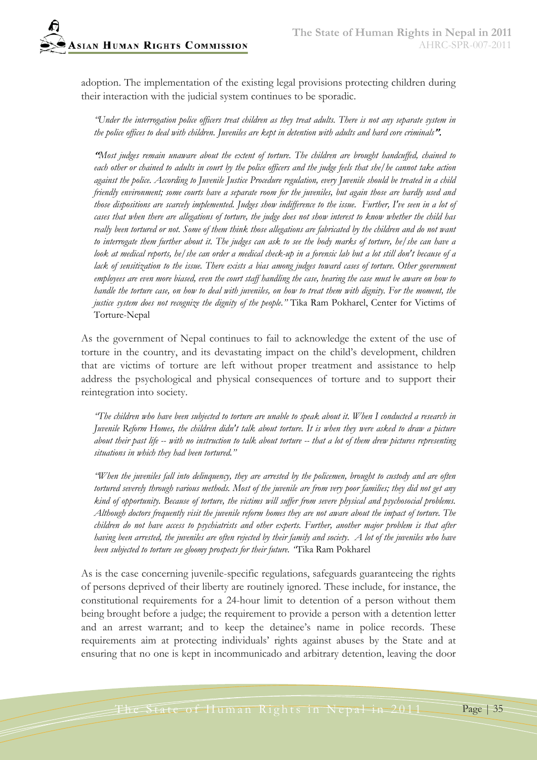adoption. The implementation of the existing legal provisions protecting children during their interaction with the judicial system continues to be sporadic.

> *"Under the interrogation police officers treat children as they treat adults. There is not any separate system in the police offices to deal with children. Juveniles are kept in detention with adults and hard core criminals".*

> *"Most judges remain unaware about the extent of torture. The children are brought handcuffed, chained to each other or chained to adults in court by the police officers and the judge feels that she/he cannot take action against the police. According to Juvenile Justice Procedure regulation, every Juvenile should be treated in a child friendly environment; some courts have a separate room for the juveniles, but again those are hardly used and those dispositions are scarcely implemented. Judges show indifference to the issue. Further, I've seen in a lot of cases that when there are allegations of torture, the judge does not show interest to know whether the child has really been tortured or not. Some of them think those allegations are fabricated by the children and do not want to interrogate them further about it. The judges can ask to see the body marks of torture, he/she can have a look at medical reports, he/she can order a medical check-up in a forensic lab but a lot still don't because of a lack of sensitization to the issue. There exists a bias among judges toward cases of torture. Other government employees are even more biased, even the court staff handling the case, hearing the case must be aware on how to handle the torture case, on how to deal with juveniles, on how to treat them with dignity. For the moment, the justice system does not recognize the dignity of the people."* Tika Ram Pokharel, Center for Victims of Torture-Nepal

As the government of Nepal continues to fail to acknowledge the extent of the use of torture in the country, and its devastating impact on the child's development, children that are victims of torture are left without proper treatment and assistance to help address the psychological and physical consequences of torture and to support their reintegration into society.

> *"The children who have been subjected to torture are unable to speak about it. When I conducted a research in Juvenile Reform Homes, the children didn't talk about torture. It is when they were asked to draw a picture about their past life -- with no instruction to talk about torture -- that a lot of them drew pictures representing situations in which they had been tortured."*

> *"When the juveniles fall into delinquency, they are arrested by the policemen, brought to custody and are often tortured severely through various methods. Most of the juvenile are from very poor families; they did not get any kind of opportunity. Because of torture, the victims will suffer from severe physical and psychosocial problems. Although doctors frequently visit the juvenile reform homes they are not aware about the impact of torture. The children do not have access to psychiatrists and other experts. Further, another major problem is that after having been arrested, the juveniles are often rejected by their family and society. A lot of the juveniles who have been subjected to torture see gloomy prospects for their future. "*Tika Ram Pokharel

As is the case concerning juvenile-specific regulations, safeguards guaranteeing the rights of persons deprived of their liberty are routinely ignored. These include, for instance, the constitutional requirements for a 24-hour limit to detention of a person without them being brought before a judge; the requirement to provide a person with a detention letter and an arrest warrant; and to keep the detainee's name in police records. These requirements aim at protecting individuals' rights against abuses by the State and at ensuring that no one is kept in incommunicado and arbitrary detention, leaving the door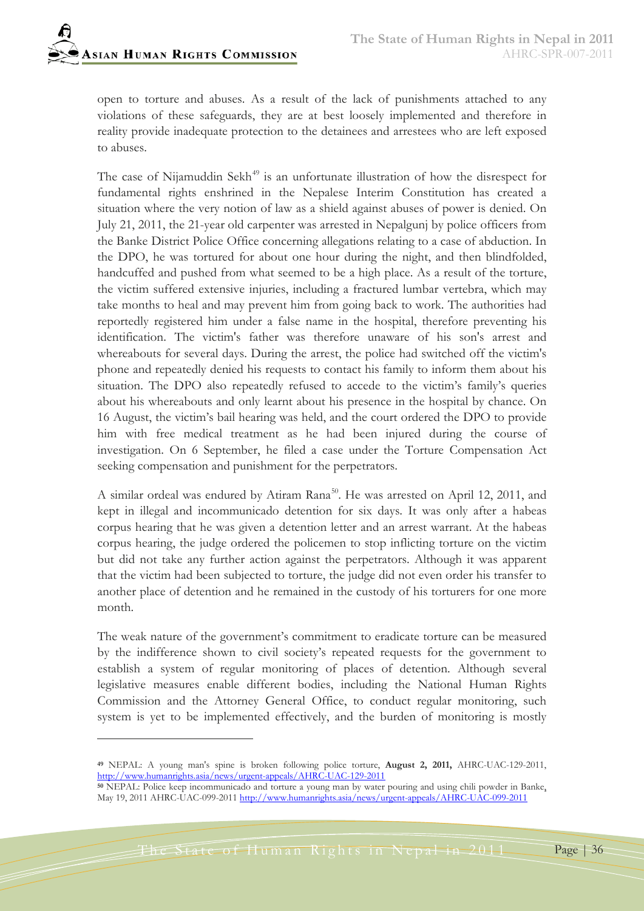open to torture and abuses. As a result of the lack of punishments attached to any violations of these safeguards, they are at best loosely implemented and therefore in reality provide inadequate protection to the detainees and arrestees who are left exposed to abuses.

The case of Nijamuddin Sekh[49] is an unfortunate illustration of how the disrespect for fundamental rights enshrined in the Nepalese Interim Constitution has created a situation where the very notion of law as a shield against abuses of power is denied. On July 21, 2011, the 21-year old carpenter was arrested in Nepalgunj by police officers from the Banke District Police Office concerning allegations relating to a case of abduction. In the DPO, he was tortured for about one hour during the night, and then blindfolded, handcuffed and pushed from what seemed to be a high place. As a result of the torture, the victim suffered extensive injuries, including a fractured lumbar vertebra, which may take months to heal and may prevent him from going back to work. The authorities had reportedly registered him under a false name in the hospital, therefore preventing his identification. The victim's father was therefore unaware of his son's arrest and whereabouts for several days. During the arrest, the police had switched off the victim's phone and repeatedly denied his requests to contact his family to inform them about his situation. The DPO also repeatedly refused to accede to the victim's family's queries about his whereabouts and only learnt about his presence in the hospital by chance. On 16 August, the victim's bail hearing was held, and the court ordered the DPO to provide him with free medical treatment as he had been injured during the course of investigation. On 6 September, he filed a case under the Torture Compensation Act seeking compensation and punishment for the perpetrators.

A similar ordeal was endured by Atiram Rana[50]. He was arrested on April 12, 2011, and kept in illegal and incommunicado detention for six days. It was only after a habeas corpus hearing that he was given a detention letter and an arrest warrant. At the habeas corpus hearing, the judge ordered the policemen to stop inflicting torture on the victim but did not take any further action against the perpetrators. Although it was apparent that the victim had been subjected to torture, the judge did not even order his transfer to another place of detention and he remained in the custody of his torturers for one more month.

The weak nature of the government's commitment to eradicate torture can be measured by the indifference shown to civil society's repeated requests for the government to establish a system of regular monitoring of places of detention. Although several legislative measures enable different bodies, including the National Human Rights Commission and the Attorney General Office, to conduct regular monitoring, such system is yet to be implemented effectively, and the burden of monitoring is mostly

---

[49] NEPAL: A young man's spine is broken following police torture, **August 2, 2011,** AHRC-UAC-129-2011, http://www.humanrights.asia/news/urgent-appeals/AHRC-UAC-129-2011

[50] NEPAL: Police keep incommunicado and torture a young man by water pouring and using chili powder in Banke, May 19, 2011 AHRC-UAC-099-2011 http://www.humanrights.asia/news/urgent-appeals/AHRC-UAC-099-2011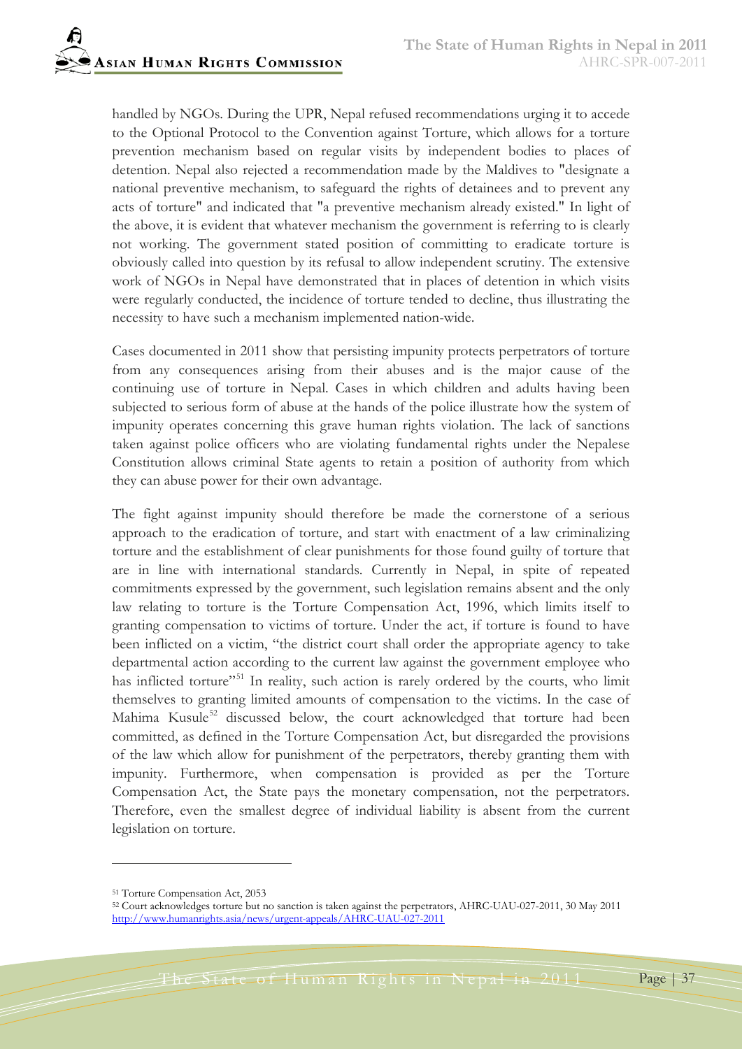handled by NGOs. During the UPR, Nepal refused recommendations urging it to accede to the Optional Protocol to the Convention against Torture, which allows for a torture prevention mechanism based on regular visits by independent bodies to places of detention. Nepal also rejected a recommendation made by the Maldives to "designate a national preventive mechanism, to safeguard the rights of detainees and to prevent any acts of torture" and indicated that "a preventive mechanism already existed." In light of the above, it is evident that whatever mechanism the government is referring to is clearly not working. The government stated position of committing to eradicate torture is obviously called into question by its refusal to allow independent scrutiny. The extensive work of NGOs in Nepal have demonstrated that in places of detention in which visits were regularly conducted, the incidence of torture tended to decline, thus illustrating the necessity to have such a mechanism implemented nation-wide.

Cases documented in 2011 show that persisting impunity protects perpetrators of torture from any consequences arising from their abuses and is the major cause of the continuing use of torture in Nepal. Cases in which children and adults having been subjected to serious form of abuse at the hands of the police illustrate how the system of impunity operates concerning this grave human rights violation. The lack of sanctions taken against police officers who are violating fundamental rights under the Nepalese Constitution allows criminal State agents to retain a position of authority from which they can abuse power for their own advantage.

The fight against impunity should therefore be made the cornerstone of a serious approach to the eradication of torture, and start with enactment of a law criminalizing torture and the establishment of clear punishments for those found guilty of torture that are in line with international standards. Currently in Nepal, in spite of repeated commitments expressed by the government, such legislation remains absent and the only law relating to torture is the Torture Compensation Act, 1996, which limits itself to granting compensation to victims of torture. Under the act, if torture is found to have been inflicted on a victim, "the district court shall order the appropriate agency to take departmental action according to the current law against the government employee who has inflicted torture"[51] In reality, such action is rarely ordered by the courts, who limit themselves to granting limited amounts of compensation to the victims. In the case of Mahima Kusule[52] discussed below, the court acknowledged that torture had been committed, as defined in the Torture Compensation Act, but disregarded the provisions of the law which allow for punishment of the perpetrators, thereby granting them with impunity. Furthermore, when compensation is provided as per the Torture Compensation Act, the State pays the monetary compensation, not the perpetrators. Therefore, even the smallest degree of individual liability is absent from the current legislation on torture.

---

[51] Torture Compensation Act, 2053

[52] Court acknowledges torture but no sanction is taken against the perpetrators, AHRC-UAU-027-2011, 30 May 2011 http://www.humanrights.asia/news/urgent-appeals/AHRC-UAU-027-2011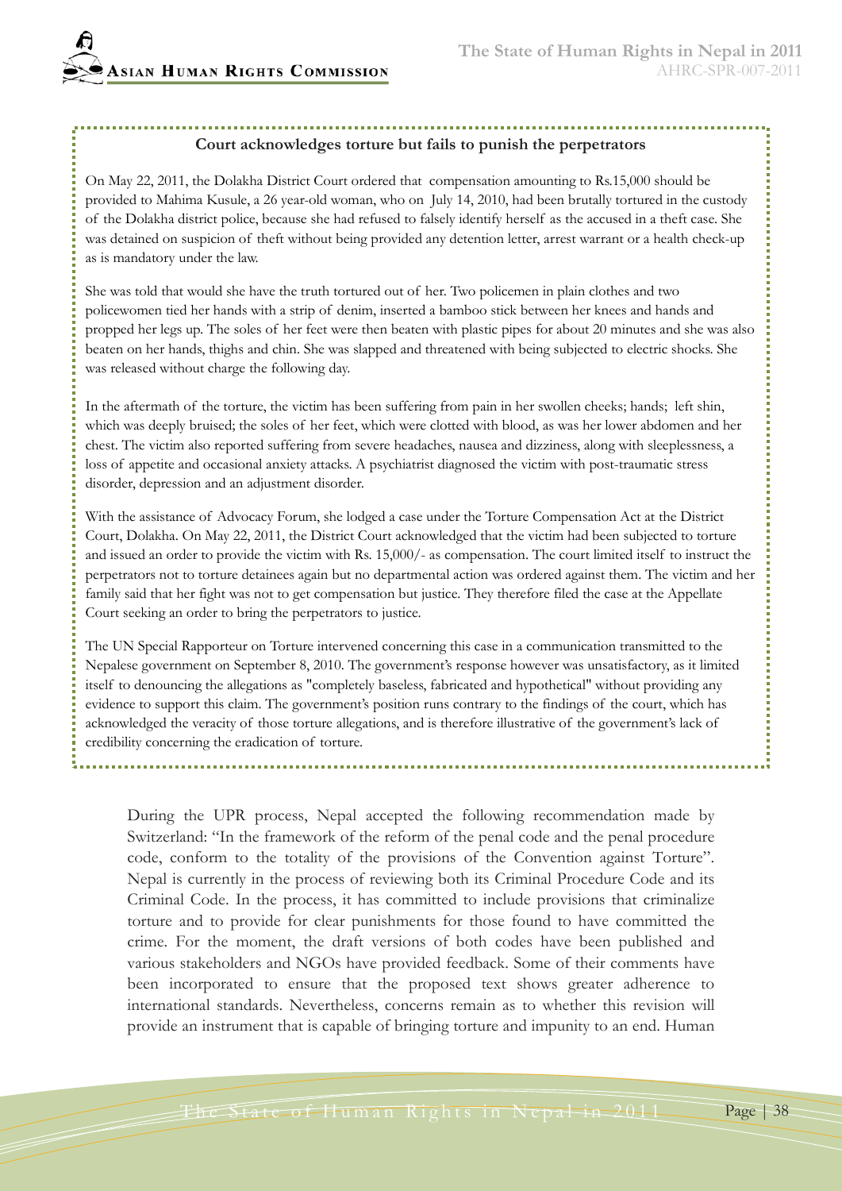### Court acknowledges torture but fails to punish the perpetrators

On May 22, 2011, the Dolakha District Court ordered that compensation amounting to Rs.15,000 should be provided to Mahima Kusule, a 26 year-old woman, who on July 14, 2010, had been brutally tortured in the custody of the Dolakha district police, because she had refused to falsely identify herself as the accused in a theft case. She was detained on suspicion of theft without being provided any detention letter, arrest warrant or a health check-up as is mandatory under the law.

She was told that would she have the truth tortured out of her. Two policemen in plain clothes and two policewomen tied her hands with a strip of denim, inserted a bamboo stick between her knees and hands and propped her legs up. The soles of her feet were then beaten with plastic pipes for about 20 minutes and she was also beaten on her hands, thighs and chin. She was slapped and threatened with being subjected to electric shocks. She was released without charge the following day.

In the aftermath of the torture, the victim has been suffering from pain in her swollen cheeks; hands; left shin, which was deeply bruised; the soles of her feet, which were clotted with blood, as was her lower abdomen and her chest. The victim also reported suffering from severe headaches, nausea and dizziness, along with sleeplessness, a loss of appetite and occasional anxiety attacks. A psychiatrist diagnosed the victim with post-traumatic stress disorder, depression and an adjustment disorder.

With the assistance of Advocacy Forum, she lodged a case under the Torture Compensation Act at the District Court, Dolakha. On May 22, 2011, the District Court acknowledged that the victim had been subjected to torture and issued an order to provide the victim with Rs. 15,000/- as compensation. The court limited itself to instruct the perpetrators not to torture detainees again but no departmental action was ordered against them. The victim and her family said that her fight was not to get compensation but justice. They therefore filed the case at the Appellate Court seeking an order to bring the perpetrators to justice.

The UN Special Rapporteur on Torture intervened concerning this case in a communication transmitted to the Nepalese government on September 8, 2010. The government's response however was unsatisfactory, as it limited itself to denouncing the allegations as "completely baseless, fabricated and hypothetical" without providing any evidence to support this claim. The government's position runs contrary to the findings of the court, which has acknowledged the veracity of those torture allegations, and is therefore illustrative of the government's lack of credibility concerning the eradication of torture.

During the UPR process, Nepal accepted the following recommendation made by Switzerland: "In the framework of the reform of the penal code and the penal procedure code, conform to the totality of the provisions of the Convention against Torture". Nepal is currently in the process of reviewing both its Criminal Procedure Code and its Criminal Code. In the process, it has committed to include provisions that criminalize torture and to provide for clear punishments for those found to have committed the crime. For the moment, the draft versions of both codes have been published and various stakeholders and NGOs have provided feedback. Some of their comments have been incorporated to ensure that the proposed text shows greater adherence to international standards. Nevertheless, concerns remain as to whether this revision will provide an instrument that is capable of bringing torture and impunity to an end. Human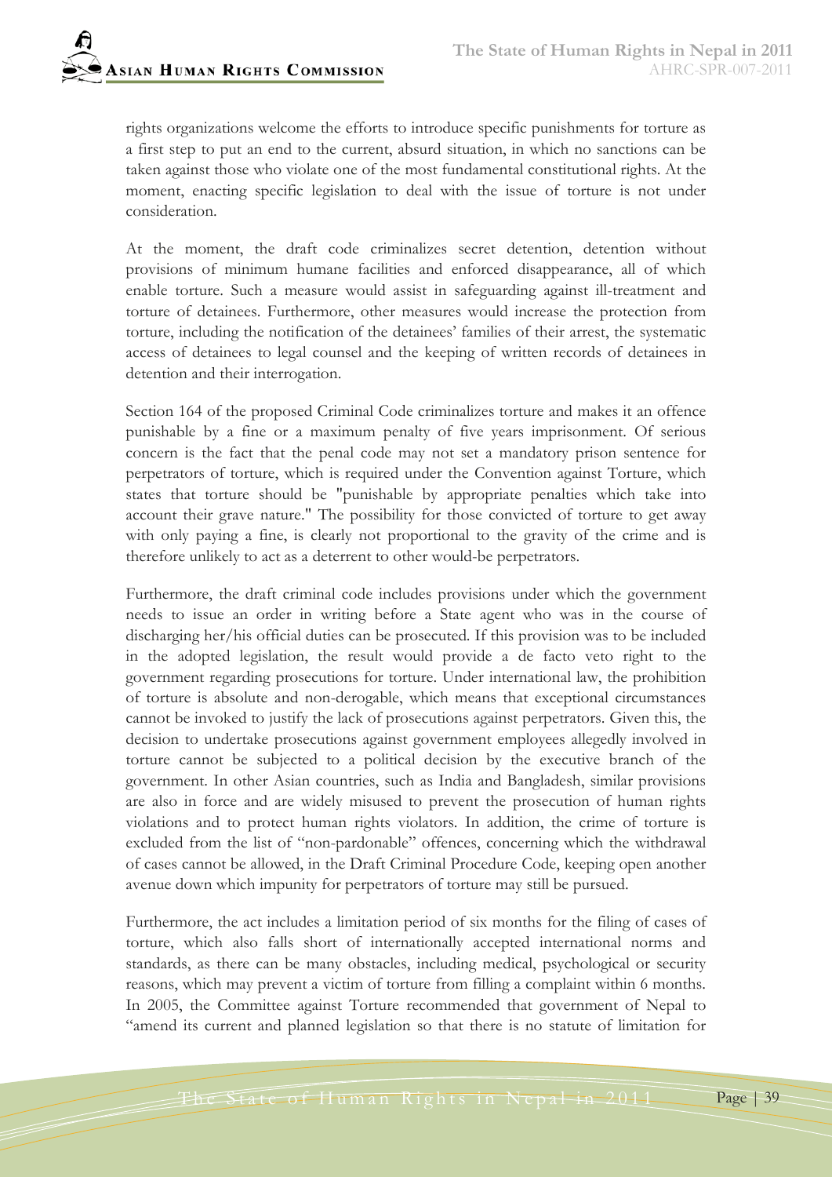rights organizations welcome the efforts to introduce specific punishments for torture as a first step to put an end to the current, absurd situation, in which no sanctions can be taken against those who violate one of the most fundamental constitutional rights. At the moment, enacting specific legislation to deal with the issue of torture is not under consideration.

At the moment, the draft code criminalizes secret detention, detention without provisions of minimum humane facilities and enforced disappearance, all of which enable torture. Such a measure would assist in safeguarding against ill-treatment and torture of detainees. Furthermore, other measures would increase the protection from torture, including the notification of the detainees' families of their arrest, the systematic access of detainees to legal counsel and the keeping of written records of detainees in detention and their interrogation.

Section 164 of the proposed Criminal Code criminalizes torture and makes it an offence punishable by a fine or a maximum penalty of five years imprisonment. Of serious concern is the fact that the penal code may not set a mandatory prison sentence for perpetrators of torture, which is required under the Convention against Torture, which states that torture should be "punishable by appropriate penalties which take into account their grave nature." The possibility for those convicted of torture to get away with only paying a fine, is clearly not proportional to the gravity of the crime and is therefore unlikely to act as a deterrent to other would-be perpetrators.

Furthermore, the draft criminal code includes provisions under which the government needs to issue an order in writing before a State agent who was in the course of discharging her/his official duties can be prosecuted. If this provision was to be included in the adopted legislation, the result would provide a de facto veto right to the government regarding prosecutions for torture. Under international law, the prohibition of torture is absolute and non-derogable, which means that exceptional circumstances cannot be invoked to justify the lack of prosecutions against perpetrators. Given this, the decision to undertake prosecutions against government employees allegedly involved in torture cannot be subjected to a political decision by the executive branch of the government. In other Asian countries, such as India and Bangladesh, similar provisions are also in force and are widely misused to prevent the prosecution of human rights violations and to protect human rights violators. In addition, the crime of torture is excluded from the list of "non-pardonable" offences, concerning which the withdrawal of cases cannot be allowed, in the Draft Criminal Procedure Code, keeping open another avenue down which impunity for perpetrators of torture may still be pursued.

Furthermore, the act includes a limitation period of six months for the filing of cases of torture, which also falls short of internationally accepted international norms and standards, as there can be many obstacles, including medical, psychological or security reasons, which may prevent a victim of torture from filling a complaint within 6 months. In 2005, the Committee against Torture recommended that government of Nepal to "amend its current and planned legislation so that there is no statute of limitation for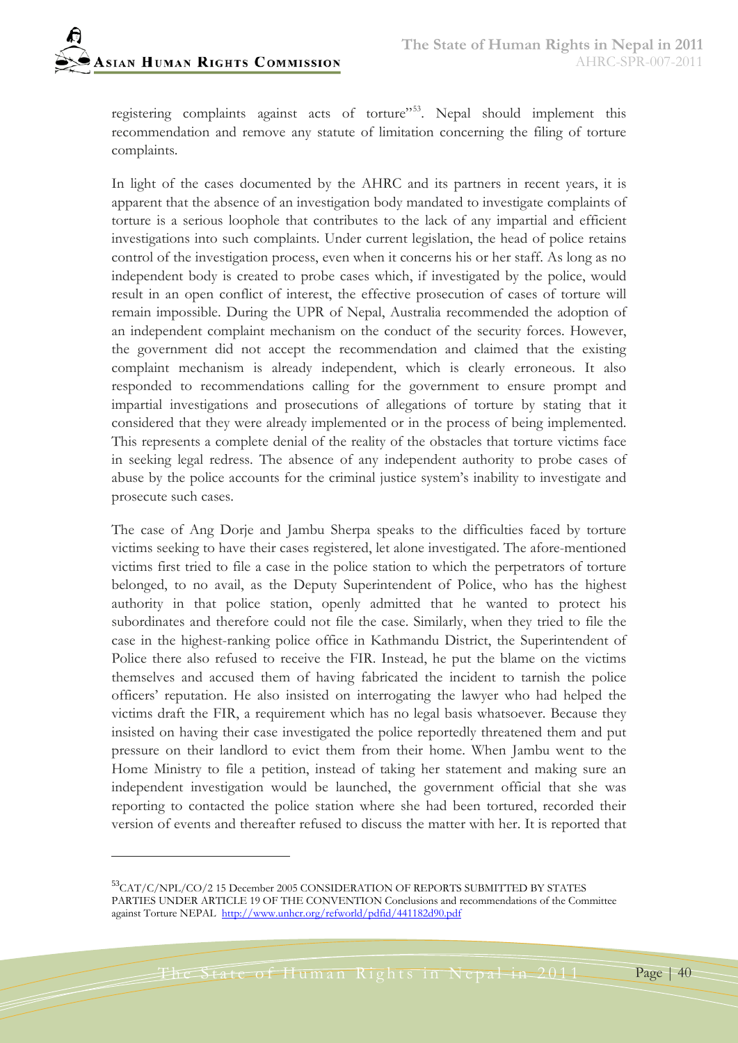registering complaints against acts of torture"[53]. Nepal should implement this recommendation and remove any statute of limitation concerning the filing of torture complaints.

In light of the cases documented by the AHRC and its partners in recent years, it is apparent that the absence of an investigation body mandated to investigate complaints of torture is a serious loophole that contributes to the lack of any impartial and efficient investigations into such complaints. Under current legislation, the head of police retains control of the investigation process, even when it concerns his or her staff. As long as no independent body is created to probe cases which, if investigated by the police, would result in an open conflict of interest, the effective prosecution of cases of torture will remain impossible. During the UPR of Nepal, Australia recommended the adoption of an independent complaint mechanism on the conduct of the security forces. However, the government did not accept the recommendation and claimed that the existing complaint mechanism is already independent, which is clearly erroneous. It also responded to recommendations calling for the government to ensure prompt and impartial investigations and prosecutions of allegations of torture by stating that it considered that they were already implemented or in the process of being implemented. This represents a complete denial of the reality of the obstacles that torture victims face in seeking legal redress. The absence of any independent authority to probe cases of abuse by the police accounts for the criminal justice system's inability to investigate and prosecute such cases.

The case of Ang Dorje and Jambu Sherpa speaks to the difficulties faced by torture victims seeking to have their cases registered, let alone investigated. The afore-mentioned victims first tried to file a case in the police station to which the perpetrators of torture belonged, to no avail, as the Deputy Superintendent of Police, who has the highest authority in that police station, openly admitted that he wanted to protect his subordinates and therefore could not file the case. Similarly, when they tried to file the case in the highest-ranking police office in Kathmandu District, the Superintendent of Police there also refused to receive the FIR. Instead, he put the blame on the victims themselves and accused them of having fabricated the incident to tarnish the police officers' reputation. He also insisted on interrogating the lawyer who had helped the victims draft the FIR, a requirement which has no legal basis whatsoever. Because they insisted on having their case investigated the police reportedly threatened them and put pressure on their landlord to evict them from their home. When Jambu went to the Home Ministry to file a petition, instead of taking her statement and making sure an independent investigation would be launched, the government official that she was reporting to contacted the police station where she had been tortured, recorded their version of events and thereafter refused to discuss the matter with her. It is reported that

---

[53] CAT/C/NPL/CO/2 15 December 2005 CONSIDERATION OF REPORTS SUBMITTED BY STATES PARTIES UNDER ARTICLE 19 OF THE CONVENTION Conclusions and recommendations of the Committee against Torture NEPAL http://www.unhcr.org/refworld/pdfid/441182d90.pdf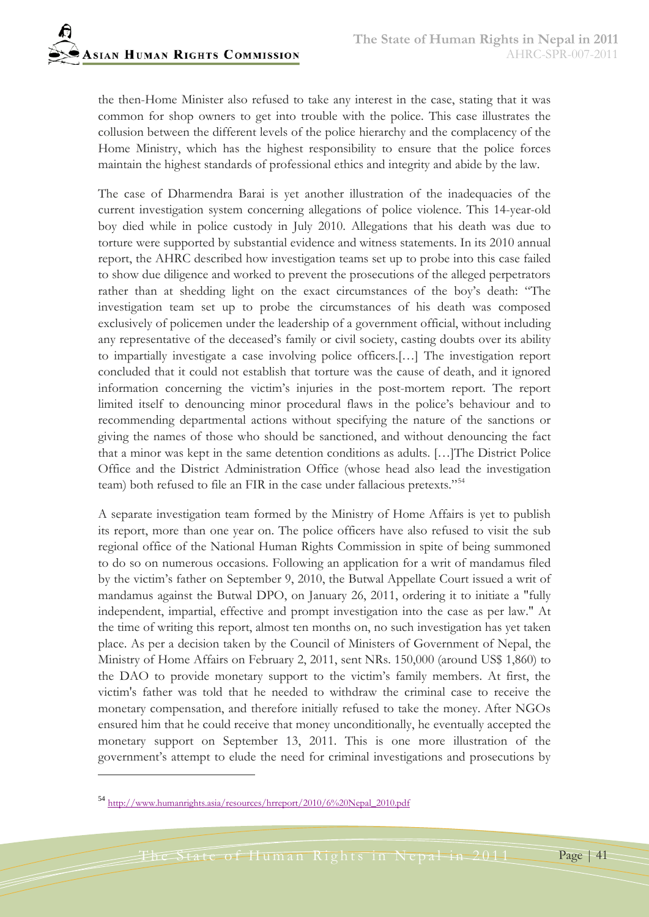the then-Home Minister also refused to take any interest in the case, stating that it was common for shop owners to get into trouble with the police. This case illustrates the collusion between the different levels of the police hierarchy and the complacency of the Home Ministry, which has the highest responsibility to ensure that the police forces maintain the highest standards of professional ethics and integrity and abide by the law.

The case of Dharmendra Barai is yet another illustration of the inadequacies of the current investigation system concerning allegations of police violence. This 14-year-old boy died while in police custody in July 2010. Allegations that his death was due to torture were supported by substantial evidence and witness statements. In its 2010 annual report, the AHRC described how investigation teams set up to probe into this case failed to show due diligence and worked to prevent the prosecutions of the alleged perpetrators rather than at shedding light on the exact circumstances of the boy's death: "The investigation team set up to probe the circumstances of his death was composed exclusively of policemen under the leadership of a government official, without including any representative of the deceased's family or civil society, casting doubts over its ability to impartially investigate a case involving police officers.[…] The investigation report concluded that it could not establish that torture was the cause of death, and it ignored information concerning the victim's injuries in the post-mortem report. The report limited itself to denouncing minor procedural flaws in the police's behaviour and to recommending departmental actions without specifying the nature of the sanctions or giving the names of those who should be sanctioned, and without denouncing the fact that a minor was kept in the same detention conditions as adults. […]The District Police Office and the District Administration Office (whose head also lead the investigation team) both refused to file an FIR in the case under fallacious pretexts."[54]

A separate investigation team formed by the Ministry of Home Affairs is yet to publish its report, more than one year on. The police officers have also refused to visit the sub regional office of the National Human Rights Commission in spite of being summoned to do so on numerous occasions. Following an application for a writ of mandamus filed by the victim's father on September 9, 2010, the Butwal Appellate Court issued a writ of mandamus against the Butwal DPO, on January 26, 2011, ordering it to initiate a "fully independent, impartial, effective and prompt investigation into the case as per law." At the time of writing this report, almost ten months on, no such investigation has yet taken place. As per a decision taken by the Council of Ministers of Government of Nepal, the Ministry of Home Affairs on February 2, 2011, sent NRs. 150,000 (around US$ 1,860) to the DAO to provide monetary support to the victim's family members. At first, the victim's father was told that he needed to withdraw the criminal case to receive the monetary compensation, and therefore initially refused to take the money. After NGOs ensured him that he could receive that money unconditionally, he eventually accepted the monetary support on September 13, 2011. This is one more illustration of the government's attempt to elude the need for criminal investigations and prosecutions by

---

[54] http://www.humanrights.asia/resources/hrreport/2010/6%20Nepal_2010.pdf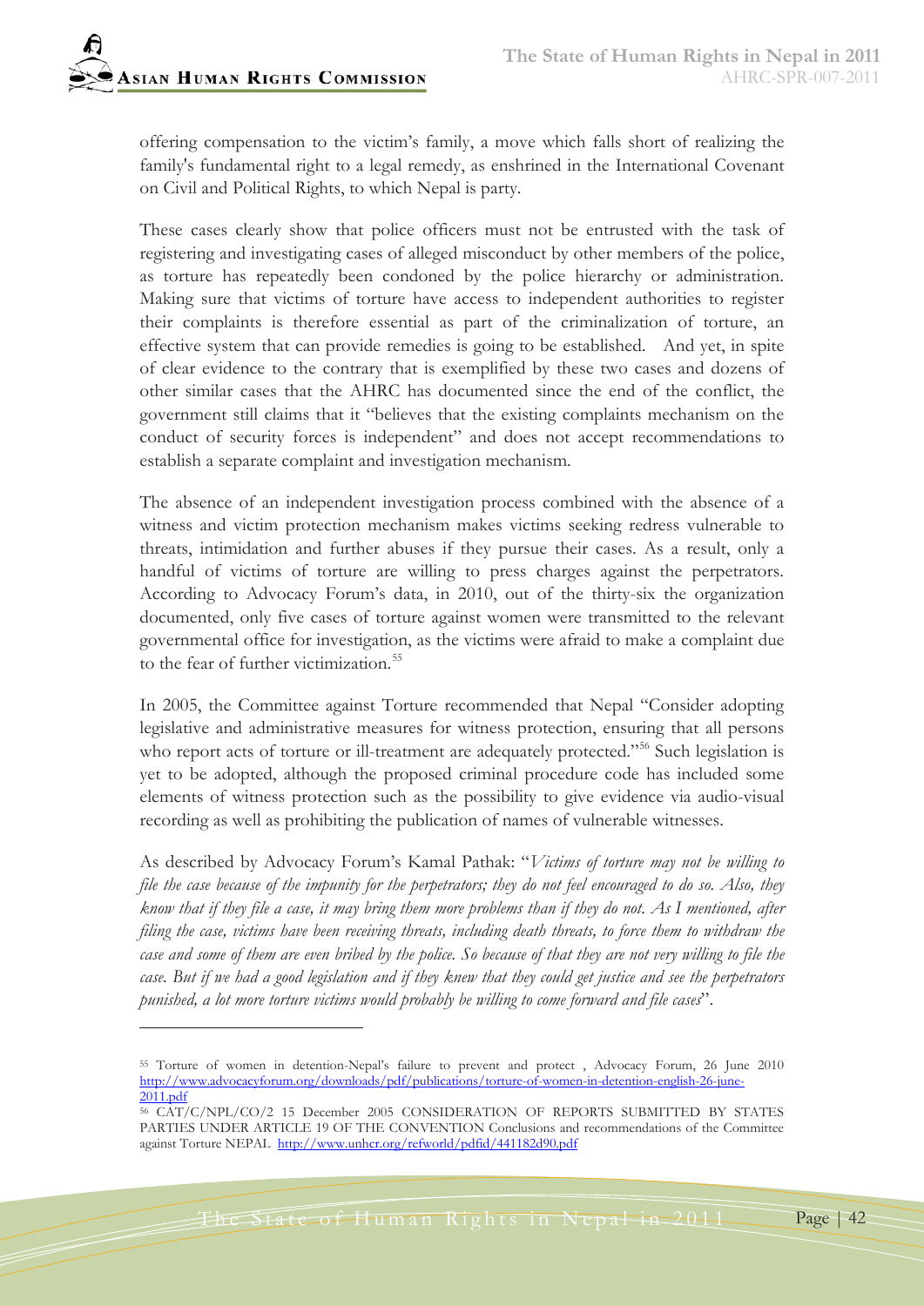offering compensation to the victim's family, a move which falls short of realizing the family's fundamental right to a legal remedy, as enshrined in the International Covenant on Civil and Political Rights, to which Nepal is party.

These cases clearly show that police officers must not be entrusted with the task of registering and investigating cases of alleged misconduct by other members of the police, as torture has repeatedly been condoned by the police hierarchy or administration. Making sure that victims of torture have access to independent authorities to register their complaints is therefore essential as part of the criminalization of torture, an effective system that can provide remedies is going to be established. And yet, in spite of clear evidence to the contrary that is exemplified by these two cases and dozens of other similar cases that the AHRC has documented since the end of the conflict, the government still claims that it "believes that the existing complaints mechanism on the conduct of security forces is independent" and does not accept recommendations to establish a separate complaint and investigation mechanism.

The absence of an independent investigation process combined with the absence of a witness and victim protection mechanism makes victims seeking redress vulnerable to threats, intimidation and further abuses if they pursue their cases. As a result, only a handful of victims of torture are willing to press charges against the perpetrators. According to Advocacy Forum's data, in 2010, out of the thirty-six the organization documented, only five cases of torture against women were transmitted to the relevant governmental office for investigation, as the victims were afraid to make a complaint due to the fear of further victimization.[55]

In 2005, the Committee against Torture recommended that Nepal "Consider adopting legislative and administrative measures for witness protection, ensuring that all persons who report acts of torture or ill-treatment are adequately protected."[56] Such legislation is yet to be adopted, although the proposed criminal procedure code has included some elements of witness protection such as the possibility to give evidence via audio-visual recording as well as prohibiting the publication of names of vulnerable witnesses.

As described by Advocacy Forum's Kamal Pathak: "*Victims of torture may not be willing to file the case because of the impunity for the perpetrators; they do not feel encouraged to do so. Also, they know that if they file a case, it may bring them more problems than if they do not. As I mentioned, after filing the case, victims have been receiving threats, including death threats, to force them to withdraw the case and some of them are even bribed by the police. So because of that they are not very willing to file the case. But if we had a good legislation and if they knew that they could get justice and see the perpetrators punished, a lot more torture victims would probably be willing to come forward and file cases*".

---

[55] Torture of women in detention-Nepal's failure to prevent and protect , Advocacy Forum, 26 June 2010 http://www.advocacyforum.org/downloads/pdf/publications/torture-of-women-in-detention-english-26-june-2011.pdf

[56] CAT/C/NPL/CO/2 15 December 2005 CONSIDERATION OF REPORTS SUBMITTED BY STATES PARTIES UNDER ARTICLE 19 OF THE CONVENTION Conclusions and recommendations of the Committee against Torture NEPAL http://www.unhcr.org/refworld/pdfid/441182d90.pdf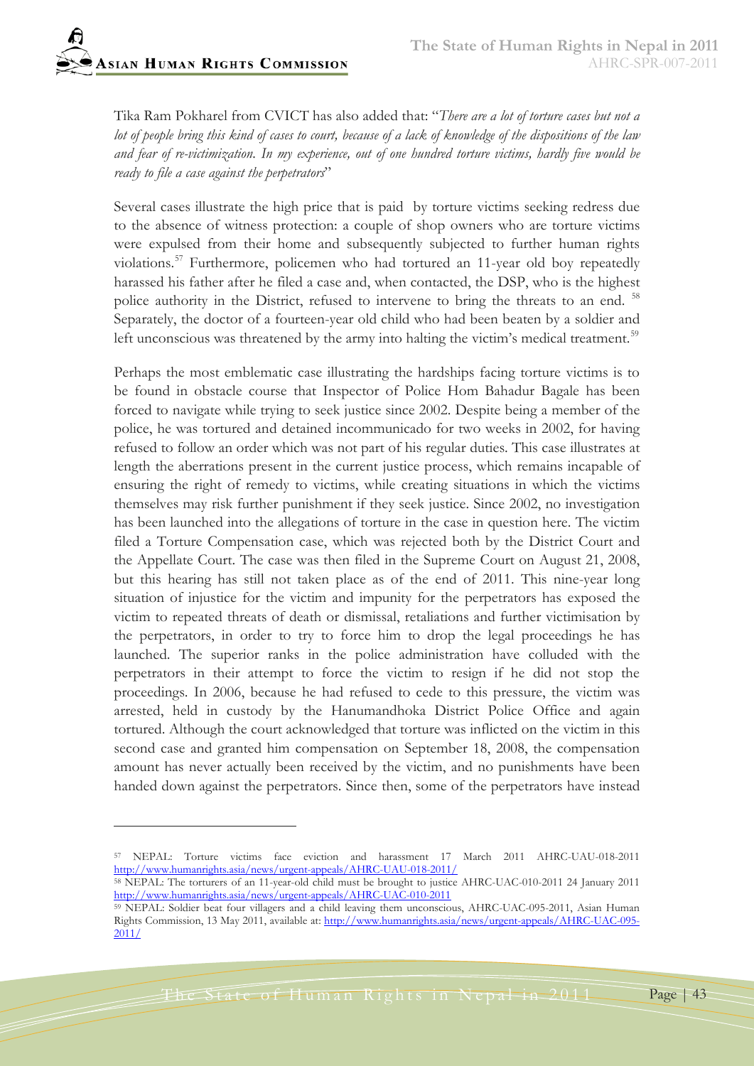Tika Ram Pokharel from CVICT has also added that: "*There are a lot of torture cases but not a lot of people bring this kind of cases to court, because of a lack of knowledge of the dispositions of the law and fear of re-victimization. In my experience, out of one hundred torture victims, hardly five would be ready to file a case against the perpetrators*"

Several cases illustrate the high price that is paid by torture victims seeking redress due to the absence of witness protection: a couple of shop owners who are torture victims were expulsed from their home and subsequently subjected to further human rights violations.[57] Furthermore, policemen who had tortured an 11-year old boy repeatedly harassed his father after he filed a case and, when contacted, the DSP, who is the highest police authority in the District, refused to intervene to bring the threats to an end. [58] Separately, the doctor of a fourteen-year old child who had been beaten by a soldier and left unconscious was threatened by the army into halting the victim's medical treatment.[59]

Perhaps the most emblematic case illustrating the hardships facing torture victims is to be found in obstacle course that Inspector of Police Hom Bahadur Bagale has been forced to navigate while trying to seek justice since 2002. Despite being a member of the police, he was tortured and detained incommunicado for two weeks in 2002, for having refused to follow an order which was not part of his regular duties. This case illustrates at length the aberrations present in the current justice process, which remains incapable of ensuring the right of remedy to victims, while creating situations in which the victims themselves may risk further punishment if they seek justice. Since 2002, no investigation has been launched into the allegations of torture in the case in question here. The victim filed a Torture Compensation case, which was rejected both by the District Court and the Appellate Court. The case was then filed in the Supreme Court on August 21, 2008, but this hearing has still not taken place as of the end of 2011. This nine-year long situation of injustice for the victim and impunity for the perpetrators has exposed the victim to repeated threats of death or dismissal, retaliations and further victimisation by the perpetrators, in order to try to force him to drop the legal proceedings he has launched. The superior ranks in the police administration have colluded with the perpetrators in their attempt to force the victim to resign if he did not stop the proceedings. In 2006, because he had refused to cede to this pressure, the victim was arrested, held in custody by the Hanumandhoka District Police Office and again tortured. Although the court acknowledged that torture was inflicted on the victim in this second case and granted him compensation on September 18, 2008, the compensation amount has never actually been received by the victim, and no punishments have been handed down against the perpetrators. Since then, some of the perpetrators have instead

---

[57] NEPAL: Torture victims face eviction and harassment 17 March 2011 AHRC-UAU-018-2011 http://www.humanrights.asia/news/urgent-appeals/AHRC-UAU-018-2011/

[58] NEPAL: The torturers of an 11-year-old child must be brought to justice AHRC-UAC-010-2011 24 January 2011 http://www.humanrights.asia/news/urgent-appeals/AHRC-UAC-010-2011

[59] NEPAL: Soldier beat four villagers and a child leaving them unconscious, AHRC-UAC-095-2011, Asian Human Rights Commission, 13 May 2011, available at: http://www.humanrights.asia/news/urgent-appeals/AHRC-UAC-095-2011/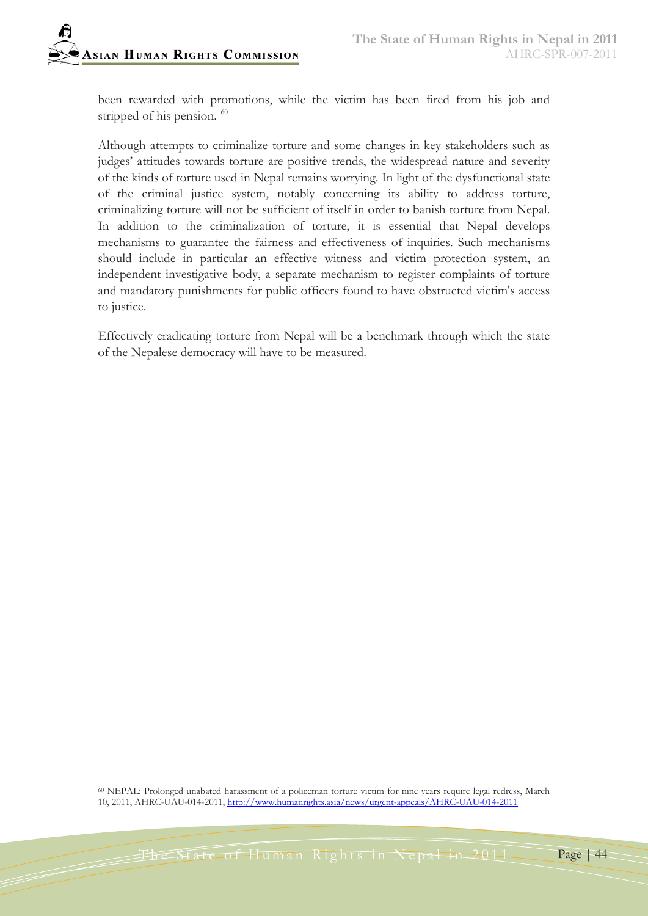been rewarded with promotions, while the victim has been fired from his job and stripped of his pension. [60]

Although attempts to criminalize torture and some changes in key stakeholders such as judges' attitudes towards torture are positive trends, the widespread nature and severity of the kinds of torture used in Nepal remains worrying. In light of the dysfunctional state of the criminal justice system, notably concerning its ability to address torture, criminalizing torture will not be sufficient of itself in order to banish torture from Nepal. In addition to the criminalization of torture, it is essential that Nepal develops mechanisms to guarantee the fairness and effectiveness of inquiries. Such mechanisms should include in particular an effective witness and victim protection system, an independent investigative body, a separate mechanism to register complaints of torture and mandatory punishments for public officers found to have obstructed victim's access to justice.

Effectively eradicating torture from Nepal will be a benchmark through which the state of the Nepalese democracy will have to be measured.

---

[60] NEPAL: Prolonged unabated harassment of a policeman torture victim for nine years require legal redress, March 10, 2011, AHRC-UAU-014-2011, http://www.humanrights.asia/news/urgent-appeals/AHRC-UAU-014-2011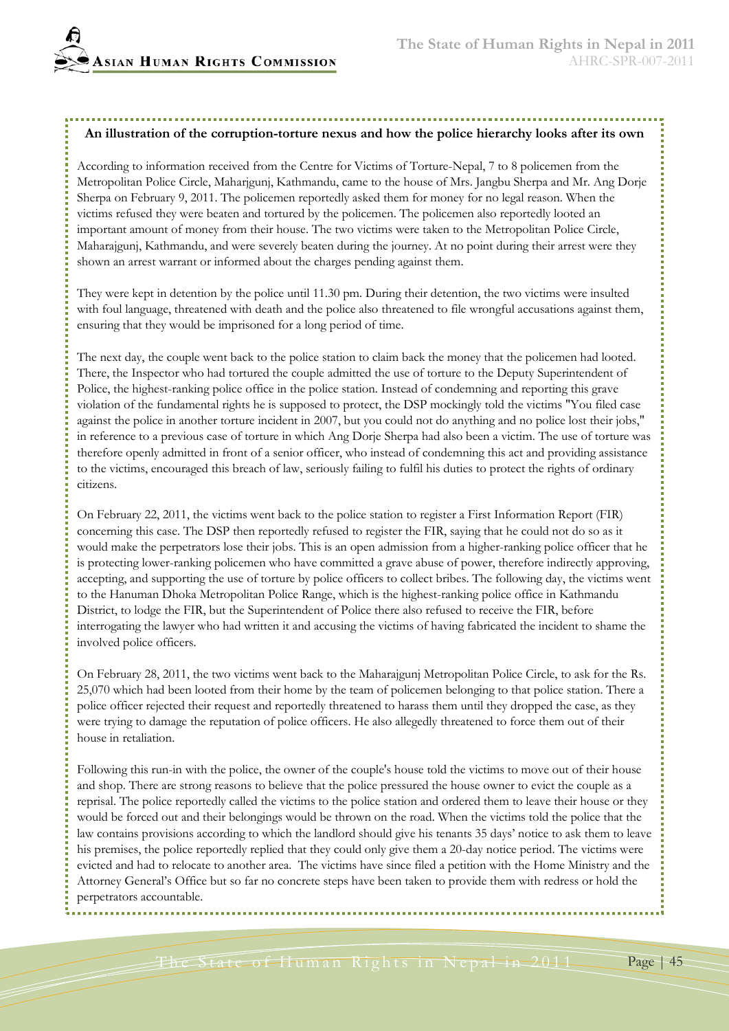**An illustration of the corruption-torture nexus and how the police hierarchy looks after its own**

According to information received from the Centre for Victims of Torture-Nepal, 7 to 8 policemen from the Metropolitan Police Circle, Maharjgunj, Kathmandu, came to the house of Mrs. Jangbu Sherpa and Mr. Ang Dorje Sherpa on February 9, 2011. The policemen reportedly asked them for money for no legal reason. When the victims refused they were beaten and tortured by the policemen. The policemen also reportedly looted an important amount of money from their house. The two victims were taken to the Metropolitan Police Circle, Maharajgunj, Kathmandu, and were severely beaten during the journey. At no point during their arrest were they shown an arrest warrant or informed about the charges pending against them.

They were kept in detention by the police until 11.30 pm. During their detention, the two victims were insulted with foul language, threatened with death and the police also threatened to file wrongful accusations against them, ensuring that they would be imprisoned for a long period of time.

The next day, the couple went back to the police station to claim back the money that the policemen had looted. There, the Inspector who had tortured the couple admitted the use of torture to the Deputy Superintendent of Police, the highest-ranking police office in the police station. Instead of condemning and reporting this grave violation of the fundamental rights he is supposed to protect, the DSP mockingly told the victims "You filed case against the police in another torture incident in 2007, but you could not do anything and no police lost their jobs," in reference to a previous case of torture in which Ang Dorje Sherpa had also been a victim. The use of torture was therefore openly admitted in front of a senior officer, who instead of condemning this act and providing assistance to the victims, encouraged this breach of law, seriously failing to fulfil his duties to protect the rights of ordinary citizens.

On February 22, 2011, the victims went back to the police station to register a First Information Report (FIR) concerning this case. The DSP then reportedly refused to register the FIR, saying that he could not do so as it would make the perpetrators lose their jobs. This is an open admission from a higher-ranking police officer that he is protecting lower-ranking policemen who have committed a grave abuse of power, therefore indirectly approving, accepting, and supporting the use of torture by police officers to collect bribes. The following day, the victims went to the Hanuman Dhoka Metropolitan Police Range, which is the highest-ranking police office in Kathmandu District, to lodge the FIR, but the Superintendent of Police there also refused to receive the FIR, before interrogating the lawyer who had written it and accusing the victims of having fabricated the incident to shame the involved police officers.

On February 28, 2011, the two victims went back to the Maharajgunj Metropolitan Police Circle, to ask for the Rs. 25,070 which had been looted from their home by the team of policemen belonging to that police station. There a police officer rejected their request and reportedly threatened to harass them until they dropped the case, as they were trying to damage the reputation of police officers. He also allegedly threatened to force them out of their house in retaliation.

Following this run-in with the police, the owner of the couple's house told the victims to move out of their house and shop. There are strong reasons to believe that the police pressured the house owner to evict the couple as a reprisal. The police reportedly called the victims to the police station and ordered them to leave their house or they would be forced out and their belongings would be thrown on the road. When the victims told the police that the law contains provisions according to which the landlord should give his tenants 35 days' notice to ask them to leave his premises, the police reportedly replied that they could only give them a 20-day notice period. The victims were evicted and had to relocate to another area. The victims have since filed a petition with the Home Ministry and the Attorney General's Office but so far no concrete steps have been taken to provide them with redress or hold the perpetrators accountable.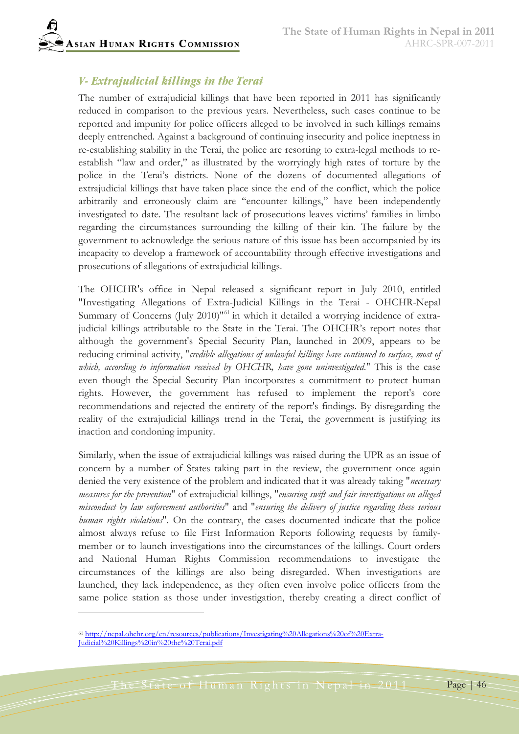### *V- Extrajudicial killings in the Terai*

The number of extrajudicial killings that have been reported in 2011 has significantly reduced in comparison to the previous years. Nevertheless, such cases continue to be reported and impunity for police officers alleged to be involved in such killings remains deeply entrenched. Against a background of continuing insecurity and police ineptness in re-establishing stability in the Terai, the police are resorting to extra-legal methods to re-establish "law and order," as illustrated by the worryingly high rates of torture by the police in the Terai's districts. None of the dozens of documented allegations of extrajudicial killings that have taken place since the end of the conflict, which the police arbitrarily and erroneously claim are "encounter killings," have been independently investigated to date. The resultant lack of prosecutions leaves victims' families in limbo regarding the circumstances surrounding the killing of their kin. The failure by the government to acknowledge the serious nature of this issue has been accompanied by its incapacity to develop a framework of accountability through effective investigations and prosecutions of allegations of extrajudicial killings.

The OHCHR's office in Nepal released a significant report in July 2010, entitled "Investigating Allegations of Extra-Judicial Killings in the Terai - OHCHR-Nepal Summary of Concerns (July 2010)"[61] in which it detailed a worrying incidence of extra-judicial killings attributable to the State in the Terai. The OHCHR's report notes that although the government's Special Security Plan, launched in 2009, appears to be reducing criminal activity, "*credible allegations of unlawful killings have continued to surface, most of which, according to information received by OHCHR, have gone uninvestigated*." This is the case even though the Special Security Plan incorporates a commitment to protect human rights. However, the government has refused to implement the report's core recommendations and rejected the entirety of the report's findings. By disregarding the reality of the extrajudicial killings trend in the Terai, the government is justifying its inaction and condoning impunity.

Similarly, when the issue of extrajudicial killings was raised during the UPR as an issue of concern by a number of States taking part in the review, the government once again denied the very existence of the problem and indicated that it was already taking "*necessary measures for the prevention*" of extrajudicial killings, "*ensuring swift and fair investigations on alleged misconduct by law enforcement authorities*" and "*ensuring the delivery of justice regarding these serious human rights violations*". On the contrary, the cases documented indicate that the police almost always refuse to file First Information Reports following requests by family-member or to launch investigations into the circumstances of the killings. Court orders and National Human Rights Commission recommendations to investigate the circumstances of the killings are also being disregarded. When investigations are launched, they lack independence, as they often even involve police officers from the same police station as those under investigation, thereby creating a direct conflict of

---

[61] http://nepal.ohchr.org/en/resources/publications/Investigating%20Allegations%20of%20Extra-Judicial%20Killings%20in%20the%20Terai.pdf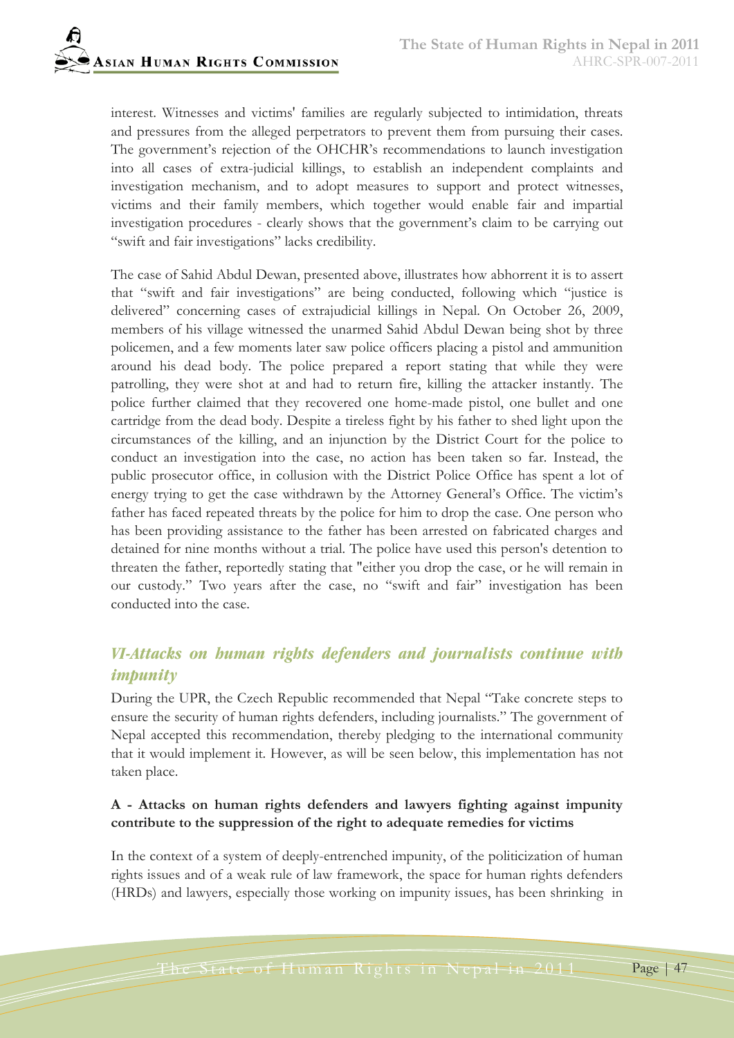interest. Witnesses and victims' families are regularly subjected to intimidation, threats and pressures from the alleged perpetrators to prevent them from pursuing their cases. The government's rejection of the OHCHR's recommendations to launch investigation into all cases of extra-judicial killings, to establish an independent complaints and investigation mechanism, and to adopt measures to support and protect witnesses, victims and their family members, which together would enable fair and impartial investigation procedures - clearly shows that the government's claim to be carrying out "swift and fair investigations" lacks credibility.

The case of Sahid Abdul Dewan, presented above, illustrates how abhorrent it is to assert that "swift and fair investigations" are being conducted, following which "justice is delivered" concerning cases of extrajudicial killings in Nepal. On October 26, 2009, members of his village witnessed the unarmed Sahid Abdul Dewan being shot by three policemen, and a few moments later saw police officers placing a pistol and ammunition around his dead body. The police prepared a report stating that while they were patrolling, they were shot at and had to return fire, killing the attacker instantly. The police further claimed that they recovered one home-made pistol, one bullet and one cartridge from the dead body. Despite a tireless fight by his father to shed light upon the circumstances of the killing, and an injunction by the District Court for the police to conduct an investigation into the case, no action has been taken so far. Instead, the public prosecutor office, in collusion with the District Police Office has spent a lot of energy trying to get the case withdrawn by the Attorney General's Office. The victim's father has faced repeated threats by the police for him to drop the case. One person who has been providing assistance to the father has been arrested on fabricated charges and detained for nine months without a trial. The police have used this person's detention to threaten the father, reportedly stating that "either you drop the case, or he will remain in our custody." Two years after the case, no "swift and fair" investigation has been conducted into the case.

## *VI-Attacks on human rights defenders and journalists continue with impunity*

During the UPR, the Czech Republic recommended that Nepal "Take concrete steps to ensure the security of human rights defenders, including journalists." The government of Nepal accepted this recommendation, thereby pledging to the international community that it would implement it. However, as will be seen below, this implementation has not taken place.

### A - Attacks on human rights defenders and lawyers fighting against impunity contribute to the suppression of the right to adequate remedies for victims

In the context of a system of deeply-entrenched impunity, of the politicization of human rights issues and of a weak rule of law framework, the space for human rights defenders (HRDs) and lawyers, especially those working on impunity issues, has been shrinking in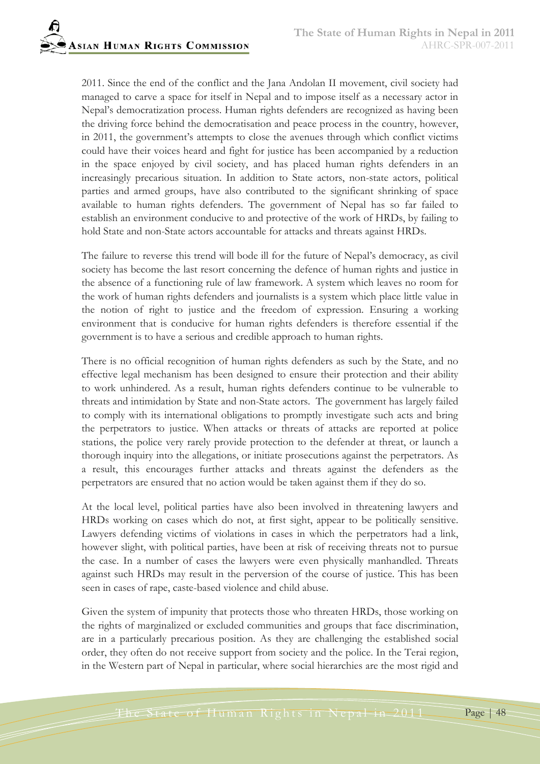2011. Since the end of the conflict and the Jana Andolan II movement, civil society had managed to carve a space for itself in Nepal and to impose itself as a necessary actor in Nepal's democratization process. Human rights defenders are recognized as having been the driving force behind the democratisation and peace process in the country, however, in 2011, the government's attempts to close the avenues through which conflict victims could have their voices heard and fight for justice has been accompanied by a reduction in the space enjoyed by civil society, and has placed human rights defenders in an increasingly precarious situation. In addition to State actors, non-state actors, political parties and armed groups, have also contributed to the significant shrinking of space available to human rights defenders. The government of Nepal has so far failed to establish an environment conducive to and protective of the work of HRDs, by failing to hold State and non-State actors accountable for attacks and threats against HRDs.

The failure to reverse this trend will bode ill for the future of Nepal's democracy, as civil society has become the last resort concerning the defence of human rights and justice in the absence of a functioning rule of law framework. A system which leaves no room for the work of human rights defenders and journalists is a system which place little value in the notion of right to justice and the freedom of expression. Ensuring a working environment that is conducive for human rights defenders is therefore essential if the government is to have a serious and credible approach to human rights.

There is no official recognition of human rights defenders as such by the State, and no effective legal mechanism has been designed to ensure their protection and their ability to work unhindered. As a result, human rights defenders continue to be vulnerable to threats and intimidation by State and non-State actors. The government has largely failed to comply with its international obligations to promptly investigate such acts and bring the perpetrators to justice. When attacks or threats of attacks are reported at police stations, the police very rarely provide protection to the defender at threat, or launch a thorough inquiry into the allegations, or initiate prosecutions against the perpetrators. As a result, this encourages further attacks and threats against the defenders as the perpetrators are ensured that no action would be taken against them if they do so.

At the local level, political parties have also been involved in threatening lawyers and HRDs working on cases which do not, at first sight, appear to be politically sensitive. Lawyers defending victims of violations in cases in which the perpetrators had a link, however slight, with political parties, have been at risk of receiving threats not to pursue the case. In a number of cases the lawyers were even physically manhandled. Threats against such HRDs may result in the perversion of the course of justice. This has been seen in cases of rape, caste-based violence and child abuse.

Given the system of impunity that protects those who threaten HRDs, those working on the rights of marginalized or excluded communities and groups that face discrimination, are in a particularly precarious position. As they are challenging the established social order, they often do not receive support from society and the police. In the Terai region, in the Western part of Nepal in particular, where social hierarchies are the most rigid and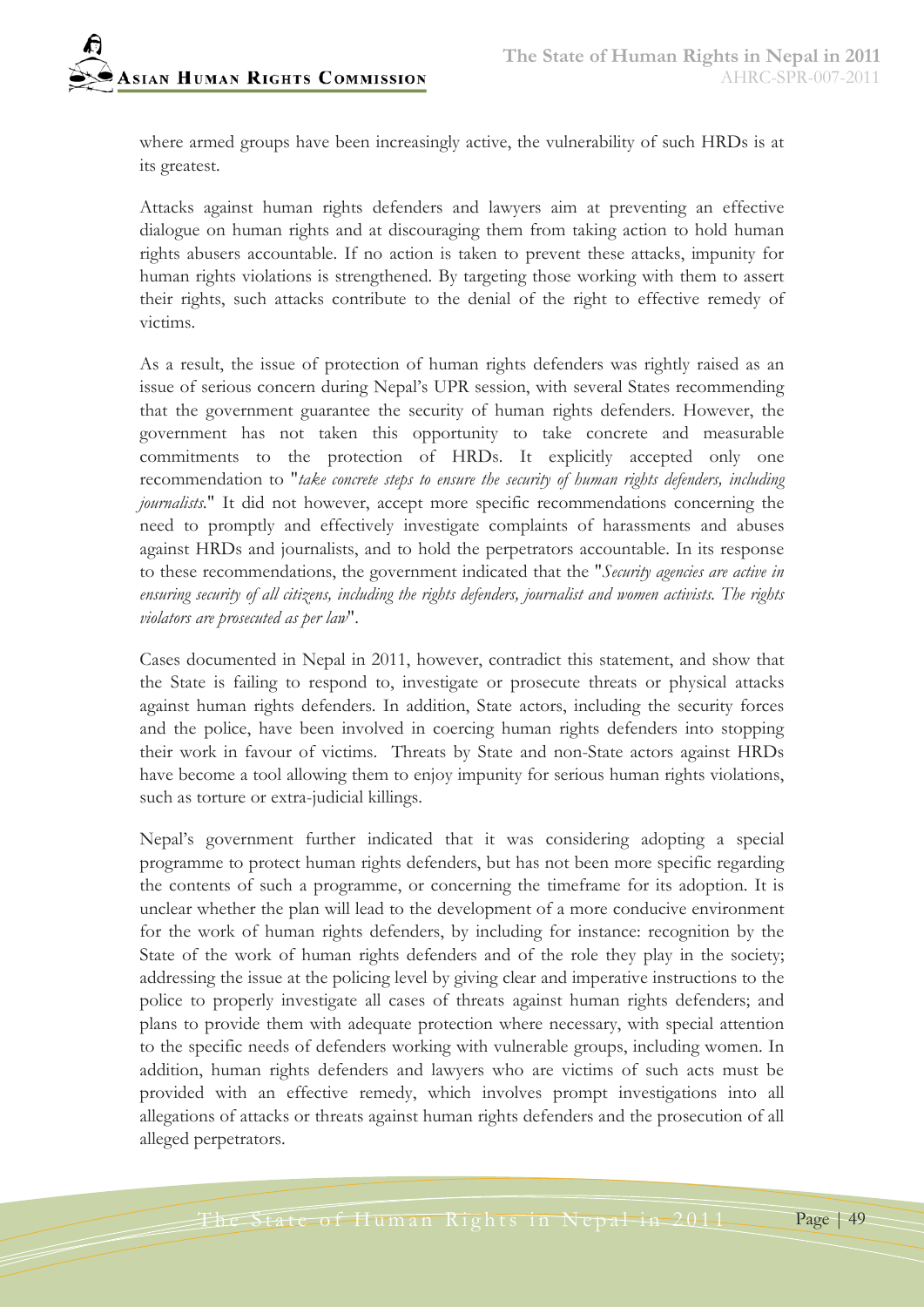where armed groups have been increasingly active, the vulnerability of such HRDs is at its greatest.

Attacks against human rights defenders and lawyers aim at preventing an effective dialogue on human rights and at discouraging them from taking action to hold human rights abusers accountable. If no action is taken to prevent these attacks, impunity for human rights violations is strengthened. By targeting those working with them to assert their rights, such attacks contribute to the denial of the right to effective remedy of victims.

As a result, the issue of protection of human rights defenders was rightly raised as an issue of serious concern during Nepal's UPR session, with several States recommending that the government guarantee the security of human rights defenders. However, the government has not taken this opportunity to take concrete and measurable commitments to the protection of HRDs. It explicitly accepted only one recommendation to "*take concrete steps to ensure the security of human rights defenders, including journalists.*" It did not however, accept more specific recommendations concerning the need to promptly and effectively investigate complaints of harassments and abuses against HRDs and journalists, and to hold the perpetrators accountable. In its response to these recommendations, the government indicated that the "*Security agencies are active in ensuring security of all citizens, including the rights defenders, journalist and women activists. The rights violators are prosecuted as per law*".

Cases documented in Nepal in 2011, however, contradict this statement, and show that the State is failing to respond to, investigate or prosecute threats or physical attacks against human rights defenders. In addition, State actors, including the security forces and the police, have been involved in coercing human rights defenders into stopping their work in favour of victims. Threats by State and non-State actors against HRDs have become a tool allowing them to enjoy impunity for serious human rights violations, such as torture or extra-judicial killings.

Nepal's government further indicated that it was considering adopting a special programme to protect human rights defenders, but has not been more specific regarding the contents of such a programme, or concerning the timeframe for its adoption. It is unclear whether the plan will lead to the development of a more conducive environment for the work of human rights defenders, by including for instance: recognition by the State of the work of human rights defenders and of the role they play in the society; addressing the issue at the policing level by giving clear and imperative instructions to the police to properly investigate all cases of threats against human rights defenders; and plans to provide them with adequate protection where necessary, with special attention to the specific needs of defenders working with vulnerable groups, including women. In addition, human rights defenders and lawyers who are victims of such acts must be provided with an effective remedy, which involves prompt investigations into all allegations of attacks or threats against human rights defenders and the prosecution of all alleged perpetrators.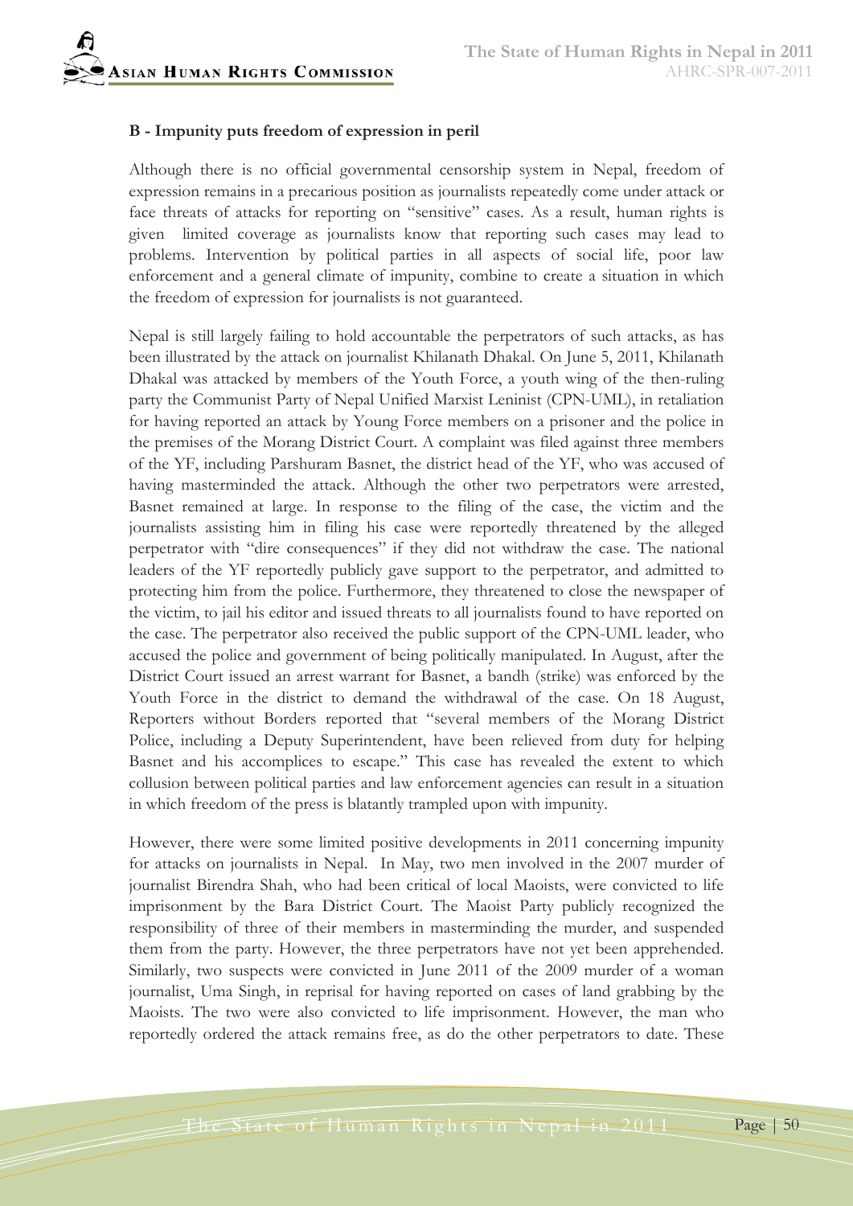**B - Impunity puts freedom of expression in peril**

Although there is no official governmental censorship system in Nepal, freedom of expression remains in a precarious position as journalists repeatedly come under attack or face threats of attacks for reporting on "sensitive" cases. As a result, human rights is given limited coverage as journalists know that reporting such cases may lead to problems. Intervention by political parties in all aspects of social life, poor law enforcement and a general climate of impunity, combine to create a situation in which the freedom of expression for journalists is not guaranteed.

Nepal is still largely failing to hold accountable the perpetrators of such attacks, as has been illustrated by the attack on journalist Khilanath Dhakal. On June 5, 2011, Khilanath Dhakal was attacked by members of the Youth Force, a youth wing of the then-ruling party the Communist Party of Nepal Unified Marxist Leninist (CPN-UML), in retaliation for having reported an attack by Young Force members on a prisoner and the police in the premises of the Morang District Court. A complaint was filed against three members of the YF, including Parshuram Basnet, the district head of the YF, who was accused of having masterminded the attack. Although the other two perpetrators were arrested, Basnet remained at large. In response to the filing of the case, the victim and the journalists assisting him in filing his case were reportedly threatened by the alleged perpetrator with "dire consequences" if they did not withdraw the case. The national leaders of the YF reportedly publicly gave support to the perpetrator, and admitted to protecting him from the police. Furthermore, they threatened to close the newspaper of the victim, to jail his editor and issued threats to all journalists found to have reported on the case. The perpetrator also received the public support of the CPN-UML leader, who accused the police and government of being politically manipulated. In August, after the District Court issued an arrest warrant for Basnet, a bandh (strike) was enforced by the Youth Force in the district to demand the withdrawal of the case. On 18 August, Reporters without Borders reported that "several members of the Morang District Police, including a Deputy Superintendent, have been relieved from duty for helping Basnet and his accomplices to escape." This case has revealed the extent to which collusion between political parties and law enforcement agencies can result in a situation in which freedom of the press is blatantly trampled upon with impunity.

However, there were some limited positive developments in 2011 concerning impunity for attacks on journalists in Nepal. In May, two men involved in the 2007 murder of journalist Birendra Shah, who had been critical of local Maoists, were convicted to life imprisonment by the Bara District Court. The Maoist Party publicly recognized the responsibility of three of their members in masterminding the murder, and suspended them from the party. However, the three perpetrators have not yet been apprehended. Similarly, two suspects were convicted in June 2011 of the 2009 murder of a woman journalist, Uma Singh, in reprisal for having reported on cases of land grabbing by the Maoists. The two were also convicted to life imprisonment. However, the man who reportedly ordered the attack remains free, as do the other perpetrators to date. These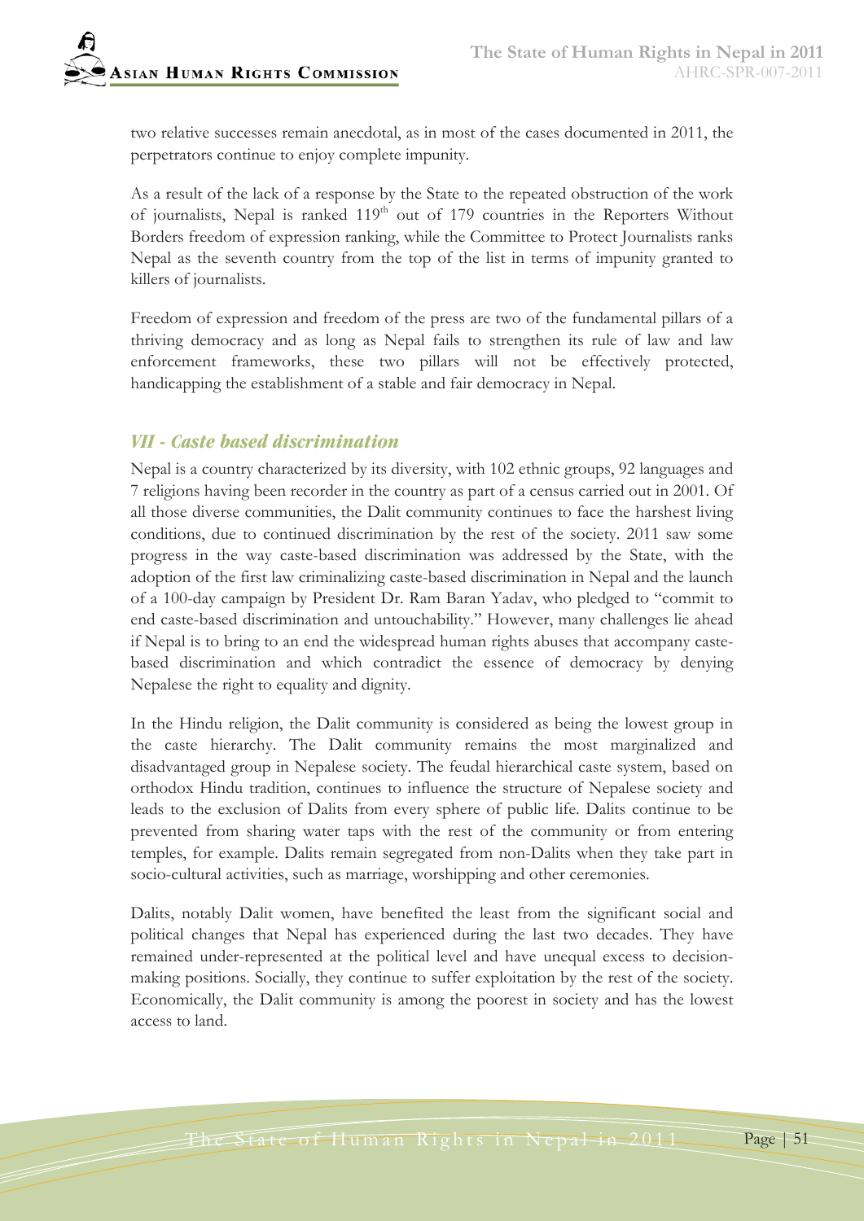two relative successes remain anecdotal, as in most of the cases documented in 2011, the perpetrators continue to enjoy complete impunity.

As a result of the lack of a response by the State to the repeated obstruction of the work of journalists, Nepal is ranked 119th out of 179 countries in the Reporters Without Borders freedom of expression ranking, while the Committee to Protect Journalists ranks Nepal as the seventh country from the top of the list in terms of impunity granted to killers of journalists.

Freedom of expression and freedom of the press are two of the fundamental pillars of a thriving democracy and as long as Nepal fails to strengthen its rule of law and law enforcement frameworks, these two pillars will not be effectively protected, handicapping the establishment of a stable and fair democracy in Nepal.

## *VII - Caste based discrimination*

Nepal is a country characterized by its diversity, with 102 ethnic groups, 92 languages and 7 religions having been recorder in the country as part of a census carried out in 2001. Of all those diverse communities, the Dalit community continues to face the harshest living conditions, due to continued discrimination by the rest of the society. 2011 saw some progress in the way caste-based discrimination was addressed by the State, with the adoption of the first law criminalizing caste-based discrimination in Nepal and the launch of a 100-day campaign by President Dr. Ram Baran Yadav, who pledged to "commit to end caste-based discrimination and untouchability." However, many challenges lie ahead if Nepal is to bring to an end the widespread human rights abuses that accompany caste-based discrimination and which contradict the essence of democracy by denying Nepalese the right to equality and dignity.

In the Hindu religion, the Dalit community is considered as being the lowest group in the caste hierarchy. The Dalit community remains the most marginalized and disadvantaged group in Nepalese society. The feudal hierarchical caste system, based on orthodox Hindu tradition, continues to influence the structure of Nepalese society and leads to the exclusion of Dalits from every sphere of public life. Dalits continue to be prevented from sharing water taps with the rest of the community or from entering temples, for example. Dalits remain segregated from non-Dalits when they take part in socio-cultural activities, such as marriage, worshipping and other ceremonies.

Dalits, notably Dalit women, have benefited the least from the significant social and political changes that Nepal has experienced during the last two decades. They have remained under-represented at the political level and have unequal excess to decision-making positions. Socially, they continue to suffer exploitation by the rest of the society. Economically, the Dalit community is among the poorest in society and has the lowest access to land.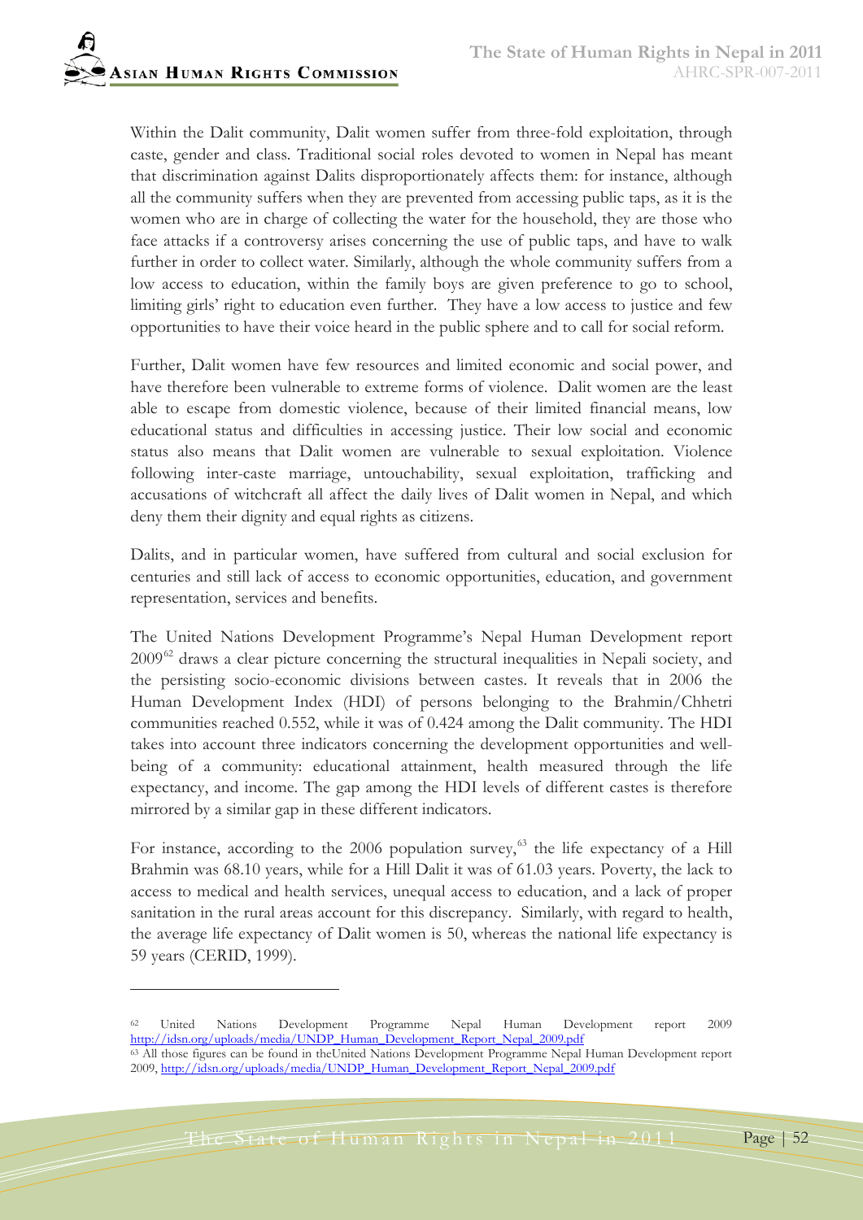Within the Dalit community, Dalit women suffer from three-fold exploitation, through caste, gender and class. Traditional social roles devoted to women in Nepal has meant that discrimination against Dalits disproportionately affects them: for instance, although all the community suffers when they are prevented from accessing public taps, as it is the women who are in charge of collecting the water for the household, they are those who face attacks if a controversy arises concerning the use of public taps, and have to walk further in order to collect water. Similarly, although the whole community suffers from a low access to education, within the family boys are given preference to go to school, limiting girls' right to education even further. They have a low access to justice and few opportunities to have their voice heard in the public sphere and to call for social reform.

Further, Dalit women have few resources and limited economic and social power, and have therefore been vulnerable to extreme forms of violence. Dalit women are the least able to escape from domestic violence, because of their limited financial means, low educational status and difficulties in accessing justice. Their low social and economic status also means that Dalit women are vulnerable to sexual exploitation. Violence following inter-caste marriage, untouchability, sexual exploitation, trafficking and accusations of witchcraft all affect the daily lives of Dalit women in Nepal, and which deny them their dignity and equal rights as citizens.

Dalits, and in particular women, have suffered from cultural and social exclusion for centuries and still lack of access to economic opportunities, education, and government representation, services and benefits.

The United Nations Development Programme's Nepal Human Development report 2009[62] draws a clear picture concerning the structural inequalities in Nepali society, and the persisting socio-economic divisions between castes. It reveals that in 2006 the Human Development Index (HDI) of persons belonging to the Brahmin/Chhetri communities reached 0.552, while it was of 0.424 among the Dalit community. The HDI takes into account three indicators concerning the development opportunities and well-being of a community: educational attainment, health measured through the life expectancy, and income. The gap among the HDI levels of different castes is therefore mirrored by a similar gap in these different indicators.

For instance, according to the 2006 population survey,[63] the life expectancy of a Hill Brahmin was 68.10 years, while for a Hill Dalit it was of 61.03 years. Poverty, the lack to access to medical and health services, unequal access to education, and a lack of proper sanitation in the rural areas account for this discrepancy. Similarly, with regard to health, the average life expectancy of Dalit women is 50, whereas the national life expectancy is 59 years (CERID, 1999).

---

[62] United Nations Development Programme Nepal Human Development report 2009 http://idsn.org/uploads/media/UNDP_Human_Development_Report_Nepal_2009.pdf

[63] All those figures can be found in theUnited Nations Development Programme Nepal Human Development report 2009, http://idsn.org/uploads/media/UNDP_Human_Development_Report_Nepal_2009.pdf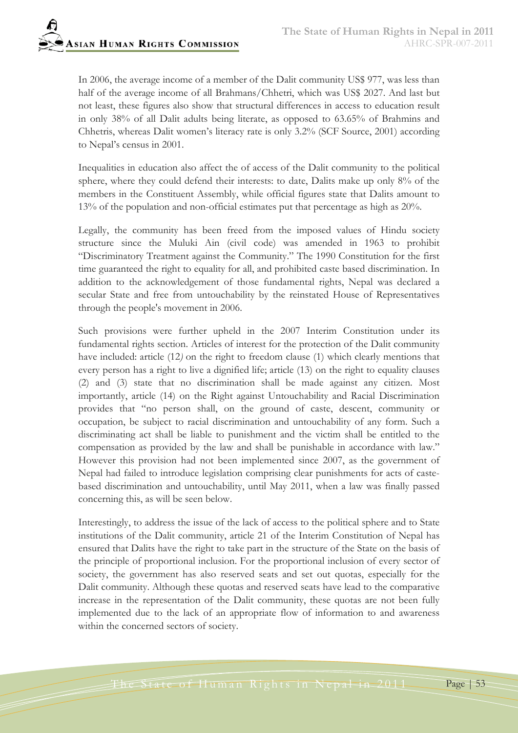In 2006, the average income of a member of the Dalit community US$ 977, was less than half of the average income of all Brahmans/Chhetri, which was US$ 2027. And last but not least, these figures also show that structural differences in access to education result in only 38% of all Dalit adults being literate, as opposed to 63.65% of Brahmins and Chhetris, whereas Dalit women's literacy rate is only 3.2% (SCF Source, 2001) according to Nepal's census in 2001.

Inequalities in education also affect the of access of the Dalit community to the political sphere, where they could defend their interests: to date, Dalits make up only 8% of the members in the Constituent Assembly, while official figures state that Dalits amount to 13% of the population and non-official estimates put that percentage as high as 20%.

Legally, the community has been freed from the imposed values of Hindu society structure since the Muluki Ain (civil code) was amended in 1963 to prohibit "Discriminatory Treatment against the Community." The 1990 Constitution for the first time guaranteed the right to equality for all, and prohibited caste based discrimination. In addition to the acknowledgement of those fundamental rights, Nepal was declared a secular State and free from untouchability by the reinstated House of Representatives through the people's movement in 2006.

Such provisions were further upheld in the 2007 Interim Constitution under its fundamental rights section. Articles of interest for the protection of the Dalit community have included: article (12*)* on the right to freedom clause (1) which clearly mentions that every person has a right to live a dignified life; article (13) on the right to equality clauses (2) and (3) state that no discrimination shall be made against any citizen. Most importantly, article (14) on the Right against Untouchability and Racial Discrimination provides that "no person shall, on the ground of caste, descent, community or occupation, be subject to racial discrimination and untouchability of any form. Such a discriminating act shall be liable to punishment and the victim shall be entitled to the compensation as provided by the law and shall be punishable in accordance with law." However this provision had not been implemented since 2007, as the government of Nepal had failed to introduce legislation comprising clear punishments for acts of caste-based discrimination and untouchability, until May 2011, when a law was finally passed concerning this, as will be seen below.

Interestingly, to address the issue of the lack of access to the political sphere and to State institutions of the Dalit community, article 21 of the Interim Constitution of Nepal has ensured that Dalits have the right to take part in the structure of the State on the basis of the principle of proportional inclusion. For the proportional inclusion of every sector of society, the government has also reserved seats and set out quotas, especially for the Dalit community. Although these quotas and reserved seats have lead to the comparative increase in the representation of the Dalit community, these quotas are not been fully implemented due to the lack of an appropriate flow of information to and awareness within the concerned sectors of society.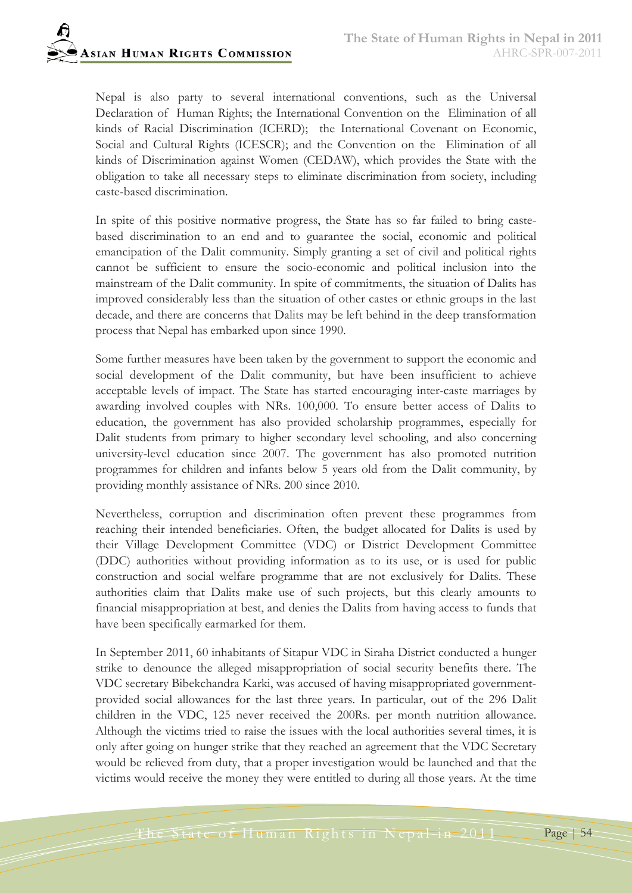Nepal is also party to several international conventions, such as the Universal Declaration of Human Rights; the International Convention on the Elimination of all kinds of Racial Discrimination (ICERD); the International Covenant on Economic, Social and Cultural Rights (ICESCR); and the Convention on the Elimination of all kinds of Discrimination against Women (CEDAW), which provides the State with the obligation to take all necessary steps to eliminate discrimination from society, including caste-based discrimination.

In spite of this positive normative progress, the State has so far failed to bring caste-based discrimination to an end and to guarantee the social, economic and political emancipation of the Dalit community. Simply granting a set of civil and political rights cannot be sufficient to ensure the socio-economic and political inclusion into the mainstream of the Dalit community. In spite of commitments, the situation of Dalits has improved considerably less than the situation of other castes or ethnic groups in the last decade, and there are concerns that Dalits may be left behind in the deep transformation process that Nepal has embarked upon since 1990.

Some further measures have been taken by the government to support the economic and social development of the Dalit community, but have been insufficient to achieve acceptable levels of impact. The State has started encouraging inter-caste marriages by awarding involved couples with NRs. 100,000. To ensure better access of Dalits to education, the government has also provided scholarship programmes, especially for Dalit students from primary to higher secondary level schooling, and also concerning university-level education since 2007. The government has also promoted nutrition programmes for children and infants below 5 years old from the Dalit community, by providing monthly assistance of NRs. 200 since 2010.

Nevertheless, corruption and discrimination often prevent these programmes from reaching their intended beneficiaries. Often, the budget allocated for Dalits is used by their Village Development Committee (VDC) or District Development Committee (DDC) authorities without providing information as to its use, or is used for public construction and social welfare programme that are not exclusively for Dalits. These authorities claim that Dalits make use of such projects, but this clearly amounts to financial misappropriation at best, and denies the Dalits from having access to funds that have been specifically earmarked for them.

In September 2011, 60 inhabitants of Sitapur VDC in Siraha District conducted a hunger strike to denounce the alleged misappropriation of social security benefits there. The VDC secretary Bibekchandra Karki, was accused of having misappropriated government-provided social allowances for the last three years. In particular, out of the 296 Dalit children in the VDC, 125 never received the 200Rs. per month nutrition allowance. Although the victims tried to raise the issues with the local authorities several times, it is only after going on hunger strike that they reached an agreement that the VDC Secretary would be relieved from duty, that a proper investigation would be launched and that the victims would receive the money they were entitled to during all those years. At the time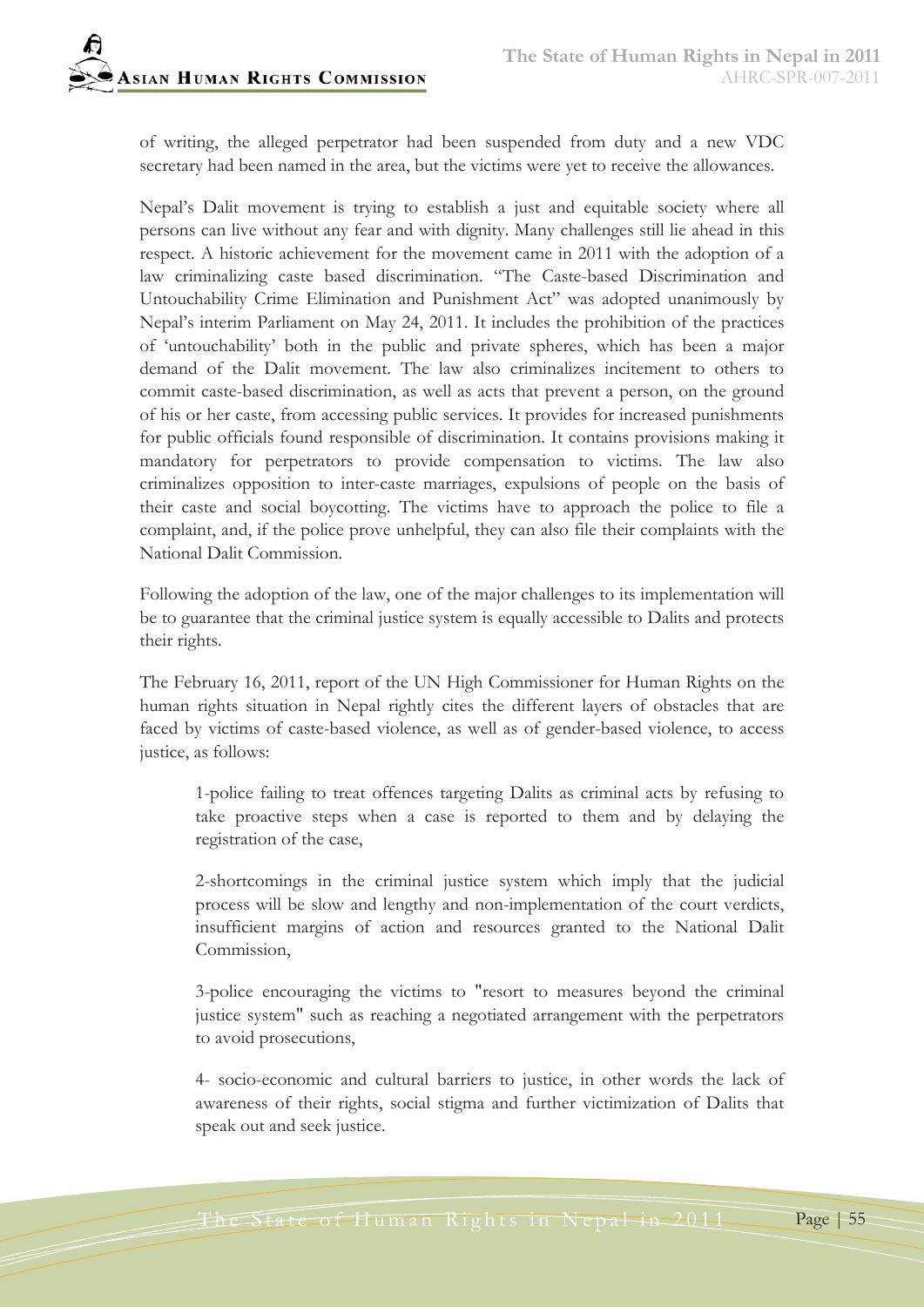of writing, the alleged perpetrator had been suspended from duty and a new VDC secretary had been named in the area, but the victims were yet to receive the allowances.

Nepal's Dalit movement is trying to establish a just and equitable society where all persons can live without any fear and with dignity. Many challenges still lie ahead in this respect. A historic achievement for the movement came in 2011 with the adoption of a law criminalizing caste based discrimination. "The Caste-based Discrimination and Untouchability Crime Elimination and Punishment Act" was adopted unanimously by Nepal's interim Parliament on May 24, 2011. It includes the prohibition of the practices of 'untouchability' both in the public and private spheres, which has been a major demand of the Dalit movement. The law also criminalizes incitement to others to commit caste-based discrimination, as well as acts that prevent a person, on the ground of his or her caste, from accessing public services. It provides for increased punishments for public officials found responsible of discrimination. It contains provisions making it mandatory for perpetrators to provide compensation to victims. The law also criminalizes opposition to inter-caste marriages, expulsions of people on the basis of their caste and social boycotting. The victims have to approach the police to file a complaint, and, if the police prove unhelpful, they can also file their complaints with the National Dalit Commission.

Following the adoption of the law, one of the major challenges to its implementation will be to guarantee that the criminal justice system is equally accessible to Dalits and protects their rights.

The February 16, 2011, report of the UN High Commissioner for Human Rights on the human rights situation in Nepal rightly cites the different layers of obstacles that are faced by victims of caste-based violence, as well as of gender-based violence, to access justice, as follows:

> 1-police failing to treat offences targeting Dalits as criminal acts by refusing to take proactive steps when a case is reported to them and by delaying the registration of the case,
>
> 2-shortcomings in the criminal justice system which imply that the judicial process will be slow and lengthy and non-implementation of the court verdicts, insufficient margins of action and resources granted to the National Dalit Commission,
>
> 3-police encouraging the victims to "resort to measures beyond the criminal justice system" such as reaching a negotiated arrangement with the perpetrators to avoid prosecutions,
>
> 4- socio-economic and cultural barriers to justice, in other words the lack of awareness of their rights, social stigma and further victimization of Dalits that speak out and seek justice.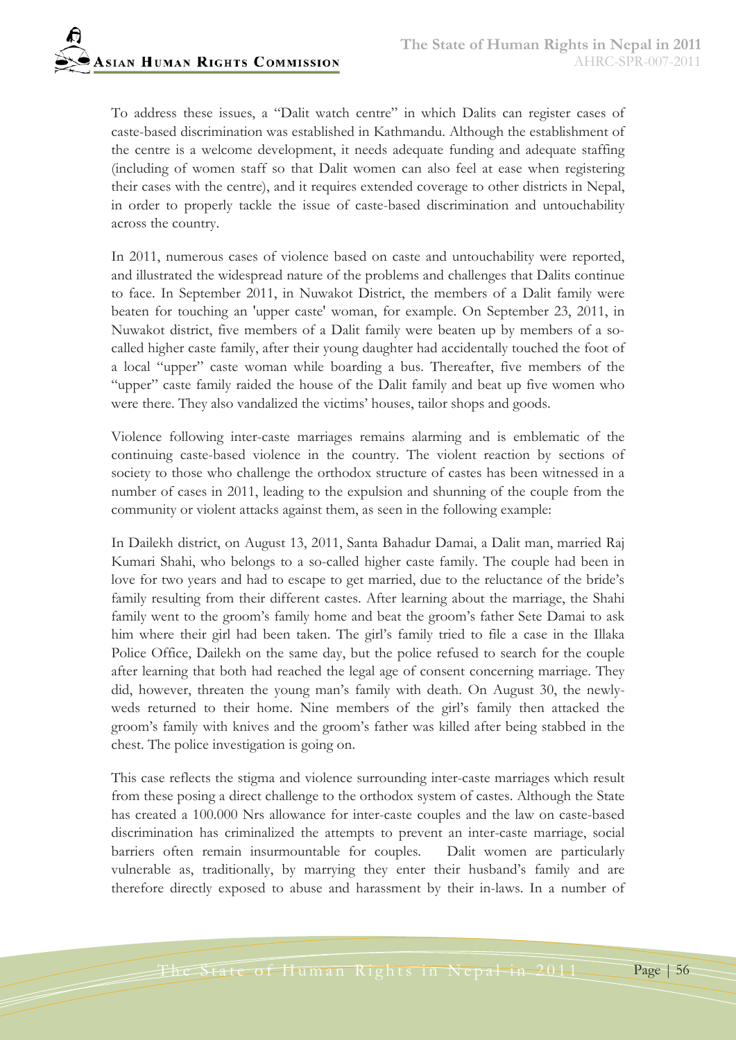To address these issues, a "Dalit watch centre" in which Dalits can register cases of caste-based discrimination was established in Kathmandu. Although the establishment of the centre is a welcome development, it needs adequate funding and adequate staffing (including of women staff so that Dalit women can also feel at ease when registering their cases with the centre), and it requires extended coverage to other districts in Nepal, in order to properly tackle the issue of caste-based discrimination and untouchability across the country.

In 2011, numerous cases of violence based on caste and untouchability were reported, and illustrated the widespread nature of the problems and challenges that Dalits continue to face. In September 2011, in Nuwakot District, the members of a Dalit family were beaten for touching an 'upper caste' woman, for example. On September 23, 2011, in Nuwakot district, five members of a Dalit family were beaten up by members of a so-called higher caste family, after their young daughter had accidentally touched the foot of a local "upper" caste woman while boarding a bus. Thereafter, five members of the "upper" caste family raided the house of the Dalit family and beat up five women who were there. They also vandalized the victims' houses, tailor shops and goods.

Violence following inter-caste marriages remains alarming and is emblematic of the continuing caste-based violence in the country. The violent reaction by sections of society to those who challenge the orthodox structure of castes has been witnessed in a number of cases in 2011, leading to the expulsion and shunning of the couple from the community or violent attacks against them, as seen in the following example:

In Dailekh district, on August 13, 2011, Santa Bahadur Damai, a Dalit man, married Raj Kumari Shahi, who belongs to a so-called higher caste family. The couple had been in love for two years and had to escape to get married, due to the reluctance of the bride's family resulting from their different castes. After learning about the marriage, the Shahi family went to the groom's family home and beat the groom's father Sete Damai to ask him where their girl had been taken. The girl's family tried to file a case in the Illaka Police Office, Dailekh on the same day, but the police refused to search for the couple after learning that both had reached the legal age of consent concerning marriage. They did, however, threaten the young man's family with death. On August 30, the newly-weds returned to their home. Nine members of the girl's family then attacked the groom's family with knives and the groom's father was killed after being stabbed in the chest. The police investigation is going on.

This case reflects the stigma and violence surrounding inter-caste marriages which result from these posing a direct challenge to the orthodox system of castes. Although the State has created a 100.000 Nrs allowance for inter-caste couples and the law on caste-based discrimination has criminalized the attempts to prevent an inter-caste marriage, social barriers often remain insurmountable for couples. Dalit women are particularly vulnerable as, traditionally, by marrying they enter their husband's family and are therefore directly exposed to abuse and harassment by their in-laws. In a number of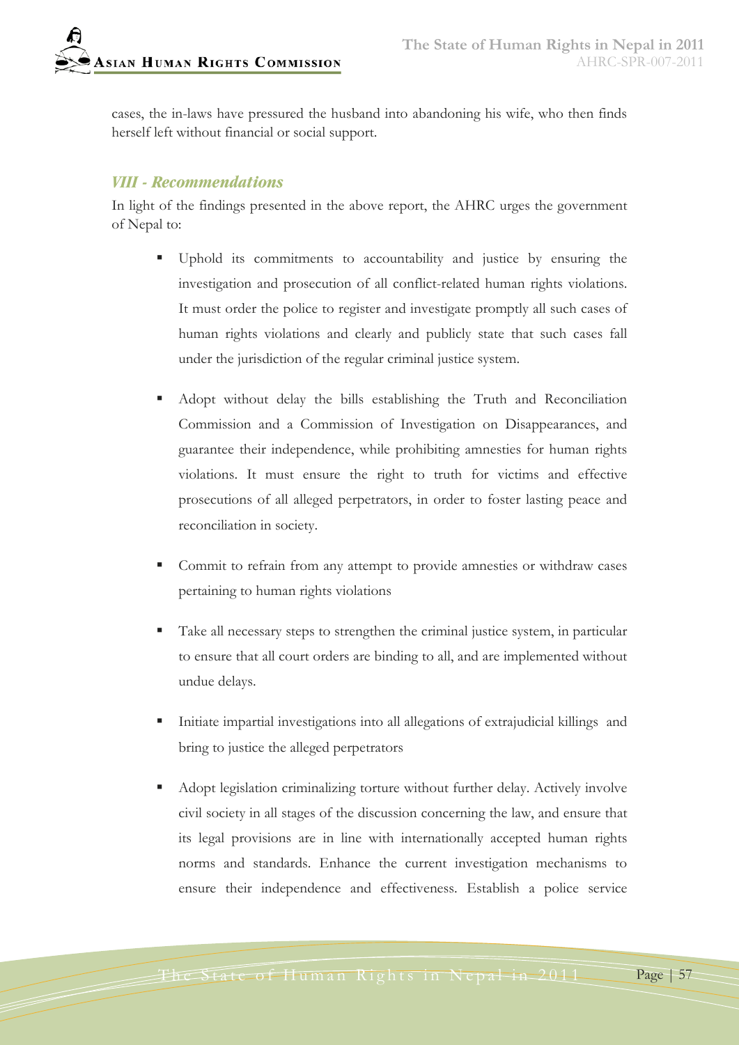cases, the in-laws have pressured the husband into abandoning his wife, who then finds herself left without financial or social support.

## *VIII - Recommendations*

In light of the findings presented in the above report, the AHRC urges the government of Nepal to:

- Uphold its commitments to accountability and justice by ensuring the investigation and prosecution of all conflict-related human rights violations. It must order the police to register and investigate promptly all such cases of human rights violations and clearly and publicly state that such cases fall under the jurisdiction of the regular criminal justice system.

- Adopt without delay the bills establishing the Truth and Reconciliation Commission and a Commission of Investigation on Disappearances, and guarantee their independence, while prohibiting amnesties for human rights violations. It must ensure the right to truth for victims and effective prosecutions of all alleged perpetrators, in order to foster lasting peace and reconciliation in society.

- Commit to refrain from any attempt to provide amnesties or withdraw cases pertaining to human rights violations

- Take all necessary steps to strengthen the criminal justice system, in particular to ensure that all court orders are binding to all, and are implemented without undue delays.

- Initiate impartial investigations into all allegations of extrajudicial killings and bring to justice the alleged perpetrators

- Adopt legislation criminalizing torture without further delay. Actively involve civil society in all stages of the discussion concerning the law, and ensure that its legal provisions are in line with internationally accepted human rights norms and standards. Enhance the current investigation mechanisms to ensure their independence and effectiveness. Establish a police service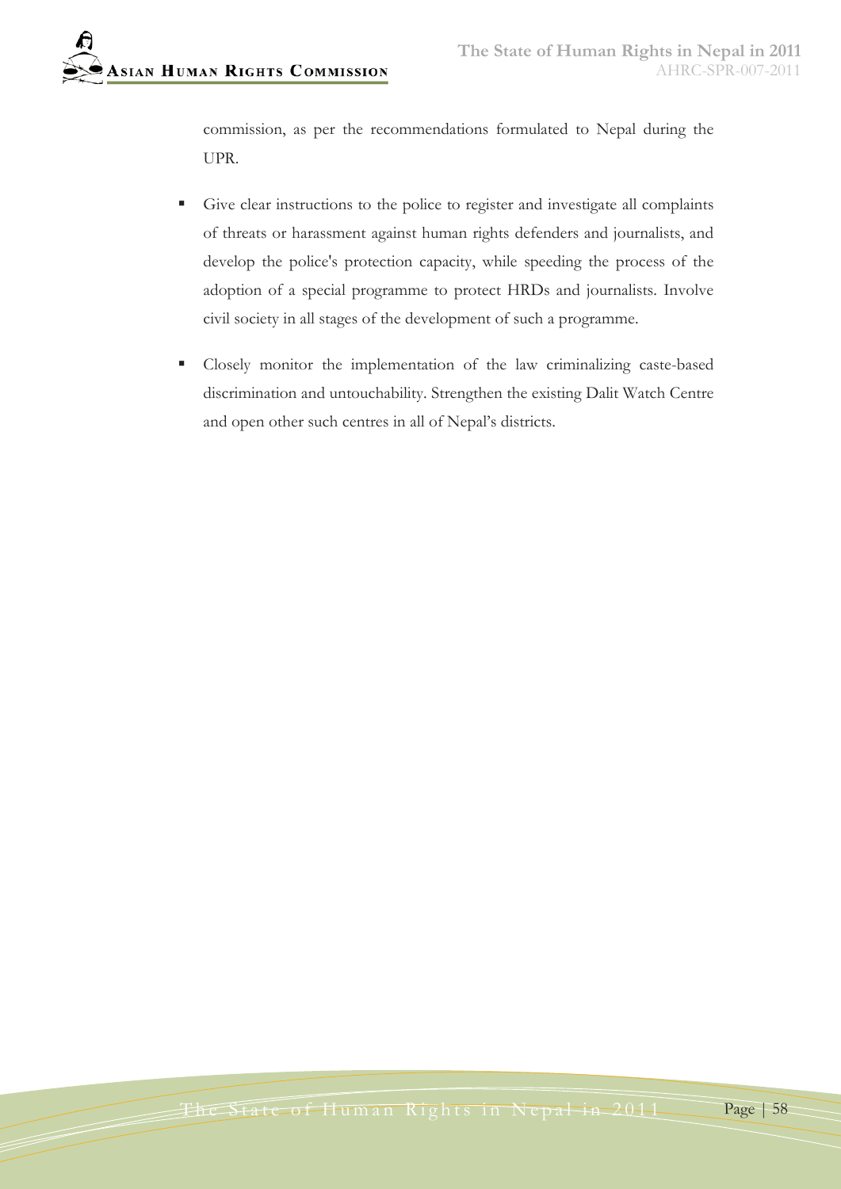commission, as per the recommendations formulated to Nepal during the UPR.

- Give clear instructions to the police to register and investigate all complaints of threats or harassment against human rights defenders and journalists, and develop the police's protection capacity, while speeding the process of the adoption of a special programme to protect HRDs and journalists. Involve civil society in all stages of the development of such a programme.

- Closely monitor the implementation of the law criminalizing caste-based discrimination and untouchability. Strengthen the existing Dalit Watch Centre and open other such centres in all of Nepal's districts.